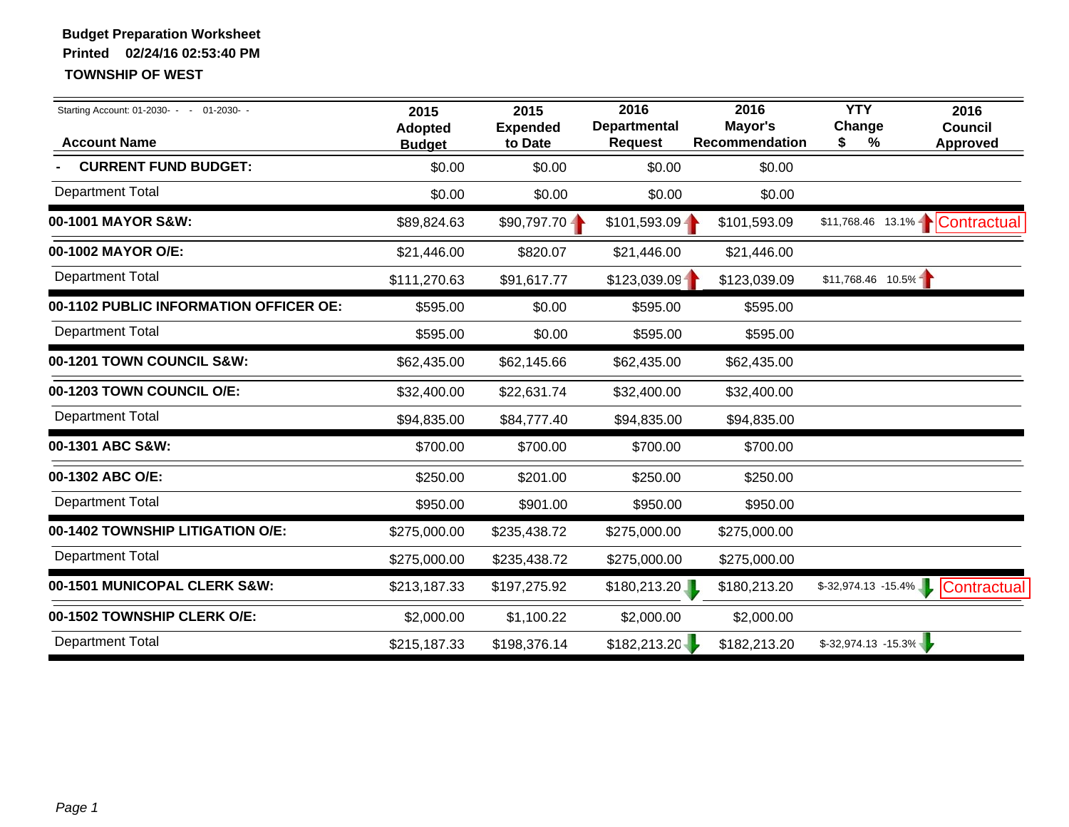**Budget Preparation Worksheet**
**Printed 02/24/16 02:53:40 PM**
**TOWNSHIP OF WEST**

Starting Account: 01-2030- - - 01-2030- -

| Account Name | 2015 Adopted Budget | 2015 Expended to Date | 2016 Departmental Request | 2016 Mayor's Recommendation | YTY Change $ | YTY Change % | 2016 Council Approved |
|---|---|---|---|---|---|---|---|
| **- CURRENT FUND BUDGET:** | $0.00 | $0.00 | $0.00 | $0.00 | | | |
| Department Total | $0.00 | $0.00 | $0.00 | $0.00 | | | |
| **00-1001 MAYOR S&W:** | $89,824.63 | $90,797.70 | $101,593.09 | $101,593.09 | $11,768.46 | 13.1% | Contractual |
| **00-1002 MAYOR O/E:** | $21,446.00 | $820.07 | $21,446.00 | $21,446.00 | | | |
| Department Total | $111,270.63 | $91,617.77 | $123,039.09 | $123,039.09 | $11,768.46 | 10.5% | |
| **00-1102 PUBLIC INFORMATION OFFICER OE:** | $595.00 | $0.00 | $595.00 | $595.00 | | | |
| Department Total | $595.00 | $0.00 | $595.00 | $595.00 | | | |
| **00-1201 TOWN COUNCIL S&W:** | $62,435.00 | $62,145.66 | $62,435.00 | $62,435.00 | | | |
| **00-1203 TOWN COUNCIL O/E:** | $32,400.00 | $22,631.74 | $32,400.00 | $32,400.00 | | | |
| Department Total | $94,835.00 | $84,777.40 | $94,835.00 | $94,835.00 | | | |
| **00-1301 ABC S&W:** | $700.00 | $700.00 | $700.00 | $700.00 | | | |
| **00-1302 ABC O/E:** | $250.00 | $201.00 | $250.00 | $250.00 | | | |
| Department Total | $950.00 | $901.00 | $950.00 | $950.00 | | | |
| **00-1402 TOWNSHIP LITIGATION O/E:** | $275,000.00 | $235,438.72 | $275,000.00 | $275,000.00 | | | |
| Department Total | $275,000.00 | $235,438.72 | $275,000.00 | $275,000.00 | | | |
| **00-1501 MUNICOPAL CLERK S&W:** | $213,187.33 | $197,275.92 | $180,213.20 | $180,213.20 | $-32,974.13 | -15.4% | Contractual |
| **00-1502 TOWNSHIP CLERK O/E:** | $2,000.00 | $1,100.22 | $2,000.00 | $2,000.00 | | | |
| Department Total | $215,187.33 | $198,376.14 | $182,213.20 | $182,213.20 | $-32,974.13 | -15.3% | |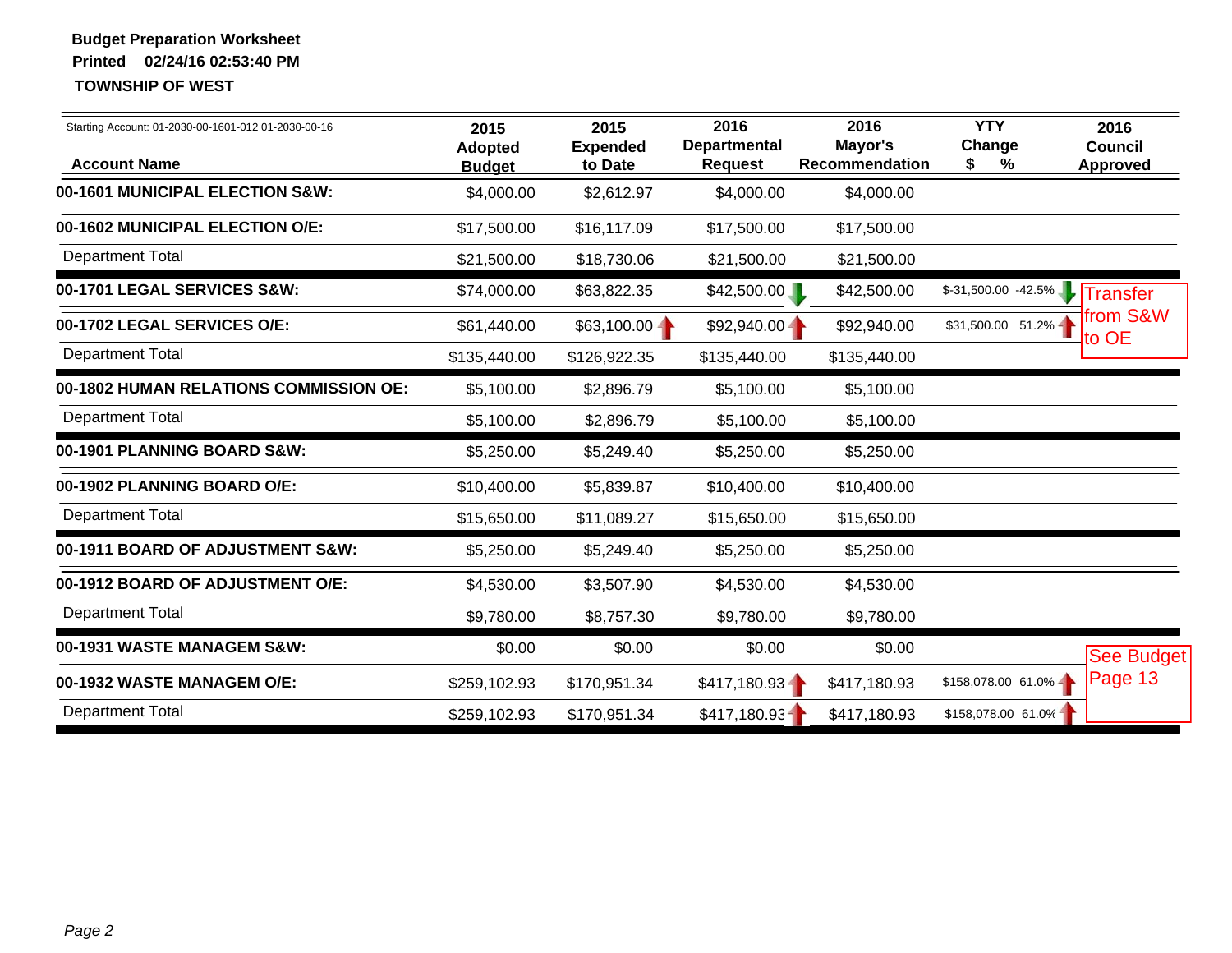**Budget Preparation Worksheet**

**Printed 02/24/16 02:53:40 PM**

**TOWNSHIP OF WEST**

| Starting Account: 01-2030-00-1601-012 01-2030-00-16<br>**Account Name** | **2015 Adopted Budget** | **2015 Expended to Date** | **2016 Departmental Request** | **2016 Mayor's Recommendation** | **YTY Change $ %** | **2016 Council Approved** |
|---|---|---|---|---|---|---|
| **00-1601 MUNICIPAL ELECTION S&W:** | $4,000.00 | $2,612.97 | $4,000.00 | $4,000.00 | | |
| **00-1602 MUNICIPAL ELECTION O/E:** | $17,500.00 | $16,117.09 | $17,500.00 | $17,500.00 | | |
| Department Total | $21,500.00 | $18,730.06 | $21,500.00 | $21,500.00 | | |
| **00-1701 LEGAL SERVICES S&W:** | $74,000.00 | $63,822.35 | $42,500.00 | $42,500.00 | $-31,500.00 -42.5% | Transfer from S&W to OE |
| **00-1702 LEGAL SERVICES O/E:** | $61,440.00 | $63,100.00 | $92,940.00 | $92,940.00 | $31,500.00 51.2% | |
| Department Total | $135,440.00 | $126,922.35 | $135,440.00 | $135,440.00 | | |
| **00-1802 HUMAN RELATIONS COMMISSION OE:** | $5,100.00 | $2,896.79 | $5,100.00 | $5,100.00 | | |
| Department Total | $5,100.00 | $2,896.79 | $5,100.00 | $5,100.00 | | |
| **00-1901 PLANNING BOARD S&W:** | $5,250.00 | $5,249.40 | $5,250.00 | $5,250.00 | | |
| **00-1902 PLANNING BOARD O/E:** | $10,400.00 | $5,839.87 | $10,400.00 | $10,400.00 | | |
| Department Total | $15,650.00 | $11,089.27 | $15,650.00 | $15,650.00 | | |
| **00-1911 BOARD OF ADJUSTMENT S&W:** | $5,250.00 | $5,249.40 | $5,250.00 | $5,250.00 | | |
| **00-1912 BOARD OF ADJUSTMENT O/E:** | $4,530.00 | $3,507.90 | $4,530.00 | $4,530.00 | | |
| Department Total | $9,780.00 | $8,757.30 | $9,780.00 | $9,780.00 | | |
| **00-1931 WASTE MANAGEM S&W:** | $0.00 | $0.00 | $0.00 | $0.00 | | See Budget Page 13 |
| **00-1932 WASTE MANAGEM O/E:** | $259,102.93 | $170,951.34 | $417,180.93 | $417,180.93 | $158,078.00 61.0% | |
| Department Total | $259,102.93 | $170,951.34 | $417,180.93 | $417,180.93 | $158,078.00 61.0% | |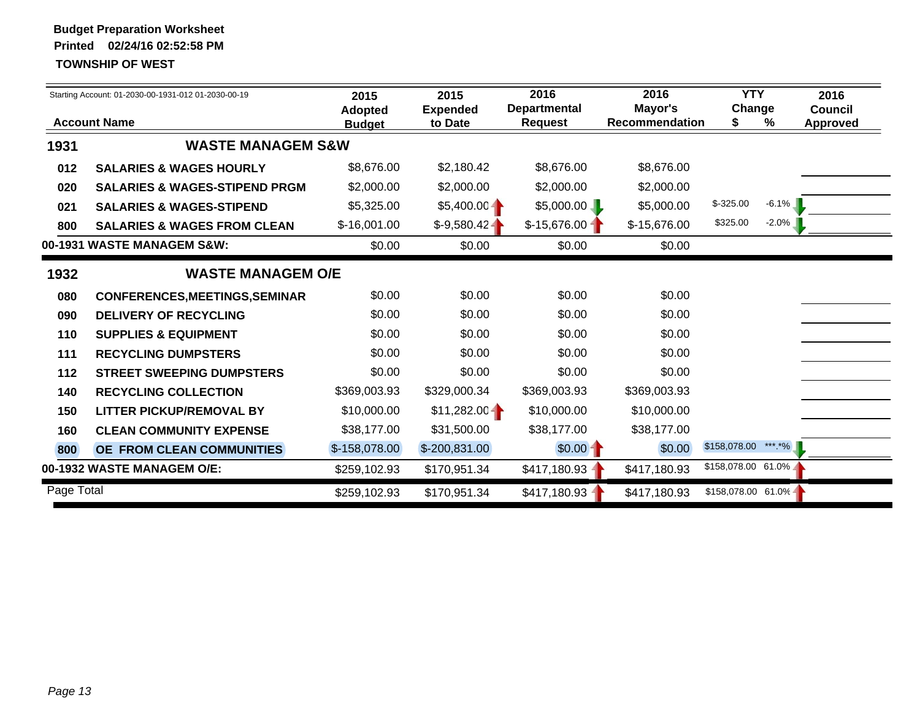**Budget Preparation Worksheet**

**Printed 02/24/16 02:52:58 PM**

**TOWNSHIP OF WEST**

Starting Account: 01-2030-00-1931-012 01-2030-00-19

| | Account Name | 2015 Adopted Budget | 2015 Expended to Date | 2016 Departmental Request | 2016 Mayor's Recommendation | YTY Change $ | YTY Change % | 2016 Council Approved |
|---|---|---|---|---|---|---|---|---|
| **1931** | **WASTE MANAGEM S&W** | | | | | | | |
| **012** | **SALARIES & WAGES HOURLY** | $8,676.00 | $2,180.42 | $8,676.00 | $8,676.00 | | | |
| **020** | **SALARIES & WAGES-STIPEND PRGM** | $2,000.00 | $2,000.00 | $2,000.00 | $2,000.00 | | | |
| **021** | **SALARIES & WAGES-STIPEND** | $5,325.00 | $5,400.00 | $5,000.00 | $5,000.00 | $-325.00 | -6.1% | |
| **800** | **SALARIES & WAGES FROM CLEAN** | $-16,001.00 | $-9,580.42 | $-15,676.00 | $-15,676.00 | $325.00 | -2.0% | |
| **00-1931 WASTE MANAGEM S&W:** | | $0.00 | $0.00 | $0.00 | $0.00 | | | |
| **1932** | **WASTE MANAGEM O/E** | | | | | | | |
| **080** | **CONFERENCES,MEETINGS,SEMINAR** | $0.00 | $0.00 | $0.00 | $0.00 | | | |
| **090** | **DELIVERY OF RECYCLING** | $0.00 | $0.00 | $0.00 | $0.00 | | | |
| **110** | **SUPPLIES & EQUIPMENT** | $0.00 | $0.00 | $0.00 | $0.00 | | | |
| **111** | **RECYCLING DUMPSTERS** | $0.00 | $0.00 | $0.00 | $0.00 | | | |
| **112** | **STREET SWEEPING DUMPSTERS** | $0.00 | $0.00 | $0.00 | $0.00 | | | |
| **140** | **RECYCLING COLLECTION** | $369,003.93 | $329,000.34 | $369,003.93 | $369,003.93 | | | |
| **150** | **LITTER PICKUP/REMOVAL BY** | $10,000.00 | $11,282.00 | $10,000.00 | $10,000.00 | | | |
| **160** | **CLEAN COMMUNITY EXPENSE** | $38,177.00 | $31,500.00 | $38,177.00 | $38,177.00 | | | |
| **800** | **OE FROM CLEAN COMMUNITIES** | $-158,078.00 | $-200,831.00 | $0.00 | $0.00 | $158,078.00 | ***.*% | |
| **00-1932 WASTE MANAGEM O/E:** | | $259,102.93 | $170,951.34 | $417,180.93 | $417,180.93 | $158,078.00 | 61.0% | |
| Page Total | | $259,102.93 | $170,951.34 | $417,180.93 | $417,180.93 | $158,078.00 | 61.0% | |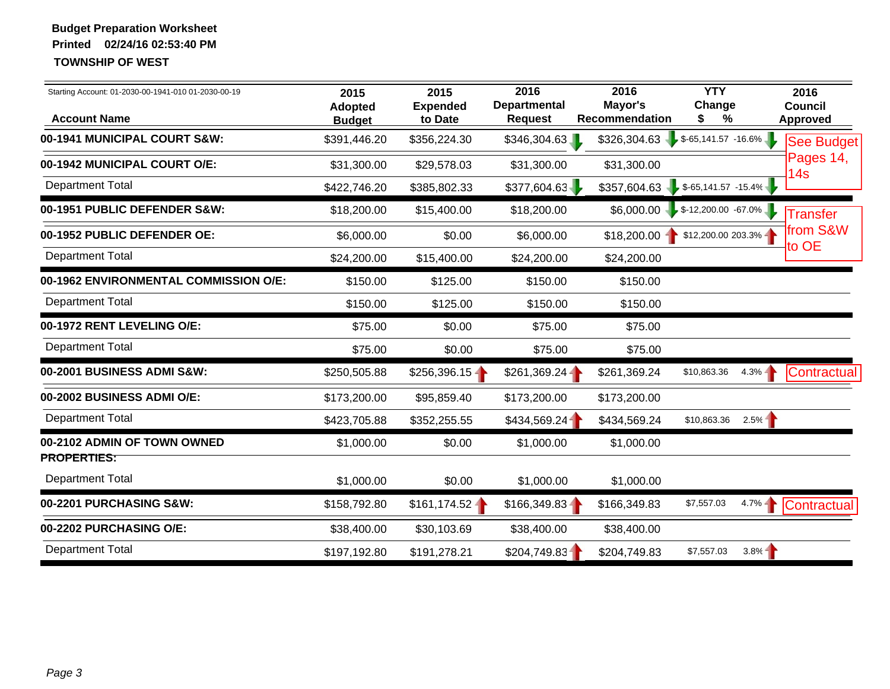**Budget Preparation Worksheet**

**Printed 02/24/16 02:53:40 PM**

**TOWNSHIP OF WEST**

Starting Account: 01-2030-00-1941-010 01-2030-00-19

| Account Name | 2015 Adopted Budget | 2015 Expended to Date | 2016 Departmental Request | 2016 Mayor's Recommendation | YTY Change $ | YTY Change % | 2016 Council Approved |
|---|---|---|---|---|---|---|---|
| **00-1941 MUNICIPAL COURT S&W:** | $391,446.20 | $356,224.30 | $346,304.63 | $326,304.63 | $-65,141.57 | -16.6% | See Budget Pages 14, 14s |
| **00-1942 MUNICIPAL COURT O/E:** | $31,300.00 | $29,578.03 | $31,300.00 | $31,300.00 | | | |
| Department Total | $422,746.20 | $385,802.33 | $377,604.63 | $357,604.63 | $-65,141.57 | -15.4% | |
| **00-1951 PUBLIC DEFENDER S&W:** | $18,200.00 | $15,400.00 | $18,200.00 | $6,000.00 | $-12,200.00 | -67.0% | Transfer from S&W to OE |
| **00-1952 PUBLIC DEFENDER OE:** | $6,000.00 | $0.00 | $6,000.00 | $18,200.00 | $12,200.00 | 203.3% | |
| Department Total | $24,200.00 | $15,400.00 | $24,200.00 | $24,200.00 | | | |
| **00-1962 ENVIRONMENTAL COMMISSION O/E:** | $150.00 | $125.00 | $150.00 | $150.00 | | | |
| Department Total | $150.00 | $125.00 | $150.00 | $150.00 | | | |
| **00-1972 RENT LEVELING O/E:** | $75.00 | $0.00 | $75.00 | $75.00 | | | |
| Department Total | $75.00 | $0.00 | $75.00 | $75.00 | | | |
| **00-2001 BUSINESS ADMI S&W:** | $250,505.88 | $256,396.15 | $261,369.24 | $261,369.24 | $10,863.36 | 4.3% | Contractual |
| **00-2002 BUSINESS ADMI O/E:** | $173,200.00 | $95,859.40 | $173,200.00 | $173,200.00 | | | |
| Department Total | $423,705.88 | $352,255.55 | $434,569.24 | $434,569.24 | $10,863.36 | 2.5% | |
| **00-2102 ADMIN OF TOWN OWNED PROPERTIES:** | $1,000.00 | $0.00 | $1,000.00 | $1,000.00 | | | |
| Department Total | $1,000.00 | $0.00 | $1,000.00 | $1,000.00 | | | |
| **00-2201 PURCHASING S&W:** | $158,792.80 | $161,174.52 | $166,349.83 | $166,349.83 | $7,557.03 | 4.7% | Contractual |
| **00-2202 PURCHASING O/E:** | $38,400.00 | $30,103.69 | $38,400.00 | $38,400.00 | | | |
| Department Total | $197,192.80 | $191,278.21 | $204,749.83 | $204,749.83 | $7,557.03 | 3.8% | |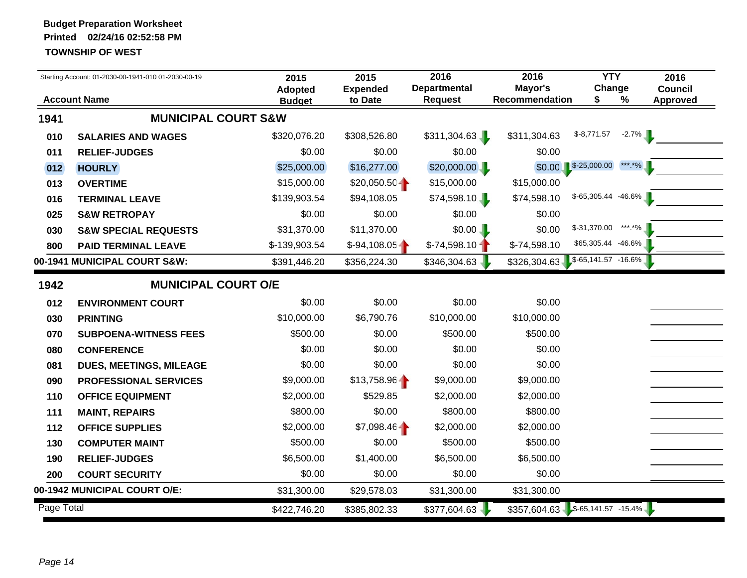**Budget Preparation Worksheet**
**Printed 02/24/16 02:52:58 PM**
**TOWNSHIP OF WEST**

Starting Account: 01-2030-00-1941-010 01-2030-00-19

| | Account Name | 2015 Adopted Budget | 2015 Expended to Date | 2016 Departmental Request | 2016 Mayor's Recommendation | YTY Change $ | YTY Change % | 2016 Council Approved |
|---|---|---|---|---|---|---|---|---|
| **1941** | **MUNICIPAL COURT S&W** | | | | | | | |
| 010 | SALARIES AND WAGES | $320,076.20 | $308,526.80 | $311,304.63 | $311,304.63 | $-8,771.57 | -2.7% | |
| 011 | RELIEF-JUDGES | $0.00 | $0.00 | $0.00 | $0.00 | | | |
| 012 | HOURLY | $25,000.00 | $16,277.00 | $20,000.00 | $0.00 | $-25,000.00 | ***.*% | |
| 013 | OVERTIME | $15,000.00 | $20,050.50 | $15,000.00 | $15,000.00 | | | |
| 016 | TERMINAL LEAVE | $139,903.54 | $94,108.05 | $74,598.10 | $74,598.10 | $-65,305.44 | -46.6% | |
| 025 | S&W RETROPAY | $0.00 | $0.00 | $0.00 | $0.00 | | | |
| 030 | S&W SPECIAL REQUESTS | $31,370.00 | $11,370.00 | $0.00 | $0.00 | $-31,370.00 | ***.*% | |
| 800 | PAID TERMINAL LEAVE | $-139,903.54 | $-94,108.05 | $-74,598.10 | $-74,598.10 | $65,305.44 | -46.6% | |
| **00-1941 MUNICIPAL COURT S&W:** | | $391,446.20 | $356,224.30 | $346,304.63 | $326,304.63 | $-65,141.57 | -16.6% | |
| **1942** | **MUNICIPAL COURT O/E** | | | | | | | |
| 012 | ENVIRONMENT COURT | $0.00 | $0.00 | $0.00 | $0.00 | | | |
| 030 | PRINTING | $10,000.00 | $6,790.76 | $10,000.00 | $10,000.00 | | | |
| 070 | SUBPOENA-WITNESS FEES | $500.00 | $0.00 | $500.00 | $500.00 | | | |
| 080 | CONFERENCE | $0.00 | $0.00 | $0.00 | $0.00 | | | |
| 081 | DUES, MEETINGS, MILEAGE | $0.00 | $0.00 | $0.00 | $0.00 | | | |
| 090 | PROFESSIONAL SERVICES | $9,000.00 | $13,758.96 | $9,000.00 | $9,000.00 | | | |
| 110 | OFFICE EQUIPMENT | $2,000.00 | $529.85 | $2,000.00 | $2,000.00 | | | |
| 111 | MAINT, REPAIRS | $800.00 | $0.00 | $800.00 | $800.00 | | | |
| 112 | OFFICE SUPPLIES | $2,000.00 | $7,098.46 | $2,000.00 | $2,000.00 | | | |
| 130 | COMPUTER MAINT | $500.00 | $0.00 | $500.00 | $500.00 | | | |
| 190 | RELIEF-JUDGES | $6,500.00 | $1,400.00 | $6,500.00 | $6,500.00 | | | |
| 200 | COURT SECURITY | $0.00 | $0.00 | $0.00 | $0.00 | | | |
| **00-1942 MUNICIPAL COURT O/E:** | | $31,300.00 | $29,578.03 | $31,300.00 | $31,300.00 | | | |
| Page Total | | $422,746.20 | $385,802.33 | $377,604.63 | $357,604.63 | $-65,141.57 | -15.4% | |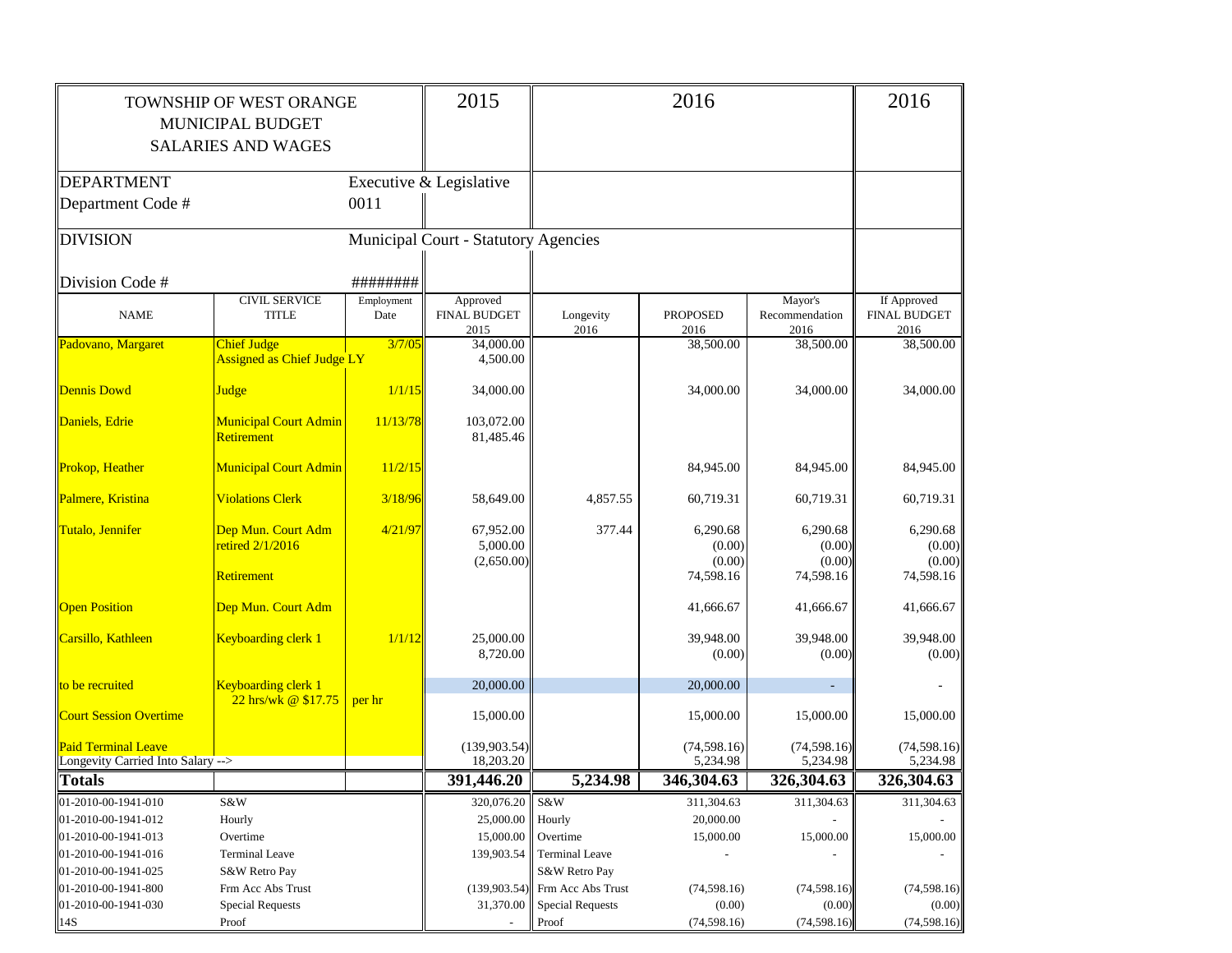| TOWNSHIP OF WEST ORANGE MUNICIPAL BUDGET SALARIES AND WAGES | | | 2015 | 2016 | | | 2016 |
|---|---|---|---|---|---|---|---|
| DEPARTMENT | | Executive & Legislative | | | | | |
| Department Code # | | 0011 | | | | | |
| DIVISION | | Municipal Court - Statutory Agencies | | | | | |
| Division Code # | | ######## | | | | | |
| NAME | CIVIL SERVICE TITLE | Employment Date | Approved FINAL BUDGET 2015 | Longevity 2016 | PROPOSED 2016 | Mayor's Recommendation 2016 | If Approved FINAL BUDGET 2016 |
| Padovano, Margaret | Chief Judge | 3/7/05 | 34,000.00 | | 38,500.00 | 38,500.00 | 38,500.00 |
| | Assigned as Chief Judge LY | | 4,500.00 | | | | |
| Dennis Dowd | Judge | 1/1/15 | 34,000.00 | | 34,000.00 | 34,000.00 | 34,000.00 |
| Daniels, Edrie | Municipal Court Admin | 11/13/78 | 103,072.00 | | | | |
| | Retirement | | 81,485.46 | | | | |
| Prokop, Heather | Municipal Court Admin | 11/2/15 | | | 84,945.00 | 84,945.00 | 84,945.00 |
| Palmere, Kristina | Violations Clerk | 3/18/96 | 58,649.00 | 4,857.55 | 60,719.31 | 60,719.31 | 60,719.31 |
| Tutalo, Jennifer | Dep Mun. Court Adm | 4/21/97 | 67,952.00 | 377.44 | 6,290.68 | 6,290.68 | 6,290.68 |
| | retired 2/1/2016 | | 5,000.00 | | (0.00) | (0.00) | (0.00) |
| | | | (2,650.00) | | (0.00) | (0.00) | (0.00) |
| | Retirement | | | | 74,598.16 | 74,598.16 | 74,598.16 |
| Open Position | Dep Mun. Court Adm | | | | 41,666.67 | 41,666.67 | 41,666.67 |
| Carsillo, Kathleen | Keyboarding clerk 1 | 1/1/12 | 25,000.00 | | 39,948.00 | 39,948.00 | 39,948.00 |
| | | | 8,720.00 | | (0.00) | (0.00) | (0.00) |
| to be recruited | Keyboarding clerk 1 | | 20,000.00 | | 20,000.00 | - | - |
| | 22 hrs/wk @ $17.75 | per hr | | | | | |
| Court Session Overtime | | | 15,000.00 | | 15,000.00 | 15,000.00 | 15,000.00 |
| Paid Terminal Leave | | | (139,903.54) | | (74,598.16) | (74,598.16) | (74,598.16) |
| Longevity Carried Into Salary --> | | | 18,203.20 | | 5,234.98 | 5,234.98 | 5,234.98 |
| **Totals** | | | **391,446.20** | **5,234.98** | **346,304.63** | **326,304.63** | **326,304.63** |
| 01-2010-00-1941-010 | S&W | | 320,076.20 | S&W | 311,304.63 | 311,304.63 | 311,304.63 |
| 01-2010-00-1941-012 | Hourly | | 25,000.00 | Hourly | 20,000.00 | - | - |
| 01-2010-00-1941-013 | Overtime | | 15,000.00 | Overtime | 15,000.00 | 15,000.00 | 15,000.00 |
| 01-2010-00-1941-016 | Terminal Leave | | 139,903.54 | Terminal Leave | - | - | - |
| 01-2010-00-1941-025 | S&W Retro Pay | | | S&W Retro Pay | | | |
| 01-2010-00-1941-800 | Frm Acc Abs Trust | | (139,903.54) | Frm Acc Abs Trust | (74,598.16) | (74,598.16) | (74,598.16) |
| 01-2010-00-1941-030 | Special Requests | | 31,370.00 | Special Requests | (0.00) | (0.00) | (0.00) |
| 14S | Proof | | - | Proof | (74,598.16) | (74,598.16) | (74,598.16) |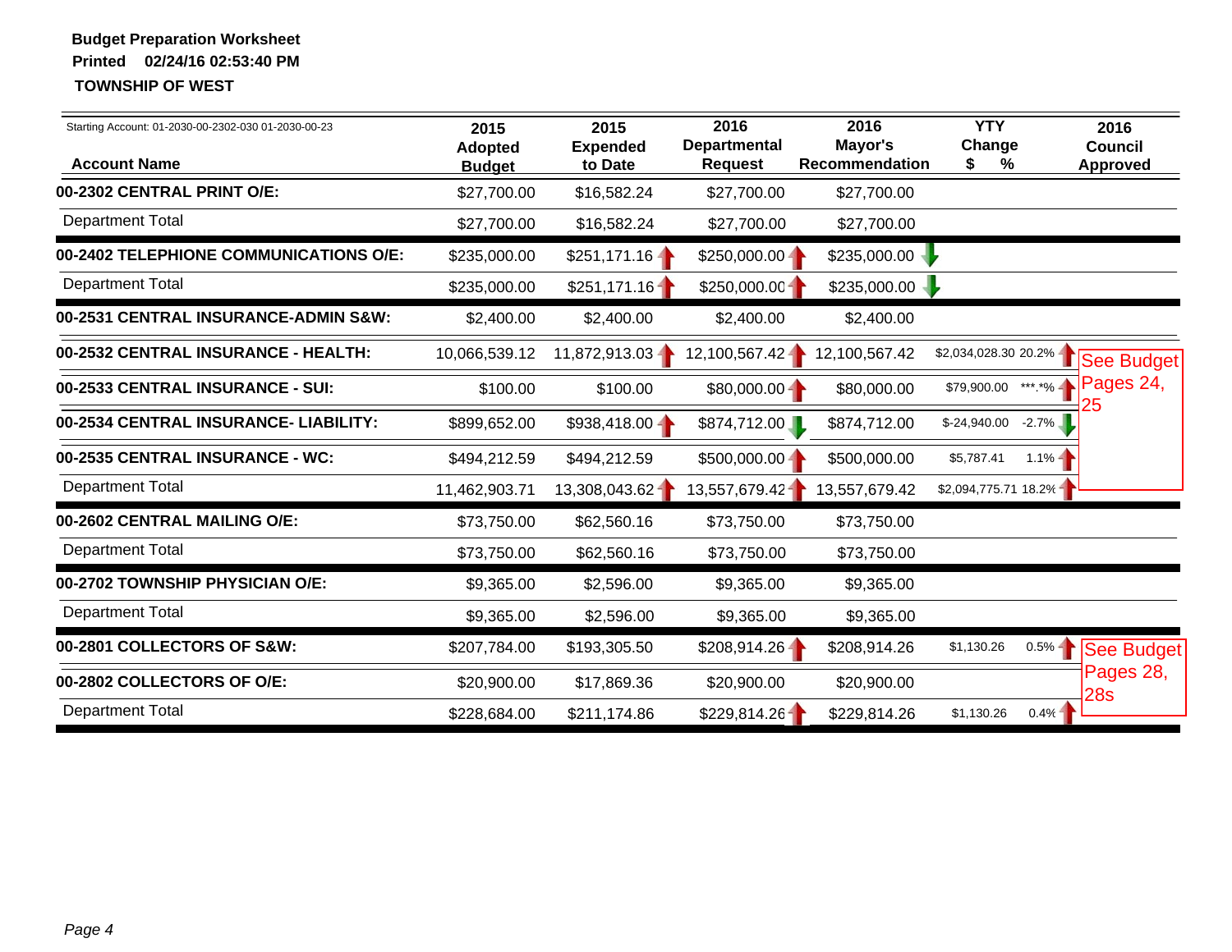**Budget Preparation Worksheet**

**Printed 02/24/16 02:53:40 PM**

**TOWNSHIP OF WEST**

Starting Account: 01-2030-00-2302-030 01-2030-00-23

| Account Name | 2015 Adopted Budget | 2015 Expended to Date | 2016 Departmental Request | 2016 Mayor's Recommendation | YTY Change $ | YTY Change % | 2016 Council Approved |
|---|---|---|---|---|---|---|---|
| **00-2302 CENTRAL PRINT O/E:** | $27,700.00 | $16,582.24 | $27,700.00 | $27,700.00 | | | |
| Department Total | $27,700.00 | $16,582.24 | $27,700.00 | $27,700.00 | | | |
| **00-2402 TELEPHONE COMMUNICATIONS O/E:** | $235,000.00 | $251,171.16 | $250,000.00 | $235,000.00 | | | |
| Department Total | $235,000.00 | $251,171.16 | $250,000.00 | $235,000.00 | | | |
| **00-2531 CENTRAL INSURANCE-ADMIN S&W:** | $2,400.00 | $2,400.00 | $2,400.00 | $2,400.00 | | | |
| **00-2532 CENTRAL INSURANCE - HEALTH:** | 10,066,539.12 | 11,872,913.03 | 12,100,567.42 | 12,100,567.42 | $2,034,028.30 | 20.2% | See Budget Pages 24, 25 |
| **00-2533 CENTRAL INSURANCE - SUI:** | $100.00 | $100.00 | $80,000.00 | $80,000.00 | $79,900.00 | ***.*% | |
| **00-2534 CENTRAL INSURANCE- LIABILITY:** | $899,652.00 | $938,418.00 | $874,712.00 | $874,712.00 | $-24,940.00 | -2.7% | |
| **00-2535 CENTRAL INSURANCE - WC:** | $494,212.59 | $494,212.59 | $500,000.00 | $500,000.00 | $5,787.41 | 1.1% | |
| Department Total | 11,462,903.71 | 13,308,043.62 | 13,557,679.42 | 13,557,679.42 | $2,094,775.71 | 18.2% | |
| **00-2602 CENTRAL MAILING O/E:** | $73,750.00 | $62,560.16 | $73,750.00 | $73,750.00 | | | |
| Department Total | $73,750.00 | $62,560.16 | $73,750.00 | $73,750.00 | | | |
| **00-2702 TOWNSHIP PHYSICIAN O/E:** | $9,365.00 | $2,596.00 | $9,365.00 | $9,365.00 | | | |
| Department Total | $9,365.00 | $2,596.00 | $9,365.00 | $9,365.00 | | | |
| **00-2801 COLLECTORS OF S&W:** | $207,784.00 | $193,305.50 | $208,914.26 | $208,914.26 | $1,130.26 | 0.5% | See Budget Pages 28, 28s |
| **00-2802 COLLECTORS OF O/E:** | $20,900.00 | $17,869.36 | $20,900.00 | $20,900.00 | | | |
| Department Total | $228,684.00 | $211,174.86 | $229,814.26 | $229,814.26 | $1,130.26 | 0.4% | |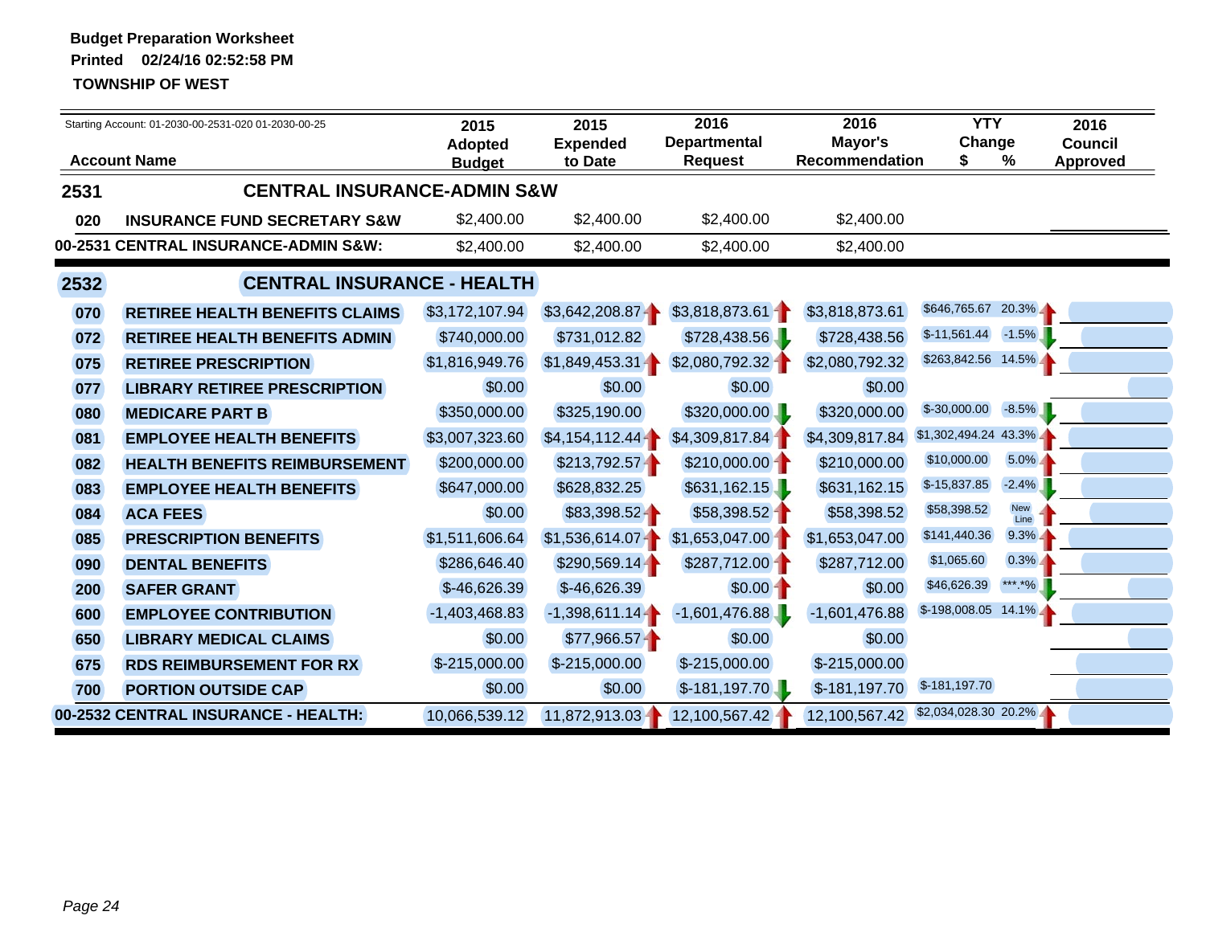**Budget Preparation Worksheet**
**Printed 02/24/16 02:52:58 PM**
**TOWNSHIP OF WEST**

Starting Account: 01-2030-00-2531-020 01-2030-00-25

| Account Name | | 2015 Adopted Budget | 2015 Expended to Date | 2016 Departmental Request | 2016 Mayor's Recommendation | YTY Change $ | YTY Change % | 2016 Council Approved |
|---|---|---|---|---|---|---|---|---|
| **2531** | **CENTRAL INSURANCE-ADMIN S&W** | | | | | | | |
| 020 | INSURANCE FUND SECRETARY S&W | $2,400.00 | $2,400.00 | $2,400.00 | $2,400.00 | | | |
| **00-2531 CENTRAL INSURANCE-ADMIN S&W:** | | $2,400.00 | $2,400.00 | $2,400.00 | $2,400.00 | | | |
| **2532** | **CENTRAL INSURANCE - HEALTH** | | | | | | | |
| 070 | RETIREE HEALTH BENEFITS CLAIMS | $3,172,107.94 | $3,642,208.87 | $3,818,873.61 | $3,818,873.61 | $646,765.67 | 20.3% | |
| 072 | RETIREE HEALTH BENEFITS ADMIN | $740,000.00 | $731,012.82 | $728,438.56 | $728,438.56 | $-11,561.44 | -1.5% | |
| 075 | RETIREE PRESCRIPTION | $1,816,949.76 | $1,849,453.31 | $2,080,792.32 | $2,080,792.32 | $263,842.56 | 14.5% | |
| 077 | LIBRARY RETIREE PRESCRIPTION | $0.00 | $0.00 | $0.00 | $0.00 | | | |
| 080 | MEDICARE PART B | $350,000.00 | $325,190.00 | $320,000.00 | $320,000.00 | $-30,000.00 | -8.5% | |
| 081 | EMPLOYEE HEALTH BENEFITS | $3,007,323.60 | $4,154,112.44 | $4,309,817.84 | $4,309,817.84 | $1,302,494.24 | 43.3% | |
| 082 | HEALTH BENEFITS REIMBURSEMENT | $200,000.00 | $213,792.57 | $210,000.00 | $210,000.00 | $10,000.00 | 5.0% | |
| 083 | EMPLOYEE HEALTH BENEFITS | $647,000.00 | $628,832.25 | $631,162.15 | $631,162.15 | $-15,837.85 | -2.4% | |
| 084 | ACA FEES | $0.00 | $83,398.52 | $58,398.52 | $58,398.52 | $58,398.52 | New Line | |
| 085 | PRESCRIPTION BENEFITS | $1,511,606.64 | $1,536,614.07 | $1,653,047.00 | $1,653,047.00 | $141,440.36 | 9.3% | |
| 090 | DENTAL BENEFITS | $286,646.40 | $290,569.14 | $287,712.00 | $287,712.00 | $1,065.60 | 0.3% | |
| 200 | SAFER GRANT | $-46,626.39 | $-46,626.39 | $0.00 | $0.00 | $46,626.39 | ***.*% | |
| 600 | EMPLOYEE CONTRIBUTION | -1,403,468.83 | -1,398,611.14 | -1,601,476.88 | -1,601,476.88 | $-198,008.05 | 14.1% | |
| 650 | LIBRARY MEDICAL CLAIMS | $0.00 | $77,966.57 | $0.00 | $0.00 | | | |
| 675 | RDS REIMBURSEMENT FOR RX | $-215,000.00 | $-215,000.00 | $-215,000.00 | $-215,000.00 | | | |
| 700 | PORTION OUTSIDE CAP | $0.00 | $0.00 | $-181,197.70 | $-181,197.70 | $-181,197.70 | | |
| **00-2532 CENTRAL INSURANCE - HEALTH:** | | 10,066,539.12 | 11,872,913.03 | 12,100,567.42 | 12,100,567.42 | $2,034,028.30 | 20.2% | |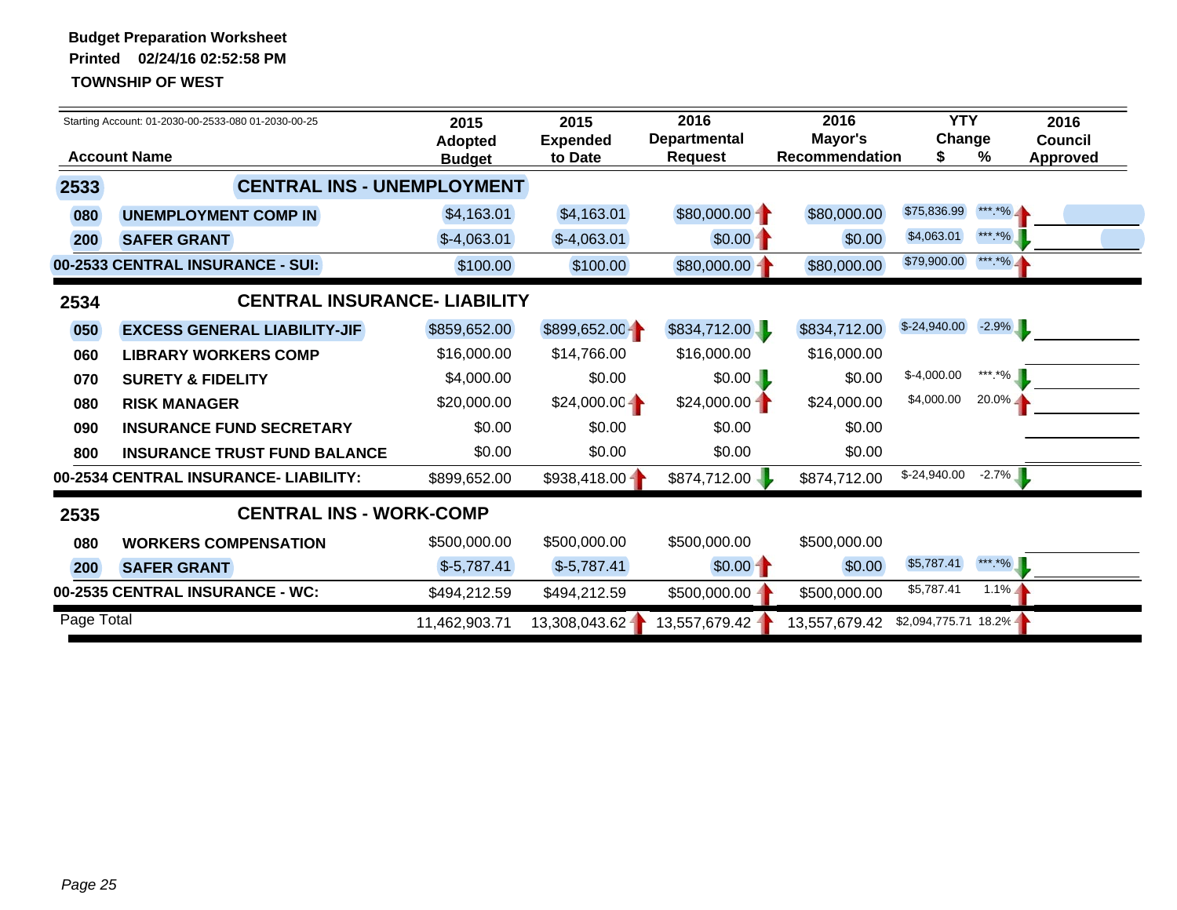**Budget Preparation Worksheet**
**Printed 02/24/16 02:52:58 PM**
**TOWNSHIP OF WEST**

Starting Account: 01-2030-00-2533-080 01-2030-00-25

| | Account Name | 2015 Adopted Budget | 2015 Expended to Date | 2016 Departmental Request | 2016 Mayor's Recommendation | YTY Change $ | YTY Change % | 2016 Council Approved |
|---|---|---|---|---|---|---|---|---|
| **2533** | **CENTRAL INS - UNEMPLOYMENT** | | | | | | | |
| 080 | UNEMPLOYMENT COMP IN | $4,163.01 | $4,163.01 | $80,000.00 | $80,000.00 | $75,836.99 | ***.*% | |
| 200 | SAFER GRANT | $-4,063.01 | $-4,063.01 | $0.00 | $0.00 | $4,063.01 | ***.*% | |
| **00-2533 CENTRAL INSURANCE - SUI:** | | $100.00 | $100.00 | $80,000.00 | $80,000.00 | $79,900.00 | ***.*% | |
| **2534** | **CENTRAL INSURANCE- LIABILITY** | | | | | | | |
| 050 | EXCESS GENERAL LIABILITY-JIF | $859,652.00 | $899,652.00 | $834,712.00 | $834,712.00 | $-24,940.00 | -2.9% | |
| 060 | LIBRARY WORKERS COMP | $16,000.00 | $14,766.00 | $16,000.00 | $16,000.00 | | | |
| 070 | SURETY & FIDELITY | $4,000.00 | $0.00 | $0.00 | $0.00 | $-4,000.00 | ***.*% | |
| 080 | RISK MANAGER | $20,000.00 | $24,000.00 | $24,000.00 | $24,000.00 | $4,000.00 | 20.0% | |
| 090 | INSURANCE FUND SECRETARY | $0.00 | $0.00 | $0.00 | $0.00 | | | |
| 800 | INSURANCE TRUST FUND BALANCE | $0.00 | $0.00 | $0.00 | $0.00 | | | |
| **00-2534 CENTRAL INSURANCE- LIABILITY:** | | $899,652.00 | $938,418.00 | $874,712.00 | $874,712.00 | $-24,940.00 | -2.7% | |
| **2535** | **CENTRAL INS - WORK-COMP** | | | | | | | |
| 080 | WORKERS COMPENSATION | $500,000.00 | $500,000.00 | $500,000.00 | $500,000.00 | | | |
| 200 | SAFER GRANT | $-5,787.41 | $-5,787.41 | $0.00 | $0.00 | $5,787.41 | ***.*% | |
| **00-2535 CENTRAL INSURANCE - WC:** | | $494,212.59 | $494,212.59 | $500,000.00 | $500,000.00 | $5,787.41 | 1.1% | |
| Page Total | | 11,462,903.71 | 13,308,043.62 | 13,557,679.42 | 13,557,679.42 | $2,094,775.71 | 18.2% | |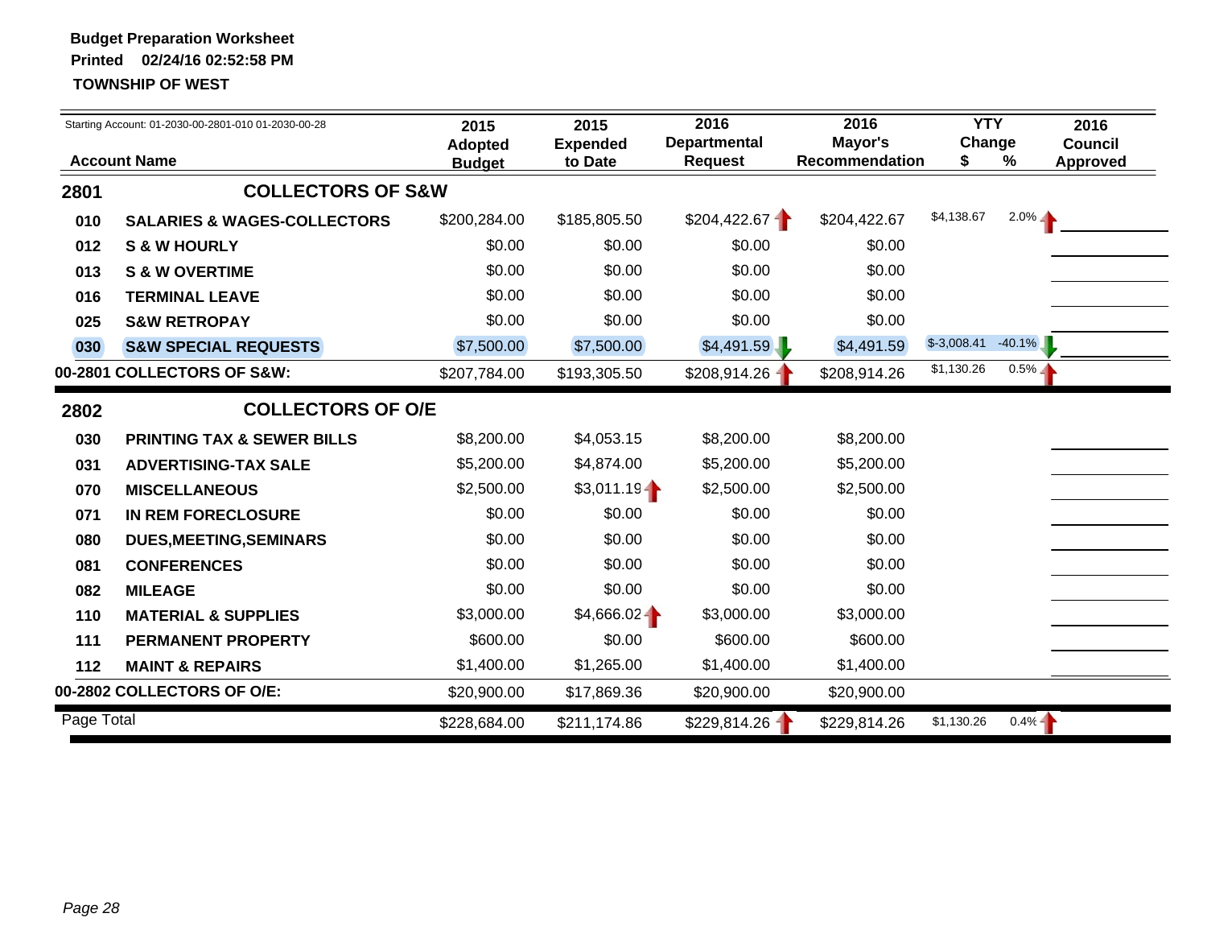**Budget Preparation Worksheet**
**Printed 02/24/16 02:52:58 PM**
**TOWNSHIP OF WEST**

Starting Account: 01-2030-00-2801-010 01-2030-00-28

| Account Name | | 2015 Adopted Budget | 2015 Expended to Date | 2016 Departmental Request | 2016 Mayor's Recommendation | YTY Change $ | YTY Change % | 2016 Council Approved |
|---|---|---|---|---|---|---|---|---|
| **2801** | **COLLECTORS OF S&W** | | | | | | | |
| **010** | **SALARIES & WAGES-COLLECTORS** | $200,284.00 | $185,805.50 | $204,422.67 | $204,422.67 | $4,138.67 | 2.0% | |
| **012** | **S & W HOURLY** | $0.00 | $0.00 | $0.00 | $0.00 | | | |
| **013** | **S & W OVERTIME** | $0.00 | $0.00 | $0.00 | $0.00 | | | |
| **016** | **TERMINAL LEAVE** | $0.00 | $0.00 | $0.00 | $0.00 | | | |
| **025** | **S&W RETROPAY** | $0.00 | $0.00 | $0.00 | $0.00 | | | |
| **030** | **S&W SPECIAL REQUESTS** | $7,500.00 | $7,500.00 | $4,491.59 | $4,491.59 | $-3,008.41 | -40.1% | |
| **00-2801 COLLECTORS OF S&W:** | | $207,784.00 | $193,305.50 | $208,914.26 | $208,914.26 | $1,130.26 | 0.5% | |
| **2802** | **COLLECTORS OF O/E** | | | | | | | |
| **030** | **PRINTING TAX & SEWER BILLS** | $8,200.00 | $4,053.15 | $8,200.00 | $8,200.00 | | | |
| **031** | **ADVERTISING-TAX SALE** | $5,200.00 | $4,874.00 | $5,200.00 | $5,200.00 | | | |
| **070** | **MISCELLANEOUS** | $2,500.00 | $3,011.19 | $2,500.00 | $2,500.00 | | | |
| **071** | **IN REM FORECLOSURE** | $0.00 | $0.00 | $0.00 | $0.00 | | | |
| **080** | **DUES,MEETING,SEMINARS** | $0.00 | $0.00 | $0.00 | $0.00 | | | |
| **081** | **CONFERENCES** | $0.00 | $0.00 | $0.00 | $0.00 | | | |
| **082** | **MILEAGE** | $0.00 | $0.00 | $0.00 | $0.00 | | | |
| **110** | **MATERIAL & SUPPLIES** | $3,000.00 | $4,666.02 | $3,000.00 | $3,000.00 | | | |
| **111** | **PERMANENT PROPERTY** | $600.00 | $0.00 | $600.00 | $600.00 | | | |
| **112** | **MAINT & REPAIRS** | $1,400.00 | $1,265.00 | $1,400.00 | $1,400.00 | | | |
| **00-2802 COLLECTORS OF O/E:** | | $20,900.00 | $17,869.36 | $20,900.00 | $20,900.00 | | | |
| Page Total | | $228,684.00 | $211,174.86 | $229,814.26 | $229,814.26 | $1,130.26 | 0.4% | |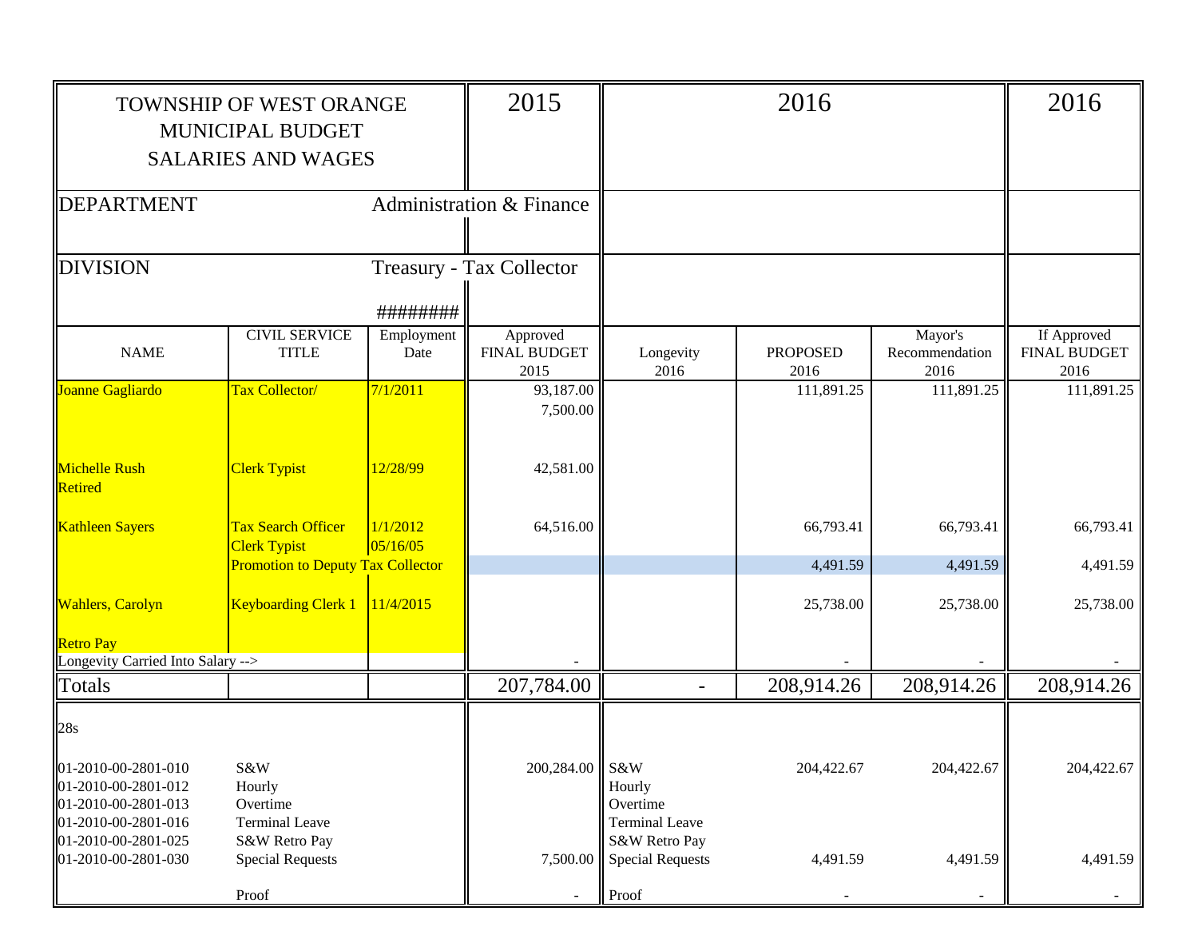| TOWNSHIP OF WEST ORANGE MUNICIPAL BUDGET SALARIES AND WAGES | | | 2015 | 2016 | | | 2016 |
|---|---|---|---|---|---|---|---|
| DEPARTMENT | | Administration & Finance | | | | | |
| DIVISION | | Treasury - Tax Collector | | | | | |
| | | ######## | | | | | |
| NAME | CIVIL SERVICE TITLE | Employment Date | Approved FINAL BUDGET 2015 | Longevity 2016 | PROPOSED 2016 | Mayor's Recommendation 2016 | If Approved FINAL BUDGET 2016 |
| Joanne Gagliardo | Tax Collector/ | 7/1/2011 | 93,187.00 | | 111,891.25 | 111,891.25 | 111,891.25 |
| | | | 7,500.00 | | | | |
| Michelle Rush Retired | Clerk Typist | 12/28/99 | 42,581.00 | | | | |
| Kathleen Sayers | Tax Search Officer | 1/1/2012 | 64,516.00 | | 66,793.41 | 66,793.41 | 66,793.41 |
| | Clerk Typist | 05/16/05 | | | | | |
| | Promotion to Deputy Tax Collector | | | | 4,491.59 | 4,491.59 | 4,491.59 |
| Wahlers, Carolyn | Keyboarding Clerk 1 | 11/4/2015 | | | 25,738.00 | 25,738.00 | 25,738.00 |
| Retro Pay | | | | | | | |
| Longevity Carried Into Salary --> | | | - | | - | - | - |
| Totals | | | 207,784.00 | - | 208,914.26 | 208,914.26 | 208,914.26 |
| 28s | | | | | | | |
| 01-2010-00-2801-010 | S&W | | 200,284.00 | S&W | 204,422.67 | 204,422.67 | 204,422.67 |
| 01-2010-00-2801-012 | Hourly | | | Hourly | | | |
| 01-2010-00-2801-013 | Overtime | | | Overtime | | | |
| 01-2010-00-2801-016 | Terminal Leave | | | Terminal Leave | | | |
| 01-2010-00-2801-025 | S&W Retro Pay | | | S&W Retro Pay | | | |
| 01-2010-00-2801-030 | Special Requests | | 7,500.00 | Special Requests | 4,491.59 | 4,491.59 | 4,491.59 |
| | Proof | | - | Proof | - | - | - |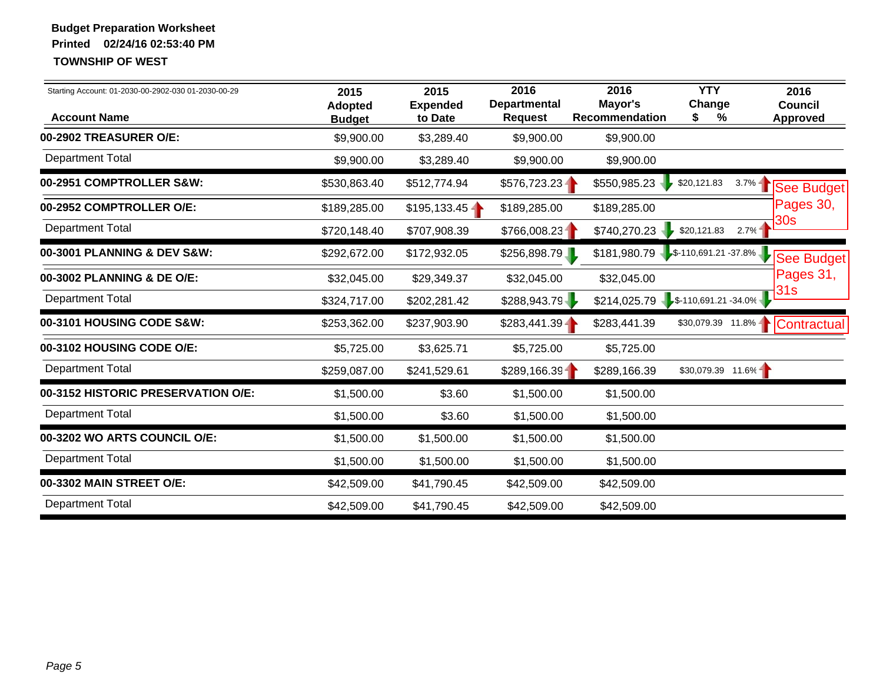**Budget Preparation Worksheet**
**Printed 02/24/16 02:53:40 PM**
**TOWNSHIP OF WEST**

Starting Account: 01-2030-00-2902-030 01-2030-00-29

| Account Name | 2015 Adopted Budget | 2015 Expended to Date | 2016 Departmental Request | 2016 Mayor's Recommendation | YTY Change $ | YTY Change % | 2016 Council Approved |
|---|---|---|---|---|---|---|---|
| **00-2902 TREASURER O/E:** | $9,900.00 | $3,289.40 | $9,900.00 | $9,900.00 | | | |
| Department Total | $9,900.00 | $3,289.40 | $9,900.00 | $9,900.00 | | | |
| **00-2951 COMPTROLLER S&W:** | $530,863.40 | $512,774.94 | $576,723.23 | $550,985.23 | $20,121.83 | 3.7% | See Budget Pages 30, 30s |
| **00-2952 COMPTROLLER O/E:** | $189,285.00 | $195,133.45 | $189,285.00 | $189,285.00 | | | |
| Department Total | $720,148.40 | $707,908.39 | $766,008.23 | $740,270.23 | $20,121.83 | 2.7% | |
| **00-3001 PLANNING & DEV S&W:** | $292,672.00 | $172,932.05 | $256,898.79 | $181,980.79 | $-110,691.21 | -37.8% | See Budget Pages 31, 31s |
| **00-3002 PLANNING & DE O/E:** | $32,045.00 | $29,349.37 | $32,045.00 | $32,045.00 | | | |
| Department Total | $324,717.00 | $202,281.42 | $288,943.79 | $214,025.79 | $-110,691.21 | -34.0% | |
| **00-3101 HOUSING CODE S&W:** | $253,362.00 | $237,903.90 | $283,441.39 | $283,441.39 | $30,079.39 | 11.8% | Contractual |
| **00-3102 HOUSING CODE O/E:** | $5,725.00 | $3,625.71 | $5,725.00 | $5,725.00 | | | |
| Department Total | $259,087.00 | $241,529.61 | $289,166.39 | $289,166.39 | $30,079.39 | 11.6% | |
| **00-3152 HISTORIC PRESERVATION O/E:** | $1,500.00 | $3.60 | $1,500.00 | $1,500.00 | | | |
| Department Total | $1,500.00 | $3.60 | $1,500.00 | $1,500.00 | | | |
| **00-3202 WO ARTS COUNCIL O/E:** | $1,500.00 | $1,500.00 | $1,500.00 | $1,500.00 | | | |
| Department Total | $1,500.00 | $1,500.00 | $1,500.00 | $1,500.00 | | | |
| **00-3302 MAIN STREET O/E:** | $42,509.00 | $41,790.45 | $42,509.00 | $42,509.00 | | | |
| Department Total | $42,509.00 | $41,790.45 | $42,509.00 | $42,509.00 | | | |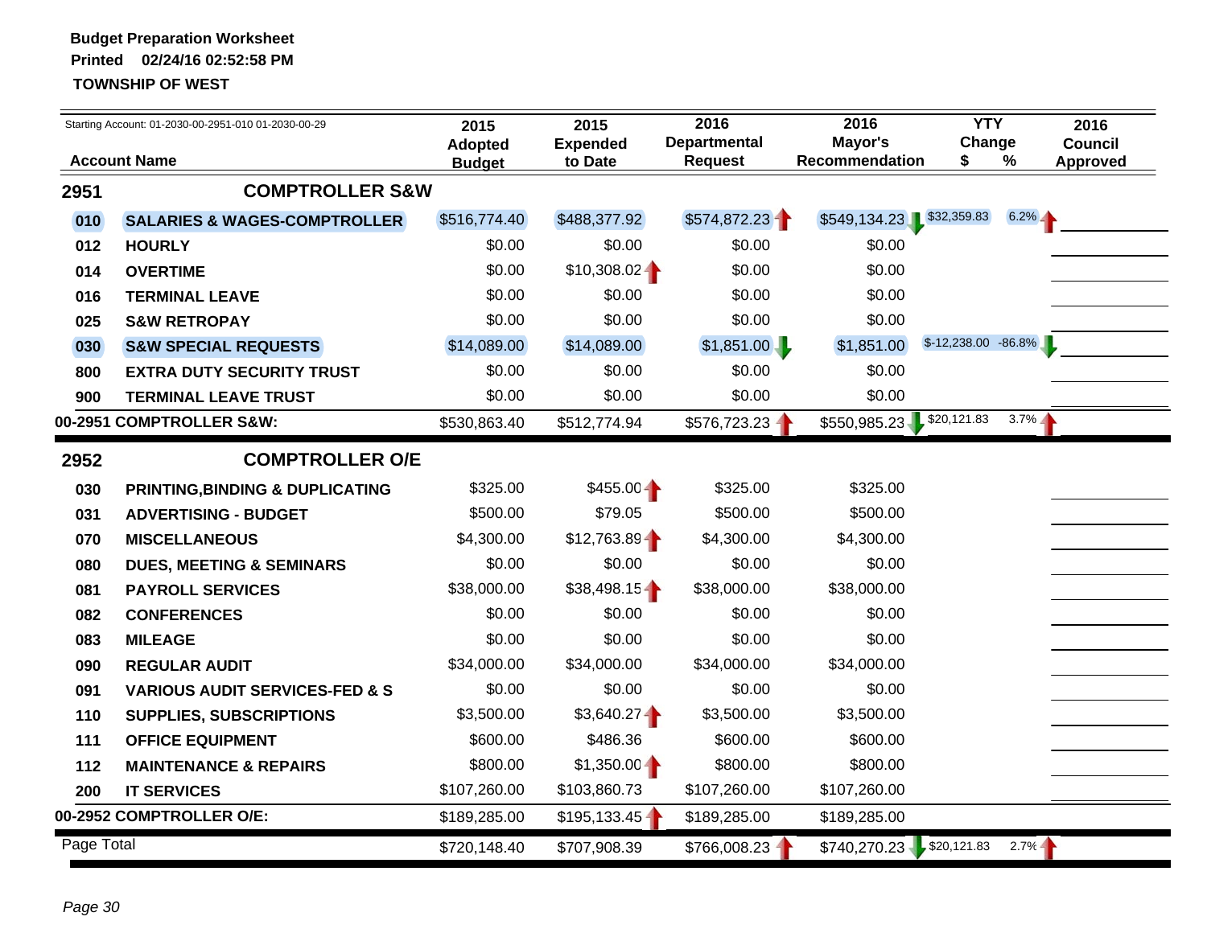**Budget Preparation Worksheet**
**Printed 02/24/16 02:52:58 PM**
**TOWNSHIP OF WEST**

Starting Account: 01-2030-00-2951-010 01-2030-00-29

| | Account Name | 2015 Adopted Budget | 2015 Expended to Date | 2016 Departmental Request | 2016 Mayor's Recommendation | YTY Change $ | YTY Change % | 2016 Council Approved |
|---|---|---|---|---|---|---|---|---|
| **2951** | **COMPTROLLER S&W** | | | | | | | |
| 010 | SALARIES & WAGES-COMPTROLLER | $516,774.40 | $488,377.92 | $574,872.23 | $549,134.23 | $32,359.83 | 6.2% | |
| 012 | HOURLY | $0.00 | $0.00 | $0.00 | $0.00 | | | |
| 014 | OVERTIME | $0.00 | $10,308.02 | $0.00 | $0.00 | | | |
| 016 | TERMINAL LEAVE | $0.00 | $0.00 | $0.00 | $0.00 | | | |
| 025 | S&W RETROPAY | $0.00 | $0.00 | $0.00 | $0.00 | | | |
| 030 | S&W SPECIAL REQUESTS | $14,089.00 | $14,089.00 | $1,851.00 | $1,851.00 | $-12,238.00 | -86.8% | |
| 800 | EXTRA DUTY SECURITY TRUST | $0.00 | $0.00 | $0.00 | $0.00 | | | |
| 900 | TERMINAL LEAVE TRUST | $0.00 | $0.00 | $0.00 | $0.00 | | | |
| **00-2951 COMPTROLLER S&W:** | | $530,863.40 | $512,774.94 | $576,723.23 | $550,985.23 | $20,121.83 | 3.7% | |
| **2952** | **COMPTROLLER O/E** | | | | | | | |
| 030 | PRINTING,BINDING & DUPLICATING | $325.00 | $455.00 | $325.00 | $325.00 | | | |
| 031 | ADVERTISING - BUDGET | $500.00 | $79.05 | $500.00 | $500.00 | | | |
| 070 | MISCELLANEOUS | $4,300.00 | $12,763.89 | $4,300.00 | $4,300.00 | | | |
| 080 | DUES, MEETING & SEMINARS | $0.00 | $0.00 | $0.00 | $0.00 | | | |
| 081 | PAYROLL SERVICES | $38,000.00 | $38,498.15 | $38,000.00 | $38,000.00 | | | |
| 082 | CONFERENCES | $0.00 | $0.00 | $0.00 | $0.00 | | | |
| 083 | MILEAGE | $0.00 | $0.00 | $0.00 | $0.00 | | | |
| 090 | REGULAR AUDIT | $34,000.00 | $34,000.00 | $34,000.00 | $34,000.00 | | | |
| 091 | VARIOUS AUDIT SERVICES-FED & S | $0.00 | $0.00 | $0.00 | $0.00 | | | |
| 110 | SUPPLIES, SUBSCRIPTIONS | $3,500.00 | $3,640.27 | $3,500.00 | $3,500.00 | | | |
| 111 | OFFICE EQUIPMENT | $600.00 | $486.36 | $600.00 | $600.00 | | | |
| 112 | MAINTENANCE & REPAIRS | $800.00 | $1,350.00 | $800.00 | $800.00 | | | |
| 200 | IT SERVICES | $107,260.00 | $103,860.73 | $107,260.00 | $107,260.00 | | | |
| **00-2952 COMPTROLLER O/E:** | | $189,285.00 | $195,133.45 | $189,285.00 | $189,285.00 | | | |
| Page Total | | $720,148.40 | $707,908.39 | $766,008.23 | $740,270.23 | $20,121.83 | 2.7% | |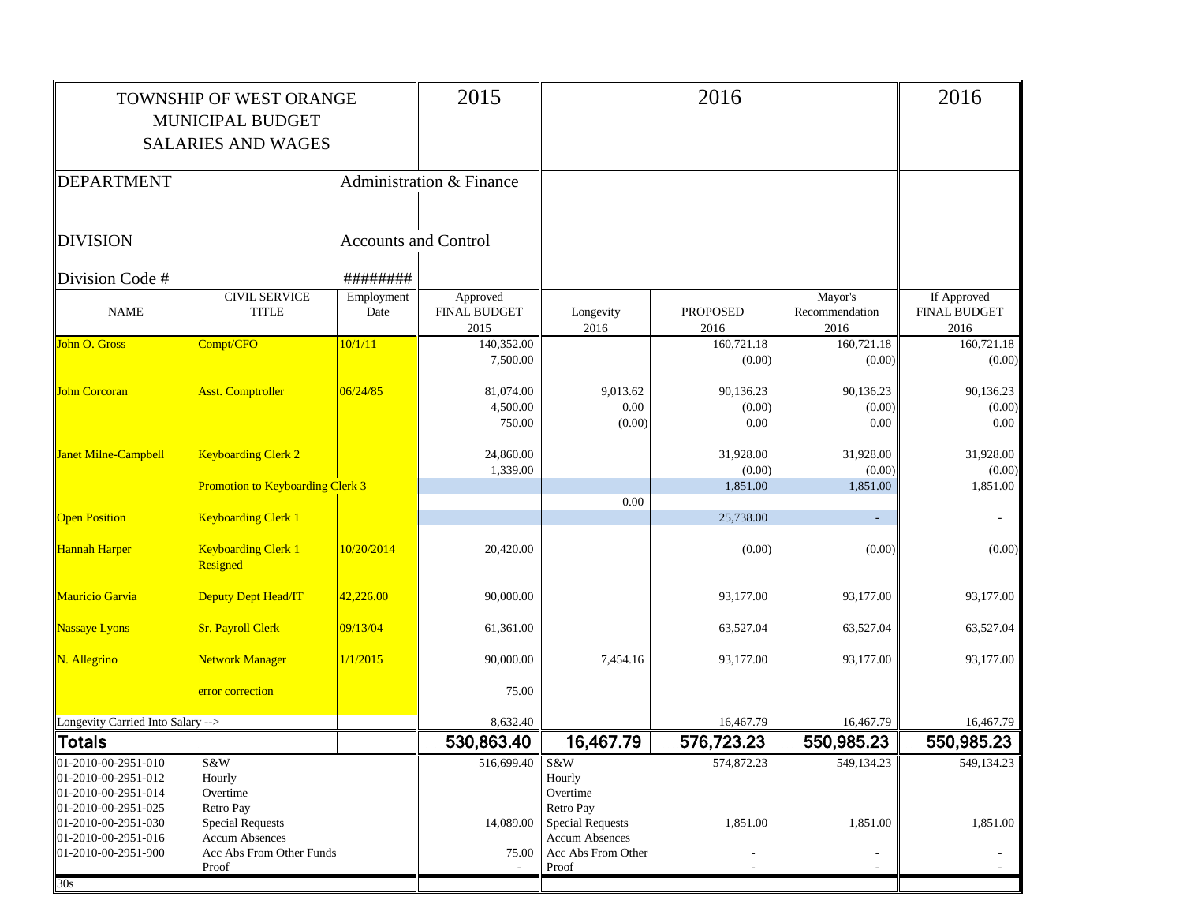| TOWNSHIP OF WEST ORANGE MUNICIPAL BUDGET SALARIES AND WAGES | | | 2015 | 2016 | | | 2016 |
|---|---|---|---|---|---|---|---|
| DEPARTMENT | | Administration & Finance | | | | | |
| DIVISION | | Accounts and Control | | | | | |
| Division Code # | | ######## | | | | | |
| NAME | CIVIL SERVICE TITLE | Employment Date | Approved FINAL BUDGET 2015 | Longevity 2016 | PROPOSED 2016 | Mayor's Recommendation 2016 | If Approved FINAL BUDGET 2016 |
| John O. Gross | Compt/CFO | 10/1/11 | 140,352.00 | | 160,721.18 | 160,721.18 | 160,721.18 |
| | | | 7,500.00 | | (0.00) | (0.00) | (0.00) |
| John Corcoran | Asst. Comptroller | 06/24/85 | 81,074.00 | 9,013.62 | 90,136.23 | 90,136.23 | 90,136.23 |
| | | | 4,500.00 | 0.00 | (0.00) | (0.00) | (0.00) |
| | | | 750.00 | (0.00) | 0.00 | 0.00 | 0.00 |
| Janet Milne-Campbell | Keyboarding Clerk 2 | | 24,860.00 | | 31,928.00 | 31,928.00 | 31,928.00 |
| | | | 1,339.00 | | (0.00) | (0.00) | (0.00) |
| | Promotion to Keyboarding Clerk 3 | | | | 1,851.00 | 1,851.00 | 1,851.00 |
| | | | | 0.00 | | | |
| Open Position | Keyboarding Clerk 1 | | | | 25,738.00 | - | - |
| Hannah Harper | Keyboarding Clerk 1 Resigned | 10/20/2014 | 20,420.00 | | (0.00) | (0.00) | (0.00) |
| Mauricio Garvia | Deputy Dept Head/IT | 42,226.00 | 90,000.00 | | 93,177.00 | 93,177.00 | 93,177.00 |
| Nassaye Lyons | Sr. Payroll Clerk | 09/13/04 | 61,361.00 | | 63,527.04 | 63,527.04 | 63,527.04 |
| N. Allegrino | Network Manager | 1/1/2015 | 90,000.00 | 7,454.16 | 93,177.00 | 93,177.00 | 93,177.00 |
| | error correction | | 75.00 | | | | |
| Longevity Carried Into Salary --> | | | 8,632.40 | | 16,467.79 | 16,467.79 | 16,467.79 |
| **Totals** | | | **530,863.40** | **16,467.79** | **576,723.23** | **550,985.23** | **550,985.23** |
| 01-2010-00-2951-010 | S&W | | 516,699.40 | S&W | 574,872.23 | 549,134.23 | 549,134.23 |
| 01-2010-00-2951-012 | Hourly | | | Hourly | | | |
| 01-2010-00-2951-014 | Overtime | | | Overtime | | | |
| 01-2010-00-2951-025 | Retro Pay | | | Retro Pay | | | |
| 01-2010-00-2951-030 | Special Requests | | 14,089.00 | Special Requests | 1,851.00 | 1,851.00 | 1,851.00 |
| 01-2010-00-2951-016 | Accum Absences | | | Accum Absences | | | |
| 01-2010-00-2951-900 | Acc Abs From Other Funds | | 75.00 | Acc Abs From Other | - | - | - |
| | Proof | | - | Proof | - | - | - |
| 30s | | | | | | | |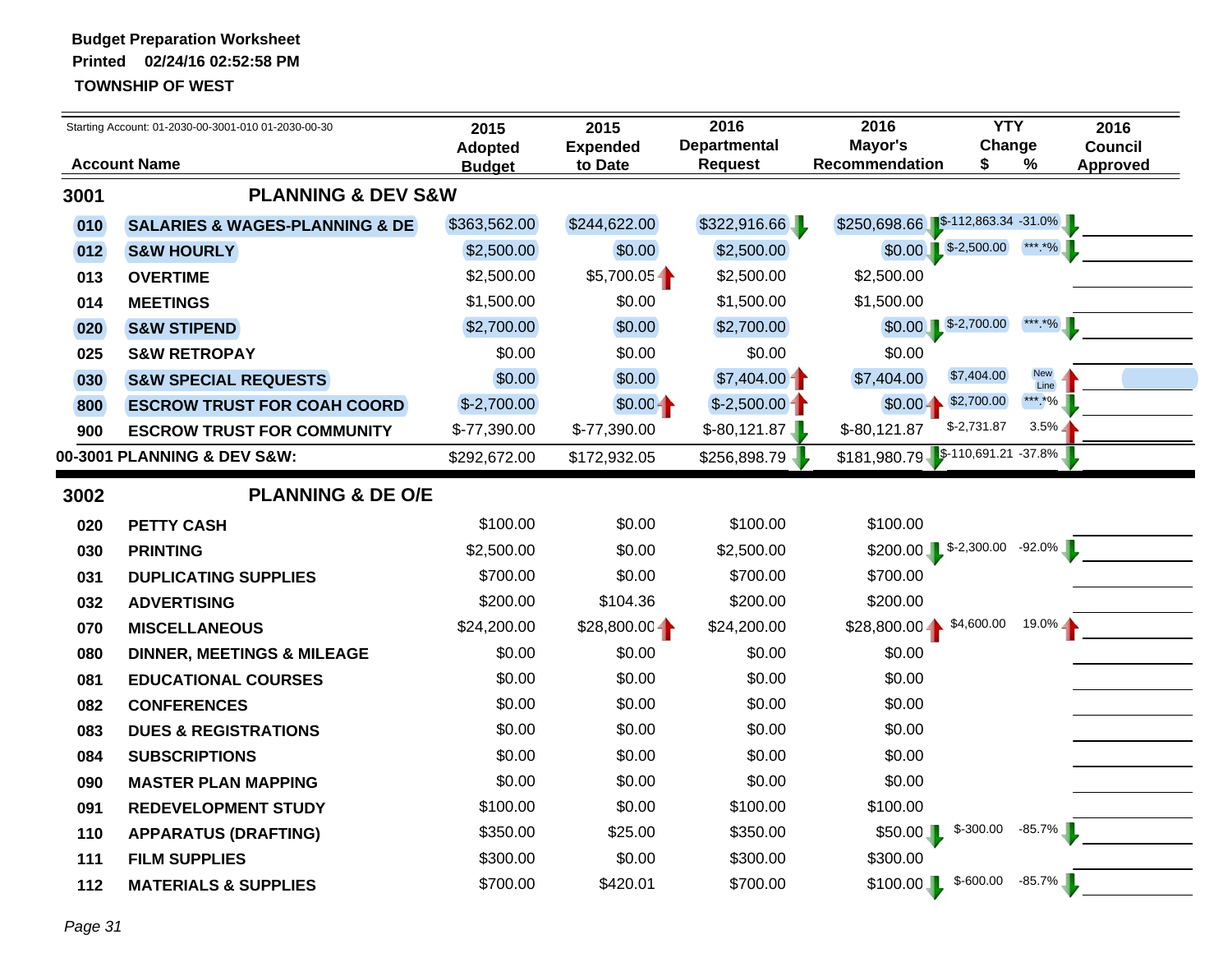**Budget Preparation Worksheet**
**Printed 02/24/16 02:52:58 PM**
**TOWNSHIP OF WEST**

Starting Account: 01-2030-00-3001-010 01-2030-00-30

| | Account Name | 2015 Adopted Budget | 2015 Expended to Date | 2016 Departmental Request | 2016 Mayor's Recommendation | YTY Change $ | YTY Change % | 2016 Council Approved |
|---|---|---|---|---|---|---|---|---|
| **3001** | **PLANNING & DEV S&W** | | | | | | | |
| 010 | SALARIES & WAGES-PLANNING & DE | $363,562.00 | $244,622.00 | $322,916.66 | $250,698.66 | $-112,863.34 | -31.0% | |
| 012 | S&W HOURLY | $2,500.00 | $0.00 | $2,500.00 | $0.00 | $-2,500.00 | \*\*\*.\*% | |
| 013 | OVERTIME | $2,500.00 | $5,700.05 | $2,500.00 | $2,500.00 | | | |
| 014 | MEETINGS | $1,500.00 | $0.00 | $1,500.00 | $1,500.00 | | | |
| 020 | S&W STIPEND | $2,700.00 | $0.00 | $2,700.00 | $0.00 | $-2,700.00 | \*\*\*.\*% | |
| 025 | S&W RETROPAY | $0.00 | $0.00 | $0.00 | $0.00 | | | |
| 030 | S&W SPECIAL REQUESTS | $0.00 | $0.00 | $7,404.00 | $7,404.00 | $7,404.00 | New Line | |
| 800 | ESCROW TRUST FOR COAH COORD | $-2,700.00 | $0.00 | $-2,500.00 | $0.00 | $2,700.00 | \*\*\*.\*% | |
| 900 | ESCROW TRUST FOR COMMUNITY | $-77,390.00 | $-77,390.00 | $-80,121.87 | $-80,121.87 | $-2,731.87 | 3.5% | |
| | **00-3001 PLANNING & DEV S&W:** | $292,672.00 | $172,932.05 | $256,898.79 | $181,980.79 | $-110,691.21 | -37.8% | |
| **3002** | **PLANNING & DE O/E** | | | | | | | |
| 020 | PETTY CASH | $100.00 | $0.00 | $100.00 | $100.00 | | | |
| 030 | PRINTING | $2,500.00 | $0.00 | $2,500.00 | $200.00 | $-2,300.00 | -92.0% | |
| 031 | DUPLICATING SUPPLIES | $700.00 | $0.00 | $700.00 | $700.00 | | | |
| 032 | ADVERTISING | $200.00 | $104.36 | $200.00 | $200.00 | | | |
| 070 | MISCELLANEOUS | $24,200.00 | $28,800.00 | $24,200.00 | $28,800.00 | $4,600.00 | 19.0% | |
| 080 | DINNER, MEETINGS & MILEAGE | $0.00 | $0.00 | $0.00 | $0.00 | | | |
| 081 | EDUCATIONAL COURSES | $0.00 | $0.00 | $0.00 | $0.00 | | | |
| 082 | CONFERENCES | $0.00 | $0.00 | $0.00 | $0.00 | | | |
| 083 | DUES & REGISTRATIONS | $0.00 | $0.00 | $0.00 | $0.00 | | | |
| 084 | SUBSCRIPTIONS | $0.00 | $0.00 | $0.00 | $0.00 | | | |
| 090 | MASTER PLAN MAPPING | $0.00 | $0.00 | $0.00 | $0.00 | | | |
| 091 | REDEVELOPMENT STUDY | $100.00 | $0.00 | $100.00 | $100.00 | | | |
| 110 | APPARATUS (DRAFTING) | $350.00 | $25.00 | $350.00 | $50.00 | $-300.00 | -85.7% | |
| 111 | FILM SUPPLIES | $300.00 | $0.00 | $300.00 | $300.00 | | | |
| 112 | MATERIALS & SUPPLIES | $700.00 | $420.01 | $700.00 | $100.00 | $-600.00 | -85.7% | |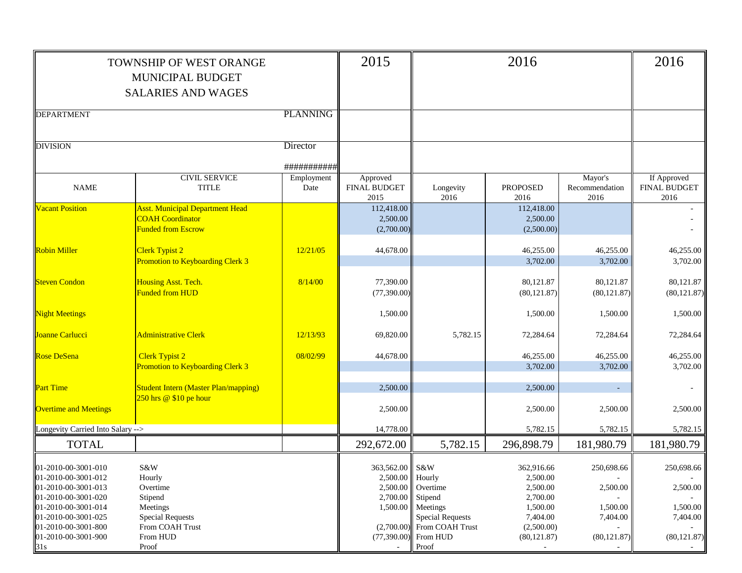| TOWNSHIP OF WEST ORANGE<br>MUNICIPAL BUDGET<br>SALARIES AND WAGES | | | 2015 | 2016 | | | 2016 |
|---|---|---|---|---|---|---|---|
| DEPARTMENT | | PLANNING | | | | | |
| DIVISION | | Director | | | | | |
| | | ########### | | | | | |
| NAME | CIVIL SERVICE TITLE | Employment Date | Approved FINAL BUDGET 2015 | Longevity 2016 | PROPOSED 2016 | Mayor's Recommendation 2016 | If Approved FINAL BUDGET 2016 |
| Vacant Position | Asst. Municipal Department Head | | 112,418.00 | | 112,418.00 | | - |
| | COAH Coordinator | | 2,500.00 | | 2,500.00 | | - |
| | Funded from Escrow | | (2,700.00) | | (2,500.00) | | - |
| Robin Miller | Clerk Typist 2 | 12/21/05 | 44,678.00 | | 46,255.00 | 46,255.00 | 46,255.00 |
| | Promotion to Keyboarding Clerk 3 | | | | 3,702.00 | 3,702.00 | 3,702.00 |
| Steven Condon | Housing Asst. Tech. | 8/14/00 | 77,390.00 | | 80,121.87 | 80,121.87 | 80,121.87 |
| | Funded from HUD | | (77,390.00) | | (80,121.87) | (80,121.87) | (80,121.87) |
| Night Meetings | | | 1,500.00 | | 1,500.00 | 1,500.00 | 1,500.00 |
| Joanne Carlucci | Administrative Clerk | 12/13/93 | 69,820.00 | 5,782.15 | 72,284.64 | 72,284.64 | 72,284.64 |
| Rose DeSena | Clerk Typist 2 | 08/02/99 | 44,678.00 | | 46,255.00 | 46,255.00 | 46,255.00 |
| | Promotion to Keyboarding Clerk 3 | | | | 3,702.00 | 3,702.00 | 3,702.00 |
| Part Time | Student Intern (Master Plan/mapping) | | 2,500.00 | | 2,500.00 | - | - |
| | 250 hrs @ $10 pe hour | | | | | | |
| Overtime and Meetings | | | 2,500.00 | | 2,500.00 | 2,500.00 | 2,500.00 |
| Longevity Carried Into Salary --> | | | 14,778.00 | | 5,782.15 | 5,782.15 | 5,782.15 |
| TOTAL | | | 292,672.00 | 5,782.15 | 296,898.79 | 181,980.79 | 181,980.79 |
| 01-2010-00-3001-010 | S&W | | 363,562.00 | S&W | 362,916.66 | 250,698.66 | 250,698.66 |
| 01-2010-00-3001-012 | Hourly | | 2,500.00 | Hourly | 2,500.00 | - | - |
| 01-2010-00-3001-013 | Overtime | | 2,500.00 | Overtime | 2,500.00 | 2,500.00 | 2,500.00 |
| 01-2010-00-3001-020 | Stipend | | 2,700.00 | Stipend | 2,700.00 | - | - |
| 01-2010-00-3001-014 | Meetings | | 1,500.00 | Meetings | 1,500.00 | 1,500.00 | 1,500.00 |
| 01-2010-00-3001-025 | Special Requests | | | Special Requests | 7,404.00 | 7,404.00 | 7,404.00 |
| 01-2010-00-3001-800 | From COAH Trust | | (2,700.00) | From COAH Trust | (2,500.00) | - | - |
| 01-2010-00-3001-900 | From HUD | | (77,390.00) | From HUD | (80,121.87) | (80,121.87) | (80,121.87) |
| 31s | Proof | | - | Proof | - | - | - |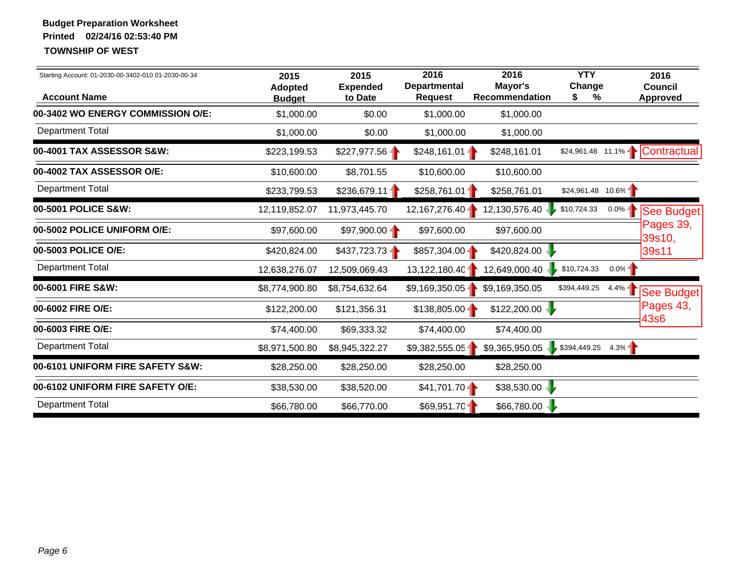**Budget Preparation Worksheet**
**Printed 02/24/16 02:53:40 PM**
**TOWNSHIP OF WEST**

| Starting Account: 01-2030-00-3402-010 01-2030-00-34 Account Name | 2015 Adopted Budget | 2015 Expended to Date | 2016 Departmental Request | 2016 Mayor's Recommendation | YTY Change $ | YTY Change % | 2016 Council Approved |
|---|---|---|---|---|---|---|---|
| **00-3402 WO ENERGY COMMISSION O/E:** | $1,000.00 | $0.00 | $1,000.00 | $1,000.00 | | | |
| Department Total | $1,000.00 | $0.00 | $1,000.00 | $1,000.00 | | | |
| **00-4001 TAX ASSESSOR S&W:** | $223,199.53 | $227,977.56 | $248,161.01 | $248,161.01 | $24,961.48 | 11.1% | Contractual |
| **00-4002 TAX ASSESSOR O/E:** | $10,600.00 | $8,701.55 | $10,600.00 | $10,600.00 | | | |
| Department Total | $233,799.53 | $236,679.11 | $258,761.01 | $258,761.01 | $24,961.48 | 10.6% | |
| **00-5001 POLICE S&W:** | 12,119,852.07 | 11,973,445.70 | 12,167,276.40 | 12,130,576.40 | $10,724.33 | 0.0% | See Budget Pages 39, 39s10, 39s11 |
| **00-5002 POLICE UNIFORM O/E:** | $97,600.00 | $97,900.00 | $97,600.00 | $97,600.00 | | | |
| **00-5003 POLICE O/E:** | $420,824.00 | $437,723.73 | $857,304.00 | $420,824.00 | | | |
| Department Total | 12,638,276.07 | 12,509,069.43 | 13,122,180.40 | 12,649,000.40 | $10,724.33 | 0.0% | |
| **00-6001 FIRE S&W:** | $8,774,900.80 | $8,754,632.64 | $9,169,350.05 | $9,169,350.05 | $394,449.25 | 4.4% | See Budget Pages 43, 43s6 |
| **00-6002 FIRE O/E:** | $122,200.00 | $121,356.31 | $138,805.00 | $122,200.00 | | | |
| **00-6003 FIRE O/E:** | $74,400.00 | $69,333.32 | $74,400.00 | $74,400.00 | | | |
| Department Total | $8,971,500.80 | $8,945,322.27 | $9,382,555.05 | $9,365,950.05 | $394,449.25 | 4.3% | |
| **00-6101 UNIFORM FIRE SAFETY S&W:** | $28,250.00 | $28,250.00 | $28,250.00 | $28,250.00 | | | |
| **00-6102 UNIFORM FIRE SAFETY O/E:** | $38,530.00 | $38,520.00 | $41,701.70 | $38,530.00 | | | |
| Department Total | $66,780.00 | $66,770.00 | $69,951.70 | $66,780.00 | | | |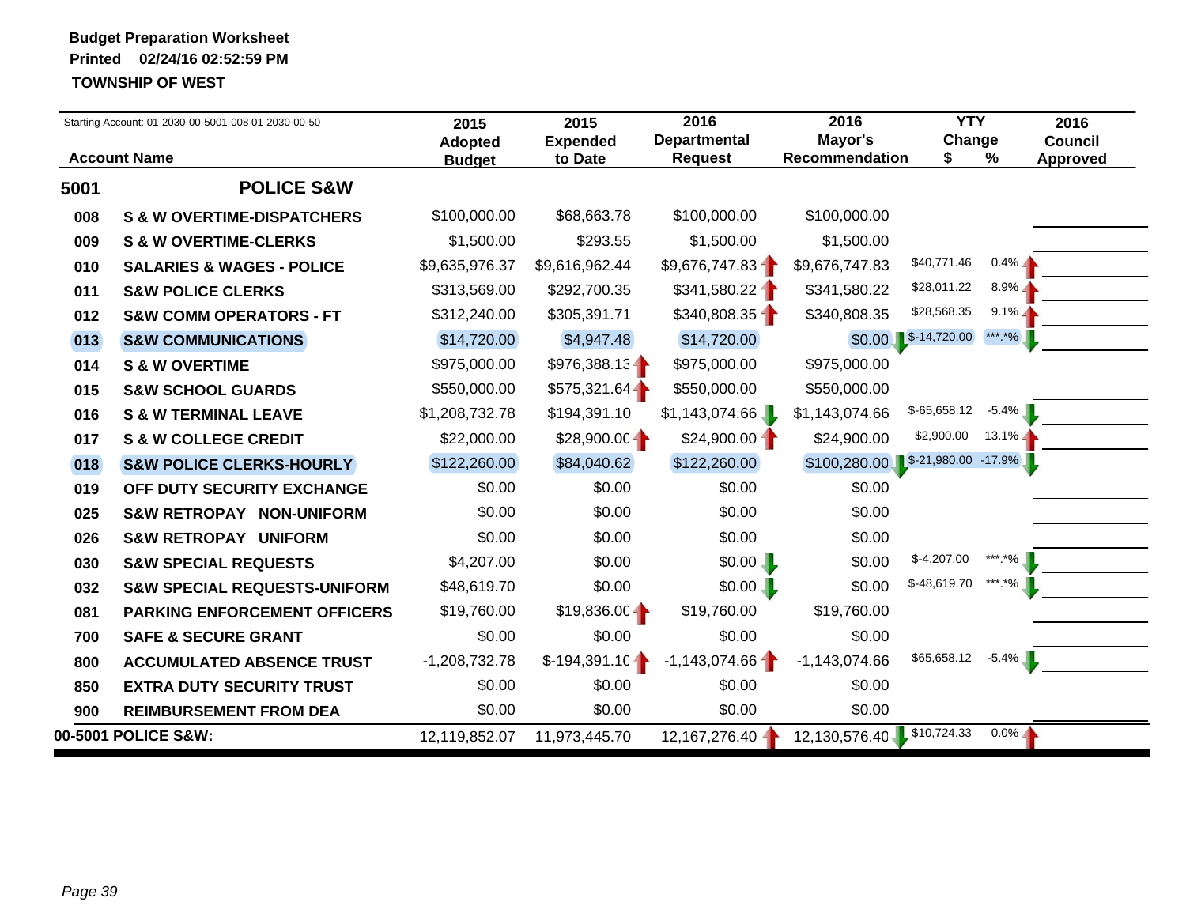**Budget Preparation Worksheet**
**Printed 02/24/16 02:52:59 PM**
**TOWNSHIP OF WEST**

Starting Account: 01-2030-00-5001-008 01-2030-00-50

| | Account Name | 2015 Adopted Budget | 2015 Expended to Date | 2016 Departmental Request | 2016 Mayor's Recommendation | YTY Change $ | YTY Change % | 2016 Council Approved |
|---|---|---|---|---|---|---|---|---|
| **5001** | **POLICE S&W** | | | | | | | |
| 008 | S & W OVERTIME-DISPATCHERS | $100,000.00 | $68,663.78 | $100,000.00 | $100,000.00 | | | |
| 009 | S & W OVERTIME-CLERKS | $1,500.00 | $293.55 | $1,500.00 | $1,500.00 | | | |
| 010 | SALARIES & WAGES - POLICE | $9,635,976.37 | $9,616,962.44 | $9,676,747.83 | $9,676,747.83 | $40,771.46 | 0.4% | |
| 011 | S&W POLICE CLERKS | $313,569.00 | $292,700.35 | $341,580.22 | $341,580.22 | $28,011.22 | 8.9% | |
| 012 | S&W COMM OPERATORS - FT | $312,240.00 | $305,391.71 | $340,808.35 | $340,808.35 | $28,568.35 | 9.1% | |
| 013 | S&W COMMUNICATIONS | $14,720.00 | $4,947.48 | $14,720.00 | $0.00 | $-14,720.00 | ***.*% | |
| 014 | S & W OVERTIME | $975,000.00 | $976,388.13 | $975,000.00 | $975,000.00 | | | |
| 015 | S&W SCHOOL GUARDS | $550,000.00 | $575,321.64 | $550,000.00 | $550,000.00 | | | |
| 016 | S & W TERMINAL LEAVE | $1,208,732.78 | $194,391.10 | $1,143,074.66 | $1,143,074.66 | $-65,658.12 | -5.4% | |
| 017 | S & W COLLEGE CREDIT | $22,000.00 | $28,900.00 | $24,900.00 | $24,900.00 | $2,900.00 | 13.1% | |
| 018 | S&W POLICE CLERKS-HOURLY | $122,260.00 | $84,040.62 | $122,260.00 | $100,280.00 | $-21,980.00 | -17.9% | |
| 019 | OFF DUTY SECURITY EXCHANGE | $0.00 | $0.00 | $0.00 | $0.00 | | | |
| 025 | S&W RETROPAY NON-UNIFORM | $0.00 | $0.00 | $0.00 | $0.00 | | | |
| 026 | S&W RETROPAY UNIFORM | $0.00 | $0.00 | $0.00 | $0.00 | | | |
| 030 | S&W SPECIAL REQUESTS | $4,207.00 | $0.00 | $0.00 | $0.00 | $-4,207.00 | ***.*% | |
| 032 | S&W SPECIAL REQUESTS-UNIFORM | $48,619.70 | $0.00 | $0.00 | $0.00 | $-48,619.70 | ***.*% | |
| 081 | PARKING ENFORCEMENT OFFICERS | $19,760.00 | $19,836.00 | $19,760.00 | $19,760.00 | | | |
| 700 | SAFE & SECURE GRANT | $0.00 | $0.00 | $0.00 | $0.00 | | | |
| 800 | ACCUMULATED ABSENCE TRUST | -1,208,732.78 | $-194,391.10 | -1,143,074.66 | -1,143,074.66 | $65,658.12 | -5.4% | |
| 850 | EXTRA DUTY SECURITY TRUST | $0.00 | $0.00 | $0.00 | $0.00 | | | |
| 900 | REIMBURSEMENT FROM DEA | $0.00 | $0.00 | $0.00 | $0.00 | | | |
| **00-5001 POLICE S&W:** | | 12,119,852.07 | 11,973,445.70 | 12,167,276.40 | 12,130,576.40 | $10,724.33 | 0.0% | |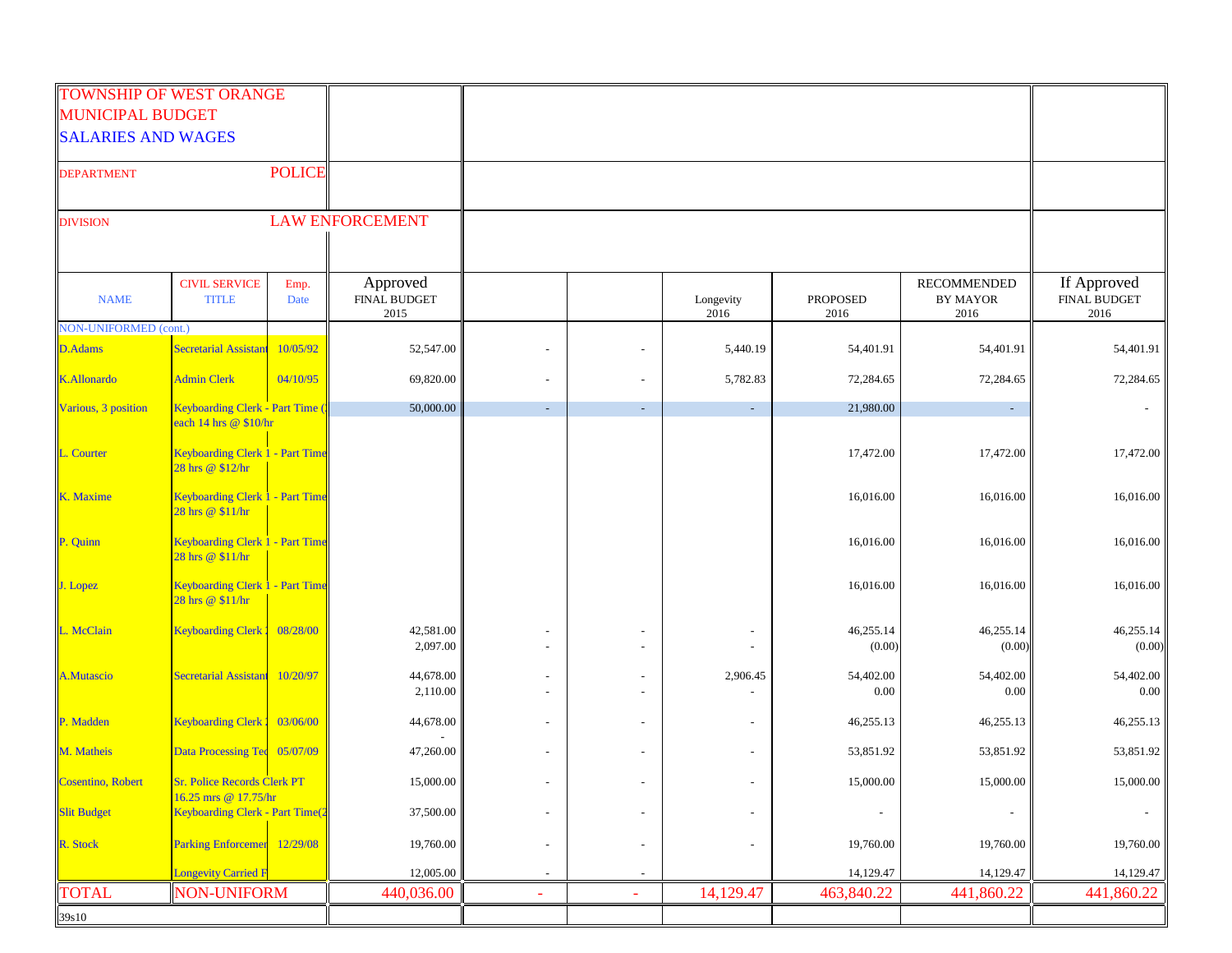TOWNSHIP OF WEST ORANGE
MUNICIPAL BUDGET
SALARIES AND WAGES

DEPARTMENT POLICE

DIVISION LAW ENFORCEMENT

| NAME | CIVIL SERVICE TITLE | Emp. Date | Approved FINAL BUDGET 2015 | | | Longevity 2016 | PROPOSED 2016 | RECOMMENDED BY MAYOR 2016 | If Approved FINAL BUDGET 2016 |
|---|---|---|---|---|---|---|---|---|---|
| NON-UNIFORMED (cont.) | | | | | | | | | |
| D.Adams | Secretarial Assistant | 10/05/92 | 52,547.00 | - | - | 5,440.19 | 54,401.91 | 54,401.91 | 54,401.91 |
| K.Allonardo | Admin Clerk | 04/10/95 | 69,820.00 | - | - | 5,782.83 | 72,284.65 | 72,284.65 | 72,284.65 |
| Various, 3 position | Keyboarding Clerk - Part Time ( each 14 hrs @ $10/hr | | 50,000.00 | - | - | - | 21,980.00 | - | - |
| L. Courter | Keyboarding Clerk 1 - Part Time 28 hrs @ $12/hr | | | | | | 17,472.00 | 17,472.00 | 17,472.00 |
| K. Maxime | Keyboarding Clerk 1 - Part Time 28 hrs @ $11/hr | | | | | | 16,016.00 | 16,016.00 | 16,016.00 |
| P. Quinn | Keyboarding Clerk 1 - Part Time 28 hrs @ $11/hr | | | | | | 16,016.00 | 16,016.00 | 16,016.00 |
| J. Lopez | Keyboarding Clerk 1 - Part Time 28 hrs @ $11/hr | | | | | | 16,016.00 | 16,016.00 | 16,016.00 |
| L. McClain | Keyboarding Clerk | 08/28/00 | 42,581.00<br>2,097.00 | -<br>- | -<br>- | -<br>- | 46,255.14<br>(0.00) | 46,255.14<br>(0.00) | 46,255.14<br>(0.00) |
| A.Mutascio | Secretarial Assistant | 10/20/97 | 44,678.00<br>2,110.00 | -<br>- | -<br>- | 2,906.45<br>- | 54,402.00<br>0.00 | 54,402.00<br>0.00 | 54,402.00<br>0.00 |
| P. Madden | Keyboarding Clerk | 03/06/00 | 44,678.00 | - | - | - | 46,255.13 | 46,255.13 | 46,255.13 |
| M. Matheis | Data Processing Tec | 05/07/09 | 47,260.00 | - | - | - | 53,851.92 | 53,851.92 | 53,851.92 |
| Cosentino, Robert | Sr. Police Records Clerk PT 16.25 mrs @ 17.75/hr | | 15,000.00 | - | - | - | 15,000.00 | 15,000.00 | 15,000.00 |
| Slit Budget | Keyboarding Clerk - Part Time(2 | | 37,500.00 | - | - | - | - | - | - |
| R. Stock | Parking Enforcemen | 12/29/08 | 19,760.00 | - | - | - | 19,760.00 | 19,760.00 | 19,760.00 |
| | Longevity Carried F | | 12,005.00 | - | - | | 14,129.47 | 14,129.47 | 14,129.47 |
| TOTAL | NON-UNIFORM | | 440,036.00 | - | - | 14,129.47 | 463,840.22 | 441,860.22 | 441,860.22 |

39s10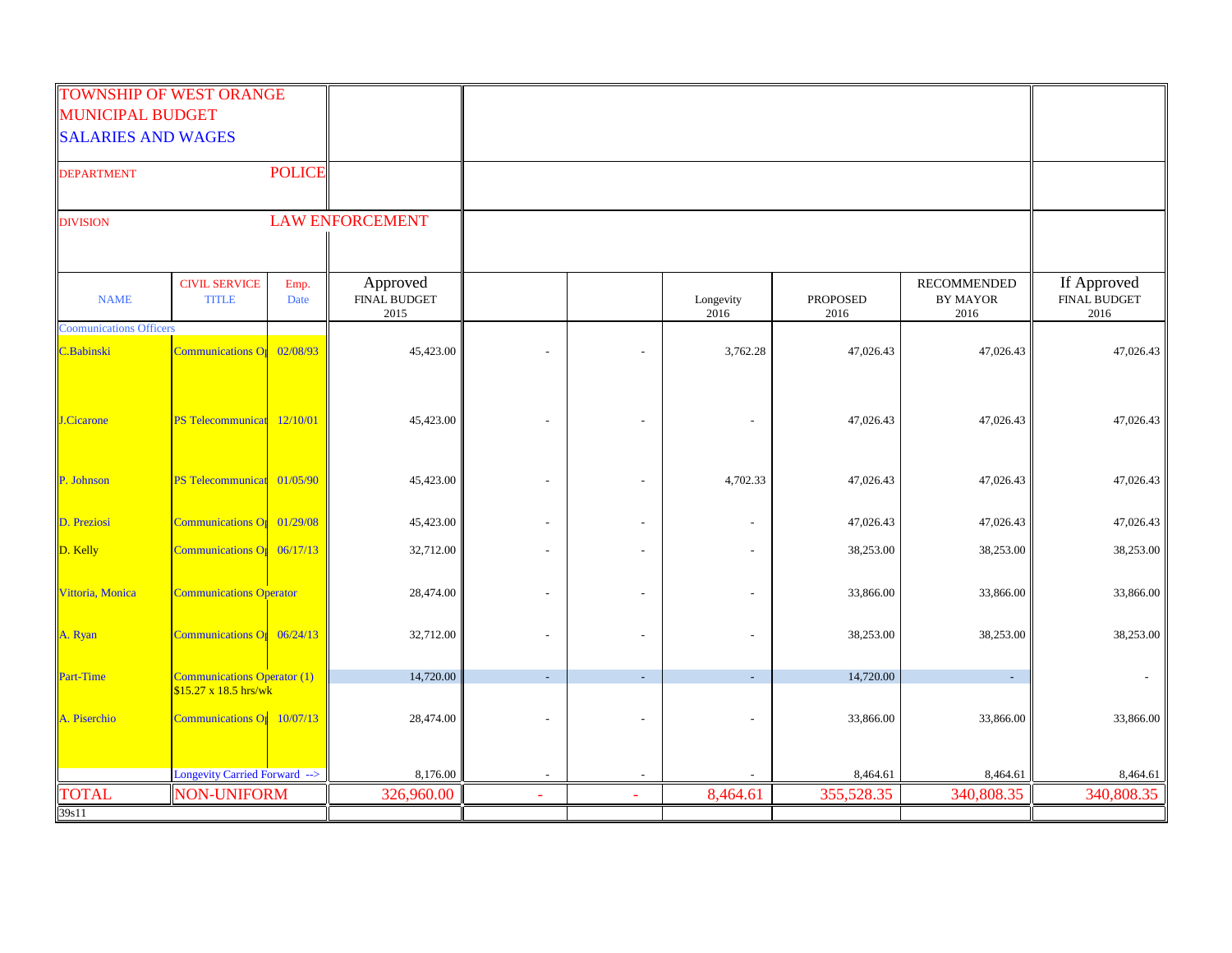TOWNSHIP OF WEST ORANGE
MUNICIPAL BUDGET
SALARIES AND WAGES

DEPARTMENT: POLICE

DIVISION: LAW ENFORCEMENT

| NAME | CIVIL SERVICE TITLE | Emp. Date | Approved FINAL BUDGET 2015 | | | Longevity 2016 | PROPOSED 2016 | RECOMMENDED BY MAYOR 2016 | If Approved FINAL BUDGET 2016 |
|---|---|---|---|---|---|---|---|---|---|
| Coomunications Officers | | | | | | | | | |
| C.Babinski | Communications Op | 02/08/93 | 45,423.00 | - | - | 3,762.28 | 47,026.43 | 47,026.43 | 47,026.43 |
| J.Cicarone | PS Telecommunicat | 12/10/01 | 45,423.00 | - | - | - | 47,026.43 | 47,026.43 | 47,026.43 |
| P. Johnson | PS Telecommunicat | 01/05/90 | 45,423.00 | - | - | 4,702.33 | 47,026.43 | 47,026.43 | 47,026.43 |
| D. Preziosi | Communications Op | 01/29/08 | 45,423.00 | - | - | - | 47,026.43 | 47,026.43 | 47,026.43 |
| D. Kelly | Communications Op | 06/17/13 | 32,712.00 | - | - | - | 38,253.00 | 38,253.00 | 38,253.00 |
| Vittoria, Monica | Communications Operator | | 28,474.00 | - | - | - | 33,866.00 | 33,866.00 | 33,866.00 |
| A. Ryan | Communications Op | 06/24/13 | 32,712.00 | - | - | - | 38,253.00 | 38,253.00 | 38,253.00 |
| Part-Time | Communications Operator (1) $15.27 x 18.5 hrs/wk | | 14,720.00 | - | - | - | 14,720.00 | - | - |
| A. Piserchio | Communications Op | 10/07/13 | 28,474.00 | - | - | - | 33,866.00 | 33,866.00 | 33,866.00 |
| | Longevity Carried Forward --> | | 8,176.00 | - | - | - | 8,464.61 | 8,464.61 | 8,464.61 |
| TOTAL | NON-UNIFORM | | 326,960.00 | - | - | 8,464.61 | 355,528.35 | 340,808.35 | 340,808.35 |
| 39s11 | | | | | | | | | |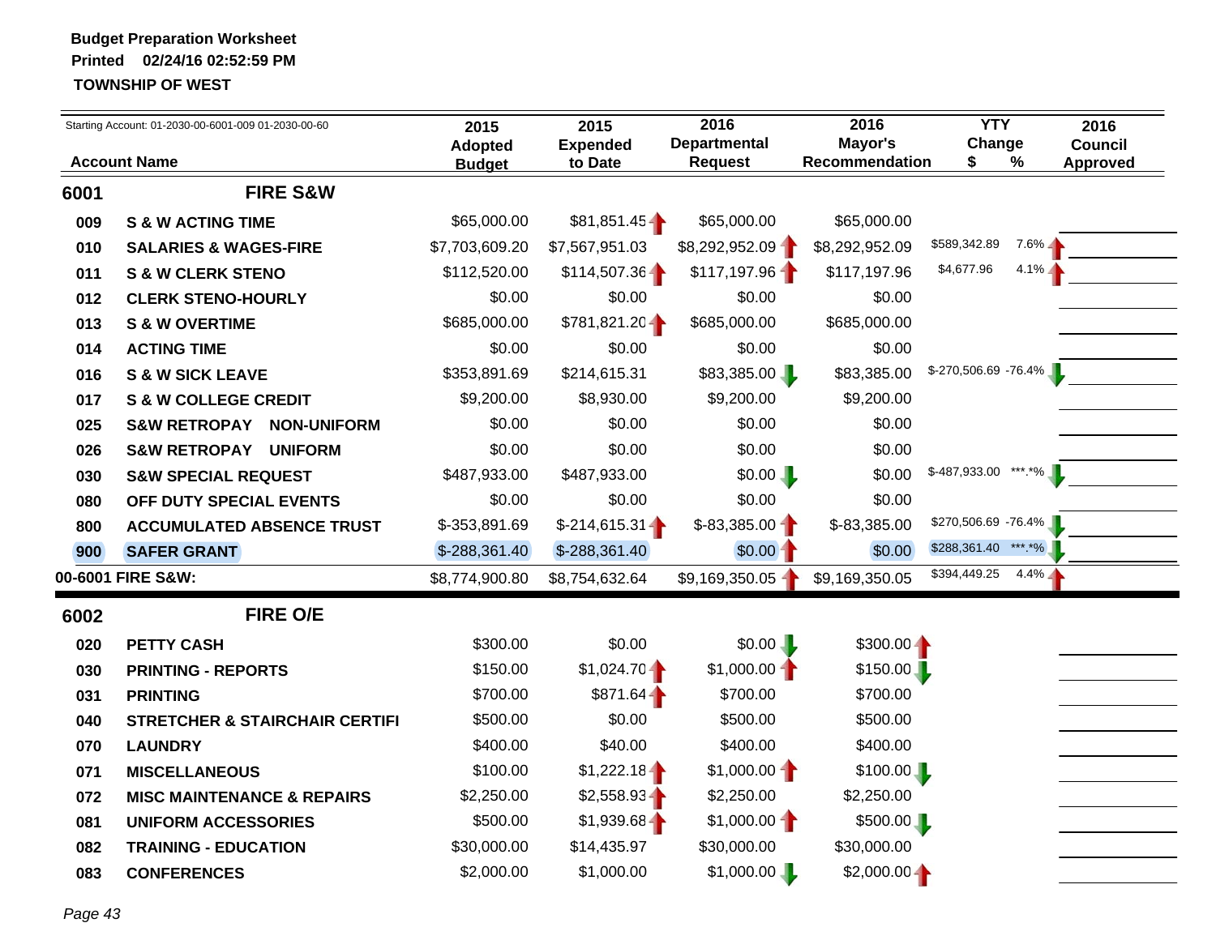**Budget Preparation Worksheet**
**Printed 02/24/16 02:52:59 PM**
**TOWNSHIP OF WEST**

Starting Account: 01-2030-00-6001-009 01-2030-00-60

| Account Name | | 2015 Adopted Budget | 2015 Expended to Date | 2016 Departmental Request | 2016 Mayor's Recommendation | YTY Change $ | YTY Change % | 2016 Council Approved |
|---|---|---|---|---|---|---|---|---|
| **6001** | **FIRE S&W** | | | | | | | |
| 009 | S & W ACTING TIME | $65,000.00 | $81,851.45 | $65,000.00 | $65,000.00 | | | |
| 010 | SALARIES & WAGES-FIRE | $7,703,609.20 | $7,567,951.03 | $8,292,952.09 | $8,292,952.09 | $589,342.89 | 7.6% | |
| 011 | S & W CLERK STENO | $112,520.00 | $114,507.36 | $117,197.96 | $117,197.96 | $4,677.96 | 4.1% | |
| 012 | CLERK STENO-HOURLY | $0.00 | $0.00 | $0.00 | $0.00 | | | |
| 013 | S & W OVERTIME | $685,000.00 | $781,821.20 | $685,000.00 | $685,000.00 | | | |
| 014 | ACTING TIME | $0.00 | $0.00 | $0.00 | $0.00 | | | |
| 016 | S & W SICK LEAVE | $353,891.69 | $214,615.31 | $83,385.00 | $83,385.00 | $-270,506.69 | -76.4% | |
| 017 | S & W COLLEGE CREDIT | $9,200.00 | $8,930.00 | $9,200.00 | $9,200.00 | | | |
| 025 | S&W RETROPAY NON-UNIFORM | $0.00 | $0.00 | $0.00 | $0.00 | | | |
| 026 | S&W RETROPAY UNIFORM | $0.00 | $0.00 | $0.00 | $0.00 | | | |
| 030 | S&W SPECIAL REQUEST | $487,933.00 | $487,933.00 | $0.00 | $0.00 | $-487,933.00 | ***.*% | |
| 080 | OFF DUTY SPECIAL EVENTS | $0.00 | $0.00 | $0.00 | $0.00 | | | |
| 800 | ACCUMULATED ABSENCE TRUST | $-353,891.69 | $-214,615.31 | $-83,385.00 | $-83,385.00 | $270,506.69 | -76.4% | |
| 900 | SAFER GRANT | $-288,361.40 | $-288,361.40 | $0.00 | $0.00 | $288,361.40 | ***.*% | |
| **00-6001 FIRE S&W:** | | $8,774,900.80 | $8,754,632.64 | $9,169,350.05 | $9,169,350.05 | $394,449.25 | 4.4% | |
| **6002** | **FIRE O/E** | | | | | | | |
| 020 | PETTY CASH | $300.00 | $0.00 | $0.00 | $300.00 | | | |
| 030 | PRINTING - REPORTS | $150.00 | $1,024.70 | $1,000.00 | $150.00 | | | |
| 031 | PRINTING | $700.00 | $871.64 | $700.00 | $700.00 | | | |
| 040 | STRETCHER & STAIRCHAIR CERTIFI | $500.00 | $0.00 | $500.00 | $500.00 | | | |
| 070 | LAUNDRY | $400.00 | $40.00 | $400.00 | $400.00 | | | |
| 071 | MISCELLANEOUS | $100.00 | $1,222.18 | $1,000.00 | $100.00 | | | |
| 072 | MISC MAINTENANCE & REPAIRS | $2,250.00 | $2,558.93 | $2,250.00 | $2,250.00 | | | |
| 081 | UNIFORM ACCESSORIES | $500.00 | $1,939.68 | $1,000.00 | $500.00 | | | |
| 082 | TRAINING - EDUCATION | $30,000.00 | $14,435.97 | $30,000.00 | $30,000.00 | | | |
| 083 | CONFERENCES | $2,000.00 | $1,000.00 | $1,000.00 | $2,000.00 | | | |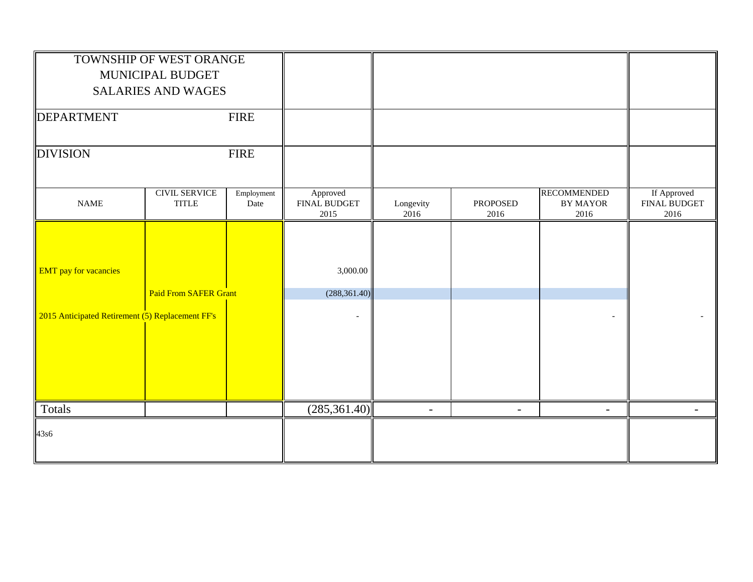| TOWNSHIP OF WEST ORANGE<br>MUNICIPAL BUDGET<br>SALARIES AND WAGES | | | | | | | |
|---|---|---|---|---|---|---|---|
| DEPARTMENT | | FIRE | | | | | |
| DIVISION | | FIRE | | | | | |
| NAME | CIVIL SERVICE TITLE | Employment Date | Approved FINAL BUDGET 2015 | Longevity 2016 | PROPOSED 2016 | RECOMMENDED BY MAYOR 2016 | If Approved FINAL BUDGET 2016 |
| EMT pay for vacancies | | | 3,000.00 | | | | |
| | Paid From SAFER Grant | | (288,361.40) | | | | |
| 2015 Anticipated Retirement (5) Replacement FF's | | | - | | | - | - |
| Totals | | | (285,361.40) | - | - | - | - |
| 43s6 | | | | | | | |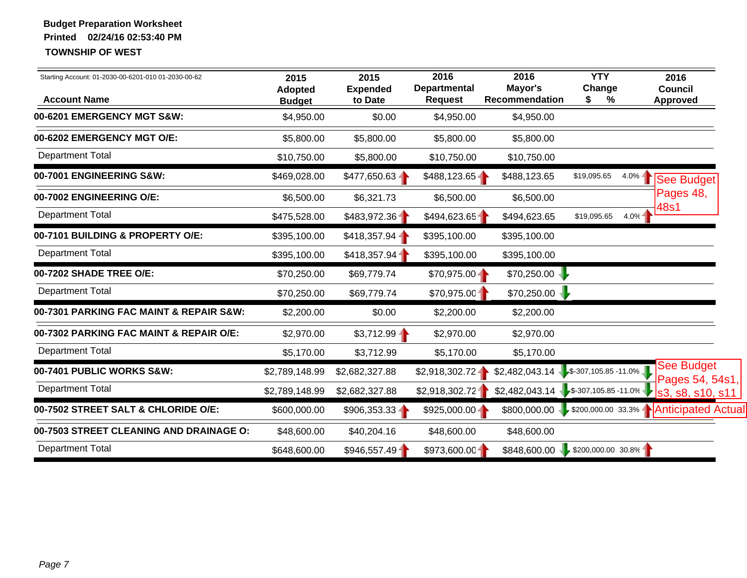**Budget Preparation Worksheet**

**Printed 02/24/16 02:53:40 PM**

**TOWNSHIP OF WEST**

Starting Account: 01-2030-00-6201-010 01-2030-00-62

| Account Name | 2015 Adopted Budget | 2015 Expended to Date | 2016 Departmental Request | 2016 Mayor's Recommendation | YTY Change $ | YTY Change % | 2016 Council Approved |
|---|---|---|---|---|---|---|---|
| **00-6201 EMERGENCY MGT S&W:** | $4,950.00 | $0.00 | $4,950.00 | $4,950.00 | | | |
| **00-6202 EMERGENCY MGT O/E:** | $5,800.00 | $5,800.00 | $5,800.00 | $5,800.00 | | | |
| Department Total | $10,750.00 | $5,800.00 | $10,750.00 | $10,750.00 | | | |
| **00-7001 ENGINEERING S&W:** | $469,028.00 | $477,650.63 | $488,123.65 | $488,123.65 | $19,095.65 | 4.0% | See Budget Pages 48, 48s1 |
| **00-7002 ENGINEERING O/E:** | $6,500.00 | $6,321.73 | $6,500.00 | $6,500.00 | | | |
| Department Total | $475,528.00 | $483,972.36 | $494,623.65 | $494,623.65 | $19,095.65 | 4.0% | |
| **00-7101 BUILDING & PROPERTY O/E:** | $395,100.00 | $418,357.94 | $395,100.00 | $395,100.00 | | | |
| Department Total | $395,100.00 | $418,357.94 | $395,100.00 | $395,100.00 | | | |
| **00-7202 SHADE TREE O/E:** | $70,250.00 | $69,779.74 | $70,975.00 | $70,250.00 | | | |
| Department Total | $70,250.00 | $69,779.74 | $70,975.00 | $70,250.00 | | | |
| **00-7301 PARKING FAC MAINT & REPAIR S&W:** | $2,200.00 | $0.00 | $2,200.00 | $2,200.00 | | | |
| **00-7302 PARKING FAC MAINT & REPAIR O/E:** | $2,970.00 | $3,712.99 | $2,970.00 | $2,970.00 | | | |
| Department Total | $5,170.00 | $3,712.99 | $5,170.00 | $5,170.00 | | | |
| **00-7401 PUBLIC WORKS S&W:** | $2,789,148.99 | $2,682,327.88 | $2,918,302.72 | $2,482,043.14 | $-307,105.85 | -11.0% | See Budget Pages 54, 54s1, s3, s8, s10, s11 |
| Department Total | $2,789,148.99 | $2,682,327.88 | $2,918,302.72 | $2,482,043.14 | $-307,105.85 | -11.0% | |
| **00-7502 STREET SALT & CHLORIDE O/E:** | $600,000.00 | $906,353.33 | $925,000.00 | $800,000.00 | $200,000.00 | 33.3% | Anticipated Actual |
| **00-7503 STREET CLEANING AND DRAINAGE O:** | $48,600.00 | $40,204.16 | $48,600.00 | $48,600.00 | | | |
| Department Total | $648,600.00 | $946,557.49 | $973,600.00 | $848,600.00 | $200,000.00 | 30.8% | |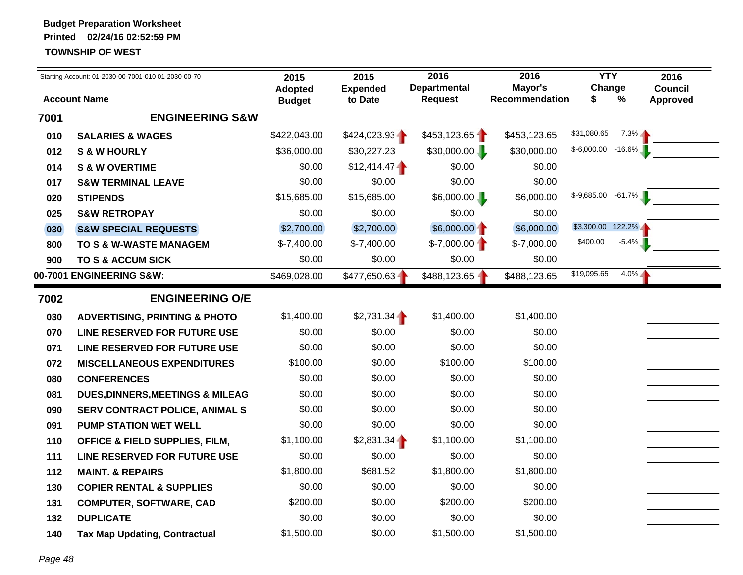**Budget Preparation Worksheet**
**Printed 02/24/16 02:52:59 PM**
**TOWNSHIP OF WEST**

Starting Account: 01-2030-00-7001-010 01-2030-00-70

| Account | Account Name | 2015 Adopted Budget | 2015 Expended to Date | 2016 Departmental Request | 2016 Mayor's Recommendation | YTY Change $ | YTY Change % | 2016 Council Approved |
|---|---|---|---|---|---|---|---|---|
| **7001** | **ENGINEERING S&W** | | | | | | | |
| 010 | SALARIES & WAGES | $422,043.00 | $424,023.93 | $453,123.65 | $453,123.65 | $31,080.65 | 7.3% | |
| 012 | S & W HOURLY | $36,000.00 | $30,227.23 | $30,000.00 | $30,000.00 | $-6,000.00 | -16.6% | |
| 014 | S & W OVERTIME | $0.00 | $12,414.47 | $0.00 | $0.00 | | | |
| 017 | S&W TERMINAL LEAVE | $0.00 | $0.00 | $0.00 | $0.00 | | | |
| 020 | STIPENDS | $15,685.00 | $15,685.00 | $6,000.00 | $6,000.00 | $-9,685.00 | -61.7% | |
| 025 | S&W RETROPAY | $0.00 | $0.00 | $0.00 | $0.00 | | | |
| 030 | S&W SPECIAL REQUESTS | $2,700.00 | $2,700.00 | $6,000.00 | $6,000.00 | $3,300.00 | 122.2% | |
| 800 | TO S & W-WASTE MANAGEM | $-7,400.00 | $-7,400.00 | $-7,000.00 | $-7,000.00 | $400.00 | -5.4% | |
| 900 | TO S & ACCUM SICK | $0.00 | $0.00 | $0.00 | $0.00 | | | |
| **00-7001 ENGINEERING S&W:** | | $469,028.00 | $477,650.63 | $488,123.65 | $488,123.65 | $19,095.65 | 4.0% | |
| **7002** | **ENGINEERING O/E** | | | | | | | |
| 030 | ADVERTISING, PRINTING & PHOTO | $1,400.00 | $2,731.34 | $1,400.00 | $1,400.00 | | | |
| 070 | LINE RESERVED FOR FUTURE USE | $0.00 | $0.00 | $0.00 | $0.00 | | | |
| 071 | LINE RESERVED FOR FUTURE USE | $0.00 | $0.00 | $0.00 | $0.00 | | | |
| 072 | MISCELLANEOUS EXPENDITURES | $100.00 | $0.00 | $100.00 | $100.00 | | | |
| 080 | CONFERENCES | $0.00 | $0.00 | $0.00 | $0.00 | | | |
| 081 | DUES,DINNERS,MEETINGS & MILEAG | $0.00 | $0.00 | $0.00 | $0.00 | | | |
| 090 | SERV CONTRACT POLICE, ANIMAL S | $0.00 | $0.00 | $0.00 | $0.00 | | | |
| 091 | PUMP STATION WET WELL | $0.00 | $0.00 | $0.00 | $0.00 | | | |
| 110 | OFFICE & FIELD SUPPLIES, FILM, | $1,100.00 | $2,831.34 | $1,100.00 | $1,100.00 | | | |
| 111 | LINE RESERVED FOR FUTURE USE | $0.00 | $0.00 | $0.00 | $0.00 | | | |
| 112 | MAINT. & REPAIRS | $1,800.00 | $681.52 | $1,800.00 | $1,800.00 | | | |
| 130 | COPIER RENTAL & SUPPLIES | $0.00 | $0.00 | $0.00 | $0.00 | | | |
| 131 | COMPUTER, SOFTWARE, CAD | $200.00 | $0.00 | $200.00 | $200.00 | | | |
| 132 | DUPLICATE | $0.00 | $0.00 | $0.00 | $0.00 | | | |
| 140 | Tax Map Updating, Contractual | $1,500.00 | $0.00 | $1,500.00 | $1,500.00 | | | |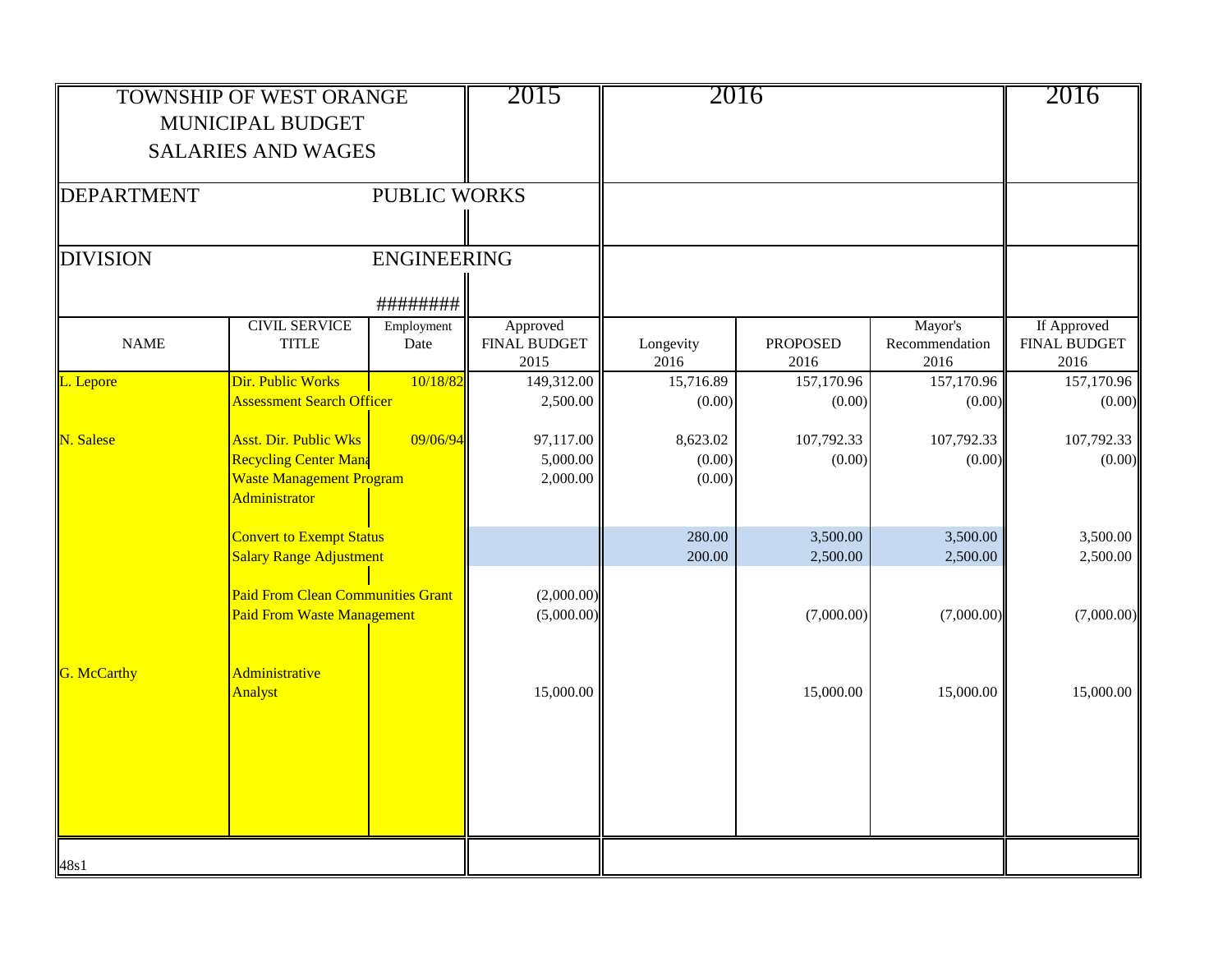TOWNSHIP OF WEST ORANGE
MUNICIPAL BUDGET
SALARIES AND WAGES

| | | | 2015 | 2016 | | | 2016 |
|---|---|---|---|---|---|---|---|
| DEPARTMENT | PUBLIC WORKS | | | | | | |
| DIVISION | ENGINEERING | | | | | | |
| | | ######## | | | | | |
| NAME | CIVIL SERVICE TITLE | Employment Date | Approved FINAL BUDGET 2015 | Longevity 2016 | PROPOSED 2016 | Mayor's Recommendation 2016 | If Approved FINAL BUDGET 2016 |
| L. Lepore | Dir. Public Works | 10/18/82 | 149,312.00 | 15,716.89 | 157,170.96 | 157,170.96 | 157,170.96 |
| | Assessment Search Officer | | 2,500.00 | (0.00) | (0.00) | (0.00) | (0.00) |
| N. Salese | Asst. Dir. Public Wks | 09/06/94 | 97,117.00 | 8,623.02 | 107,792.33 | 107,792.33 | 107,792.33 |
| | Recycling Center Mana | | 5,000.00 | (0.00) | (0.00) | (0.00) | (0.00) |
| | Waste Management Program Administrator | | 2,000.00 | (0.00) | | | |
| | Convert to Exempt Status | | | 280.00 | 3,500.00 | 3,500.00 | 3,500.00 |
| | Salary Range Adjustment | | | 200.00 | 2,500.00 | 2,500.00 | 2,500.00 |
| | Paid From Clean Communities Grant | | (2,000.00) | | | | |
| | Paid From Waste Management | | (5,000.00) | | (7,000.00) | (7,000.00) | (7,000.00) |
| G. McCarthy | Administrative Analyst | | 15,000.00 | | 15,000.00 | 15,000.00 | 15,000.00 |

48s1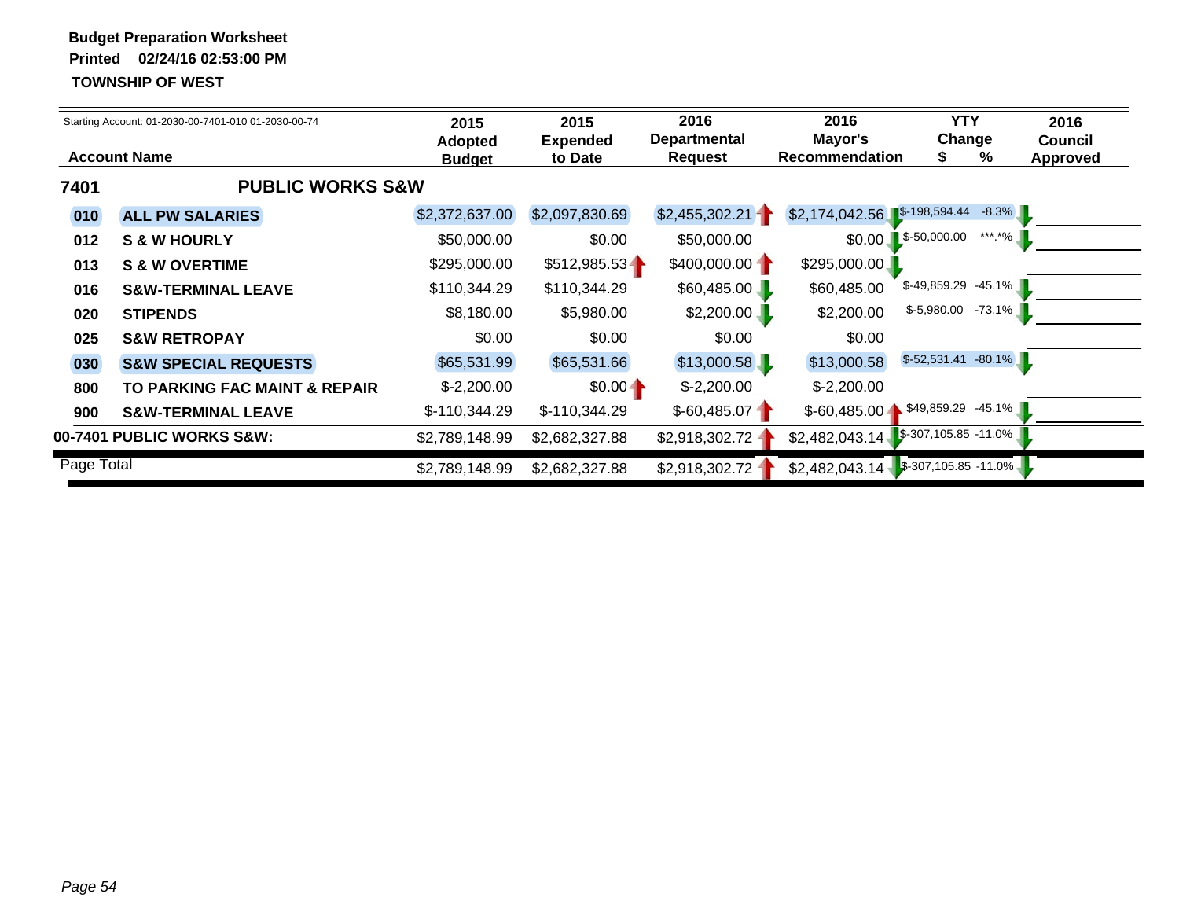**Budget Preparation Worksheet**

**Printed 02/24/16 02:53:00 PM**

**TOWNSHIP OF WEST**

Starting Account: 01-2030-00-7401-010 01-2030-00-74

| Account Name | | 2015 Adopted Budget | 2015 Expended to Date | 2016 Departmental Request | 2016 Mayor's Recommendation | YTY Change $ | YTY Change % | 2016 Council Approved |
|---|---|---|---|---|---|---|---|---|
| **7401** | **PUBLIC WORKS S&W** | | | | | | | |
| **010** | **ALL PW SALARIES** | $2,372,637.00 | $2,097,830.69 | $2,455,302.21 | $2,174,042.56 | $-198,594.44 | -8.3% | |
| **012** | **S & W HOURLY** | $50,000.00 | $0.00 | $50,000.00 | $0.00 | $-50,000.00 | ***.*% | |
| **013** | **S & W OVERTIME** | $295,000.00 | $512,985.53 | $400,000.00 | $295,000.00 | | | |
| **016** | **S&W-TERMINAL LEAVE** | $110,344.29 | $110,344.29 | $60,485.00 | $60,485.00 | $-49,859.29 | -45.1% | |
| **020** | **STIPENDS** | $8,180.00 | $5,980.00 | $2,200.00 | $2,200.00 | $-5,980.00 | -73.1% | |
| **025** | **S&W RETROPAY** | $0.00 | $0.00 | $0.00 | $0.00 | | | |
| **030** | **S&W SPECIAL REQUESTS** | $65,531.99 | $65,531.66 | $13,000.58 | $13,000.58 | $-52,531.41 | -80.1% | |
| **800** | **TO PARKING FAC MAINT & REPAIR** | $-2,200.00 | $0.00 | $-2,200.00 | $-2,200.00 | | | |
| **900** | **S&W-TERMINAL LEAVE** | $-110,344.29 | $-110,344.29 | $-60,485.07 | $-60,485.00 | $49,859.29 | -45.1% | |
| **00-7401 PUBLIC WORKS S&W:** | | $2,789,148.99 | $2,682,327.88 | $2,918,302.72 | $2,482,043.14 | $-307,105.85 | -11.0% | |
| Page Total | | $2,789,148.99 | $2,682,327.88 | $2,918,302.72 | $2,482,043.14 | $-307,105.85 | -11.0% | |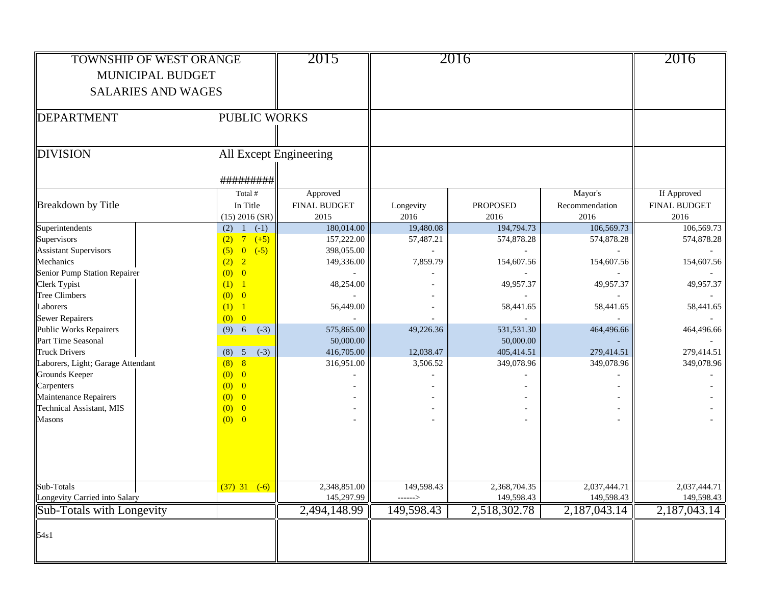| TOWNSHIP OF WEST ORANGE MUNICIPAL BUDGET SALARIES AND WAGES | | 2015 | 2016 | | | 2016 |
|---|---|---|---|---|---|---|
| DEPARTMENT | PUBLIC WORKS | | | | | |
| DIVISION | All Except Engineering | | | | | |
| | ######### | | | | | |
| Breakdown by Title | Total # In Title (15) 2016 (SR) | Approved FINAL BUDGET 2015 | Longevity 2016 | PROPOSED 2016 | Mayor's Recommendation 2016 | If Approved FINAL BUDGET 2016 |
| Superintendents | (2) 1 (-1) | 180,014.00 | 19,480.08 | 194,794.73 | 106,569.73 | 106,569.73 |
| Supervisors | (2) 7 (+5) | 157,222.00 | 57,487.21 | 574,878.28 | 574,878.28 | 574,878.28 |
| Assistant Supervisors | (5) 0 (-5) | 398,055.00 | - | - | - | - |
| Mechanics | (2) 2 | 149,336.00 | 7,859.79 | 154,607.56 | 154,607.56 | 154,607.56 |
| Senior Pump Station Repairer | (0) 0 | - | - | - | - | - |
| Clerk Typist | (1) 1 | 48,254.00 | - | 49,957.37 | 49,957.37 | 49,957.37 |
| Tree Climbers | (0) 0 | - | - | - | - | - |
| Laborers | (1) 1 | 56,449.00 | - | 58,441.65 | 58,441.65 | 58,441.65 |
| Sewer Repairers | (0) 0 | - | - | - | - | - |
| Public Works Repairers | (9) 6 (-3) | 575,865.00 | 49,226.36 | 531,531.30 | 464,496.66 | 464,496.66 |
| Part Time Seasonal | | 50,000.00 | | 50,000.00 | - | - |
| Truck Drivers | (8) 5 (-3) | 416,705.00 | 12,038.47 | 405,414.51 | 279,414.51 | 279,414.51 |
| Laborers, Light; Garage Attendant | (8) 8 | 316,951.00 | 3,506.52 | 349,078.96 | 349,078.96 | 349,078.96 |
| Grounds Keeper | (0) 0 | - | - | - | - | - |
| Carpenters | (0) 0 | - | - | - | - | - |
| Maintenance Repairers | (0) 0 | - | - | - | - | - |
| Technical Assistant, MIS | (0) 0 | - | - | - | - | - |
| Masons | (0) 0 | - | - | - | - | - |
| Sub-Totals | (37) 31 (-6) | 2,348,851.00 | 149,598.43 | 2,368,704.35 | 2,037,444.71 | 2,037,444.71 |
| Longevity Carried into Salary | | 145,297.99 | ------> | 149,598.43 | 149,598.43 | 149,598.43 |
| Sub-Totals with Longevity | | 2,494,148.99 | 149,598.43 | 2,518,302.78 | 2,187,043.14 | 2,187,043.14 |

54s1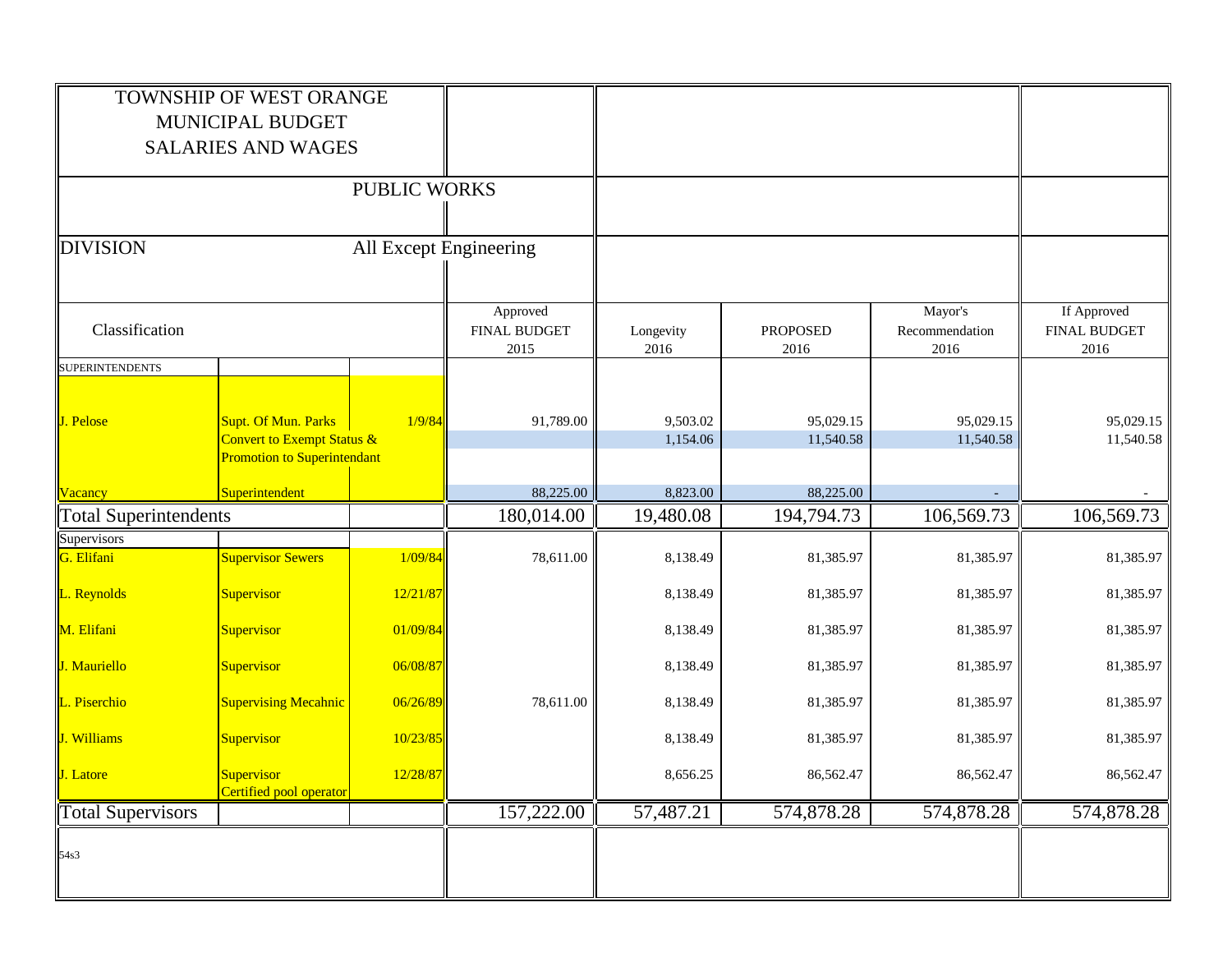TOWNSHIP OF WEST ORANGE
MUNICIPAL BUDGET
SALARIES AND WAGES

PUBLIC WORKS

DIVISION All Except Engineering

| Classification | | | Approved FINAL BUDGET 2015 | Longevity 2016 | PROPOSED 2016 | Mayor's Recommendation 2016 | If Approved FINAL BUDGET 2016 |
|---|---|---|---|---|---|---|---|
| SUPERINTENDENTS | | | | | | | |
| J. Pelose | Supt. Of Mun. Parks | 1/9/84 | 91,789.00 | 9,503.02 | 95,029.15 | 95,029.15 | 95,029.15 |
| | Convert to Exempt Status & Promotion to Superintendant | | | 1,154.06 | 11,540.58 | 11,540.58 | 11,540.58 |
| Vacancy | Superintendent | | 88,225.00 | 8,823.00 | 88,225.00 | - | - |
| Total Superintendents | | | 180,014.00 | 19,480.08 | 194,794.73 | 106,569.73 | 106,569.73 |
| Supervisors | | | | | | | |
| G. Elifani | Supervisor Sewers | 1/09/84 | 78,611.00 | 8,138.49 | 81,385.97 | 81,385.97 | 81,385.97 |
| L. Reynolds | Supervisor | 12/21/87 | | 8,138.49 | 81,385.97 | 81,385.97 | 81,385.97 |
| M. Elifani | Supervisor | 01/09/84 | | 8,138.49 | 81,385.97 | 81,385.97 | 81,385.97 |
| J. Mauriello | Supervisor | 06/08/87 | | 8,138.49 | 81,385.97 | 81,385.97 | 81,385.97 |
| L. Piserchio | Supervising Mecahnic | 06/26/89 | 78,611.00 | 8,138.49 | 81,385.97 | 81,385.97 | 81,385.97 |
| J. Williams | Supervisor | 10/23/85 | | 8,138.49 | 81,385.97 | 81,385.97 | 81,385.97 |
| J. Latore | Supervisor Certified pool operator | 12/28/87 | | 8,656.25 | 86,562.47 | 86,562.47 | 86,562.47 |
| Total Supervisors | | | 157,222.00 | 57,487.21 | 574,878.28 | 574,878.28 | 574,878.28 |

54s3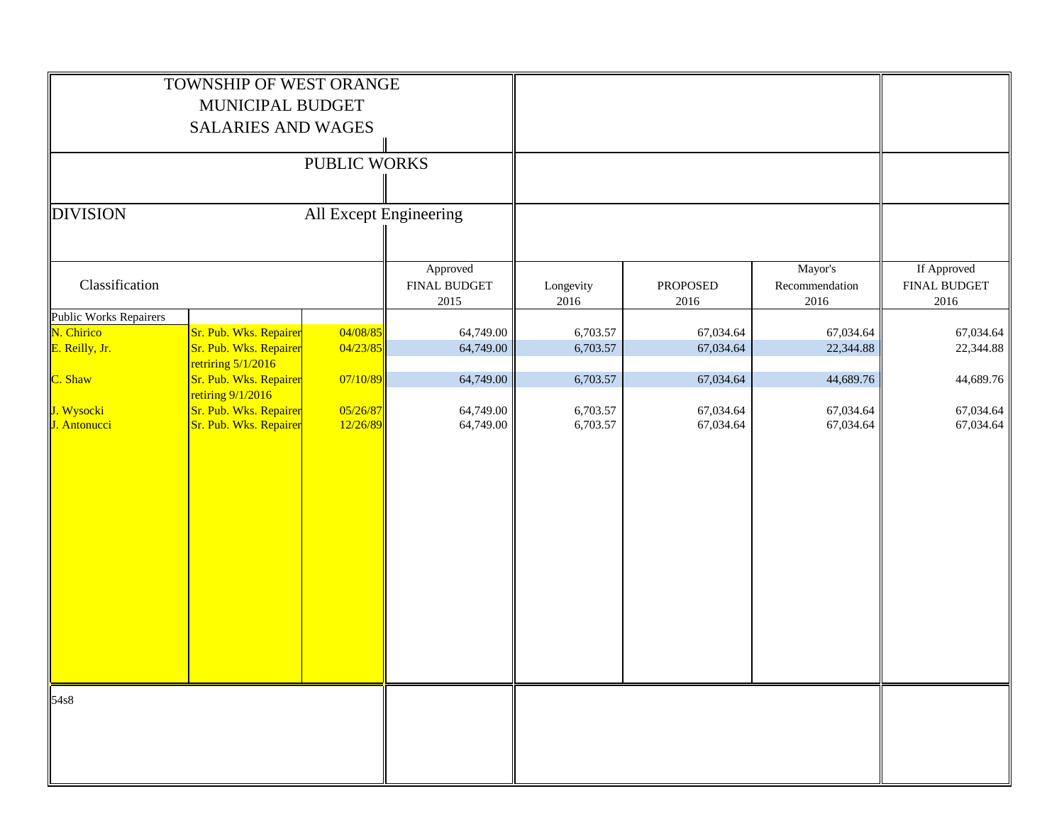TOWNSHIP OF WEST ORANGE
MUNICIPAL BUDGET
SALARIES AND WAGES

PUBLIC WORKS

DIVISION All Except Engineering

| Classification | | | Approved FINAL BUDGET 2015 | Longevity 2016 | PROPOSED 2016 | Mayor's Recommendation 2016 | If Approved FINAL BUDGET 2016 |
|---|---|---|---|---|---|---|---|
| Public Works Repairers | | | | | | | |
| N. Chirico | Sr. Pub. Wks. Repairer | 04/08/85 | 64,749.00 | 6,703.57 | 67,034.64 | 67,034.64 | 67,034.64 |
| E. Reilly, Jr. | Sr. Pub. Wks. Repairer retiring 5/1/2016 | 04/23/85 | 64,749.00 | 6,703.57 | 67,034.64 | 22,344.88 | 22,344.88 |
| C. Shaw | Sr. Pub. Wks. Repairer retiring 9/1/2016 | 07/10/89 | 64,749.00 | 6,703.57 | 67,034.64 | 44,689.76 | 44,689.76 |
| J. Wysocki | Sr. Pub. Wks. Repairer | 05/26/87 | 64,749.00 | 6,703.57 | 67,034.64 | 67,034.64 | 67,034.64 |
| J. Antonucci | Sr. Pub. Wks. Repairer | 12/26/89 | 64,749.00 | 6,703.57 | 67,034.64 | 67,034.64 | 67,034.64 |

54s8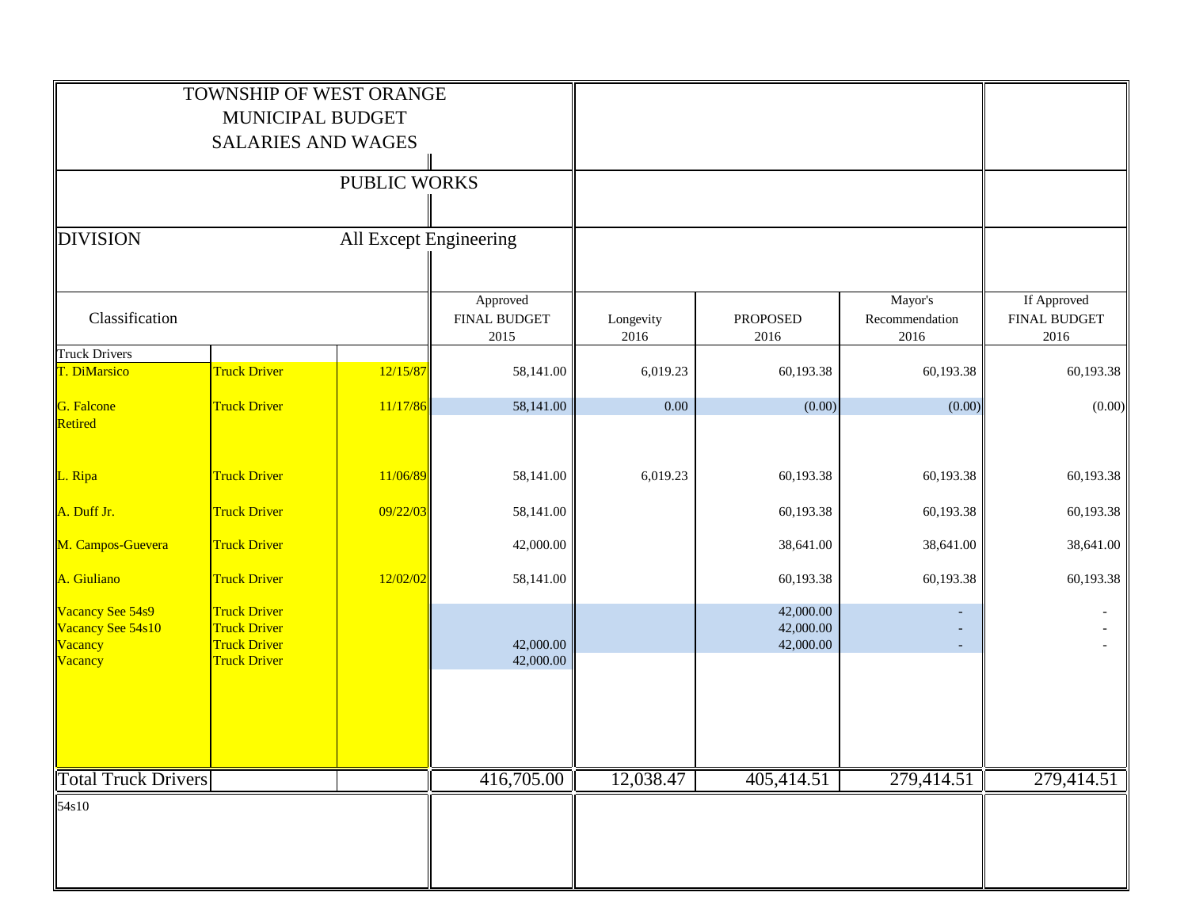TOWNSHIP OF WEST ORANGE
MUNICIPAL BUDGET
SALARIES AND WAGES

PUBLIC WORKS

DIVISION All Except Engineering

| Classification | | | Approved FINAL BUDGET 2015 | Longevity 2016 | PROPOSED 2016 | Mayor's Recommendation 2016 | If Approved FINAL BUDGET 2016 |
|---|---|---|---|---|---|---|---|
| Truck Drivers | | | | | | | |
| T. DiMarsico | Truck Driver | 12/15/87 | 58,141.00 | 6,019.23 | 60,193.38 | 60,193.38 | 60,193.38 |
| G. Falcone Retired | Truck Driver | 11/17/86 | 58,141.00 | 0.00 | (0.00) | (0.00) | (0.00) |
| L. Ripa | Truck Driver | 11/06/89 | 58,141.00 | 6,019.23 | 60,193.38 | 60,193.38 | 60,193.38 |
| A. Duff Jr. | Truck Driver | 09/22/03 | 58,141.00 | | 60,193.38 | 60,193.38 | 60,193.38 |
| M. Campos-Guevera | Truck Driver | | 42,000.00 | | 38,641.00 | 38,641.00 | 38,641.00 |
| A. Giuliano | Truck Driver | 12/02/02 | 58,141.00 | | 60,193.38 | 60,193.38 | 60,193.38 |
| Vacancy See 54s9 | Truck Driver | | | | 42,000.00 | - | - |
| Vacancy See 54s10 | Truck Driver | | | | 42,000.00 | - | - |
| Vacancy | Truck Driver | | 42,000.00 | | 42,000.00 | - | - |
| Vacancy | Truck Driver | | 42,000.00 | | | | |
| Total Truck Drivers | | | 416,705.00 | 12,038.47 | 405,414.51 | 279,414.51 | 279,414.51 |

54s10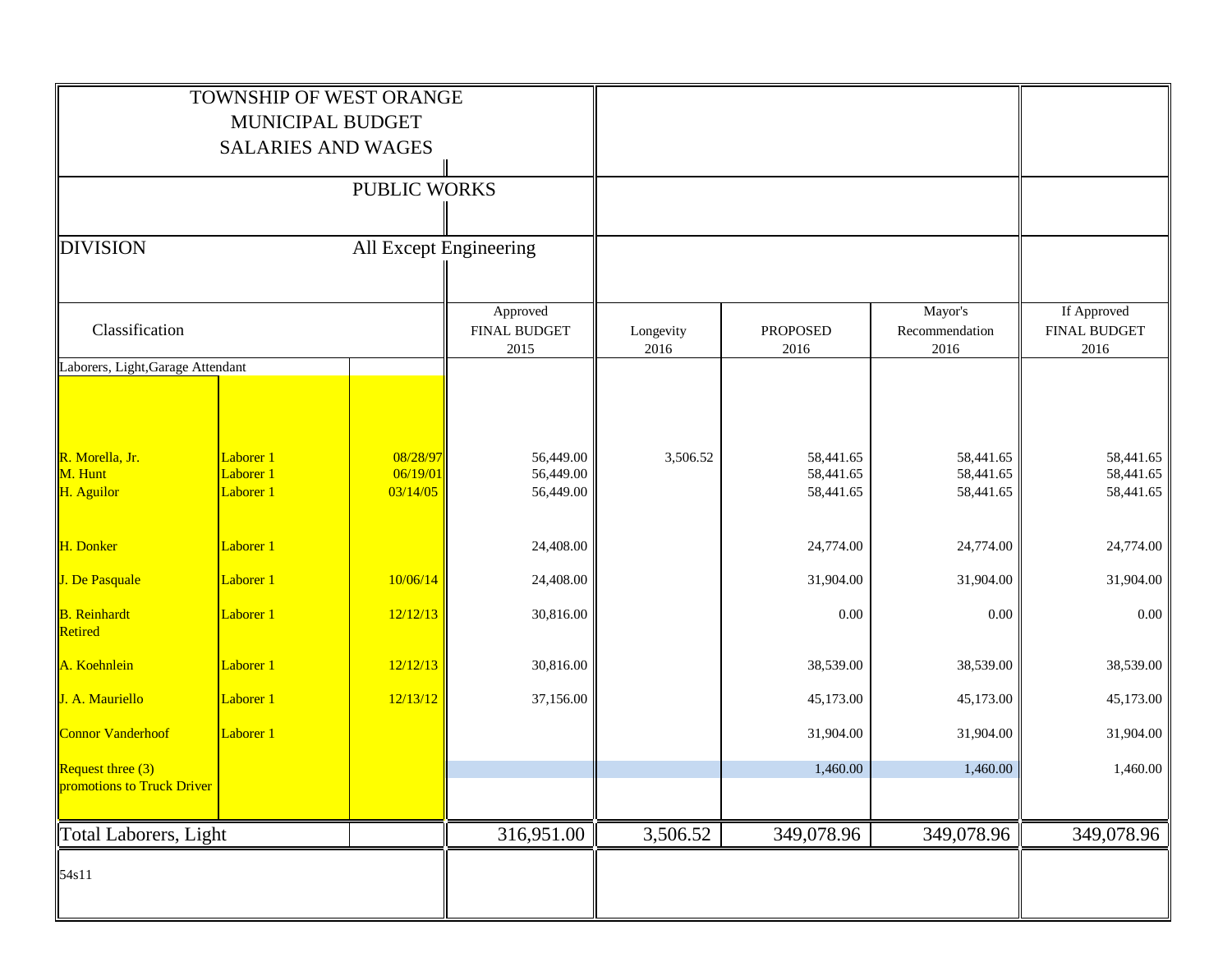# TOWNSHIP OF WEST ORANGE
## MUNICIPAL BUDGET
## SALARIES AND WAGES

### PUBLIC WORKS

**DIVISION** All Except Engineering

| Classification | | | Approved FINAL BUDGET 2015 | Longevity 2016 | PROPOSED 2016 | Mayor's Recommendation 2016 | If Approved FINAL BUDGET 2016 |
|---|---|---|---|---|---|---|---|
| Laborers, Light,Garage Attendant | | | | | | | |
| R. Morella, Jr. | Laborer 1 | 08/28/97 | 56,449.00 | 3,506.52 | 58,441.65 | 58,441.65 | 58,441.65 |
| M. Hunt | Laborer 1 | 06/19/01 | 56,449.00 | | 58,441.65 | 58,441.65 | 58,441.65 |
| H. Aguilor | Laborer 1 | 03/14/05 | 56,449.00 | | 58,441.65 | 58,441.65 | 58,441.65 |
| H. Donker | Laborer 1 | | 24,408.00 | | 24,774.00 | 24,774.00 | 24,774.00 |
| J. De Pasquale | Laborer 1 | 10/06/14 | 24,408.00 | | 31,904.00 | 31,904.00 | 31,904.00 |
| B. Reinhardt Retired | Laborer 1 | 12/12/13 | 30,816.00 | | 0.00 | 0.00 | 0.00 |
| A. Koehnlein | Laborer 1 | 12/12/13 | 30,816.00 | | 38,539.00 | 38,539.00 | 38,539.00 |
| J. A. Mauriello | Laborer 1 | 12/13/12 | 37,156.00 | | 45,173.00 | 45,173.00 | 45,173.00 |
| Connor Vanderhoof | Laborer 1 | | | | 31,904.00 | 31,904.00 | 31,904.00 |
| Request three (3) promotions to Truck Driver | | | | | 1,460.00 | 1,460.00 | 1,460.00 |
| **Total Laborers, Light** | | | **316,951.00** | **3,506.52** | **349,078.96** | **349,078.96** | **349,078.96** |

54s11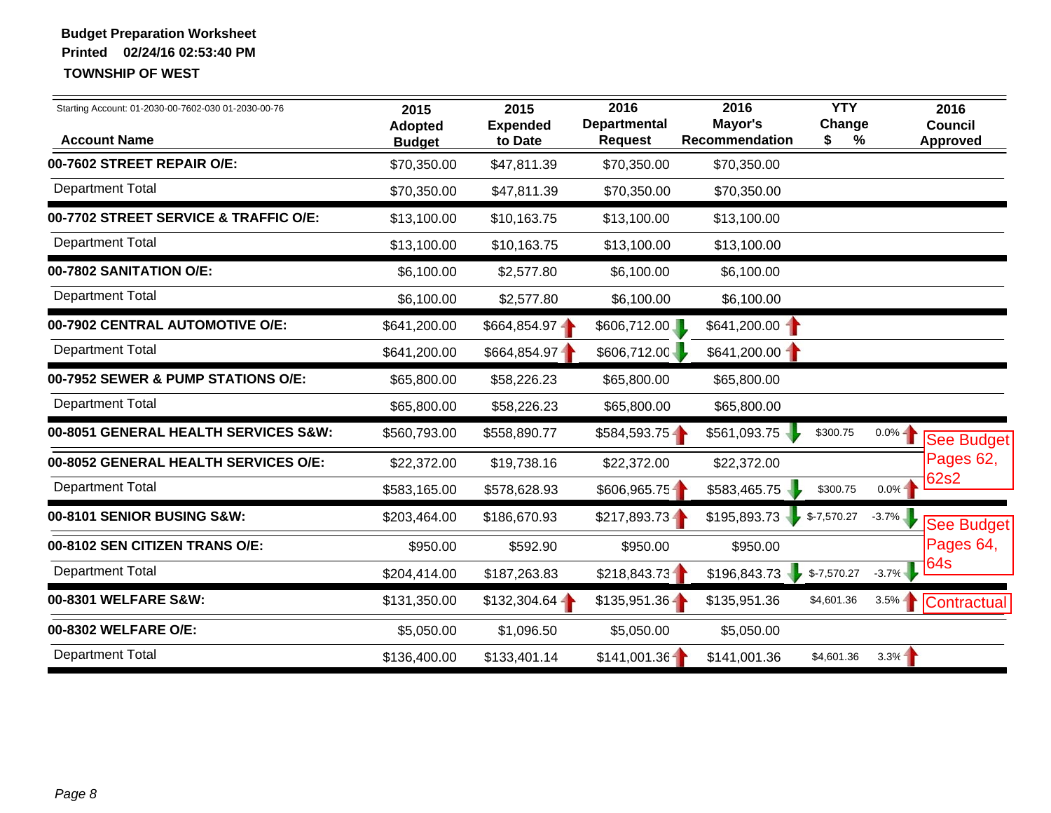**Budget Preparation Worksheet**

**Printed 02/24/16 02:53:40 PM**

**TOWNSHIP OF WEST**

| Starting Account: 01-2030-00-7602-030 01-2030-00-76 **Account Name** | **2015 Adopted Budget** | **2015 Expended to Date** | **2016 Departmental Request** | **2016 Mayor's Recommendation** | **YTY Change $** | **YTY Change %** | **2016 Council Approved** |
|---|---|---|---|---|---|---|---|
| **00-7602 STREET REPAIR O/E:** | $70,350.00 | $47,811.39 | $70,350.00 | $70,350.00 | | | |
| Department Total | $70,350.00 | $47,811.39 | $70,350.00 | $70,350.00 | | | |
| **00-7702 STREET SERVICE & TRAFFIC O/E:** | $13,100.00 | $10,163.75 | $13,100.00 | $13,100.00 | | | |
| Department Total | $13,100.00 | $10,163.75 | $13,100.00 | $13,100.00 | | | |
| **00-7802 SANITATION O/E:** | $6,100.00 | $2,577.80 | $6,100.00 | $6,100.00 | | | |
| Department Total | $6,100.00 | $2,577.80 | $6,100.00 | $6,100.00 | | | |
| **00-7902 CENTRAL AUTOMOTIVE O/E:** | $641,200.00 | $664,854.97 | $606,712.00 | $641,200.00 | | | |
| Department Total | $641,200.00 | $664,854.97 | $606,712.00 | $641,200.00 | | | |
| **00-7952 SEWER & PUMP STATIONS O/E:** | $65,800.00 | $58,226.23 | $65,800.00 | $65,800.00 | | | |
| Department Total | $65,800.00 | $58,226.23 | $65,800.00 | $65,800.00 | | | |
| **00-8051 GENERAL HEALTH SERVICES S&W:** | $560,793.00 | $558,890.77 | $584,593.75 | $561,093.75 | $300.75 | 0.0% | See Budget Pages 62, 62s2 |
| **00-8052 GENERAL HEALTH SERVICES O/E:** | $22,372.00 | $19,738.16 | $22,372.00 | $22,372.00 | | | |
| Department Total | $583,165.00 | $578,628.93 | $606,965.75 | $583,465.75 | $300.75 | 0.0% | |
| **00-8101 SENIOR BUSING S&W:** | $203,464.00 | $186,670.93 | $217,893.73 | $195,893.73 | $-7,570.27 | -3.7% | See Budget Pages 64, 64s |
| **00-8102 SEN CITIZEN TRANS O/E:** | $950.00 | $592.90 | $950.00 | $950.00 | | | |
| Department Total | $204,414.00 | $187,263.83 | $218,843.73 | $196,843.73 | $-7,570.27 | -3.7% | |
| **00-8301 WELFARE S&W:** | $131,350.00 | $132,304.64 | $135,951.36 | $135,951.36 | $4,601.36 | 3.5% | Contractual |
| **00-8302 WELFARE O/E:** | $5,050.00 | $1,096.50 | $5,050.00 | $5,050.00 | | | |
| Department Total | $136,400.00 | $133,401.14 | $141,001.36 | $141,001.36 | $4,601.36 | 3.3% | |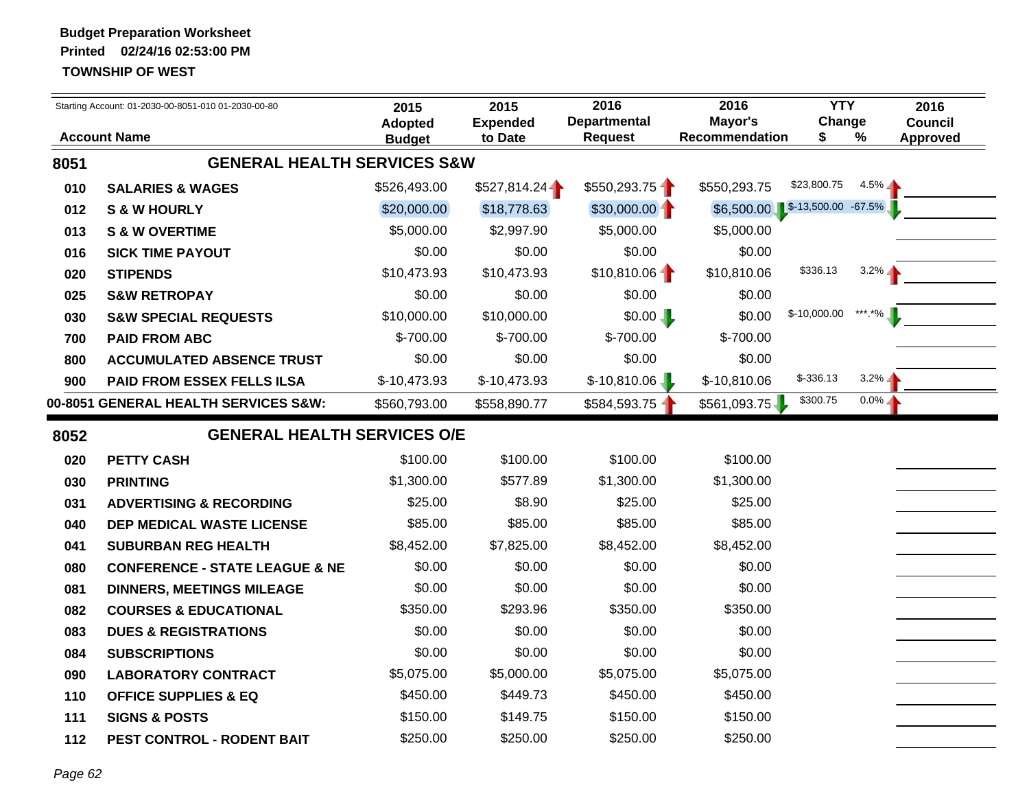**Budget Preparation Worksheet**

**Printed 02/24/16 02:53:00 PM**

**TOWNSHIP OF WEST**

Starting Account: 01-2030-00-8051-010 01-2030-00-80

| Account Name | | 2015 Adopted Budget | 2015 Expended to Date | 2016 Departmental Request | 2016 Mayor's Recommendation | YTY Change $ | YTY Change % | 2016 Council Approved |
|---|---|---|---|---|---|---|---|---|
| **8051** | **GENERAL HEALTH SERVICES S&W** | | | | | | | |
| **010** | **SALARIES & WAGES** | $526,493.00 | $527,814.24 | $550,293.75 | $550,293.75 | $23,800.75 | 4.5% | |
| **012** | **S & W HOURLY** | $20,000.00 | $18,778.63 | $30,000.00 | $6,500.00 | $-13,500.00 | -67.5% | |
| **013** | **S & W OVERTIME** | $5,000.00 | $2,997.90 | $5,000.00 | $5,000.00 | | | |
| **016** | **SICK TIME PAYOUT** | $0.00 | $0.00 | $0.00 | $0.00 | | | |
| **020** | **STIPENDS** | $10,473.93 | $10,473.93 | $10,810.06 | $10,810.06 | $336.13 | 3.2% | |
| **025** | **S&W RETROPAY** | $0.00 | $0.00 | $0.00 | $0.00 | | | |
| **030** | **S&W SPECIAL REQUESTS** | $10,000.00 | $10,000.00 | $0.00 | $0.00 | $-10,000.00 | ***.*% | |
| **700** | **PAID FROM ABC** | $-700.00 | $-700.00 | $-700.00 | $-700.00 | | | |
| **800** | **ACCUMULATED ABSENCE TRUST** | $0.00 | $0.00 | $0.00 | $0.00 | | | |
| **900** | **PAID FROM ESSEX FELLS ILSA** | $-10,473.93 | $-10,473.93 | $-10,810.06 | $-10,810.06 | $-336.13 | 3.2% | |
| **00-8051 GENERAL HEALTH SERVICES S&W:** | | $560,793.00 | $558,890.77 | $584,593.75 | $561,093.75 | $300.75 | 0.0% | |
| **8052** | **GENERAL HEALTH SERVICES O/E** | | | | | | | |
| **020** | **PETTY CASH** | $100.00 | $100.00 | $100.00 | $100.00 | | | |
| **030** | **PRINTING** | $1,300.00 | $577.89 | $1,300.00 | $1,300.00 | | | |
| **031** | **ADVERTISING & RECORDING** | $25.00 | $8.90 | $25.00 | $25.00 | | | |
| **040** | **DEP MEDICAL WASTE LICENSE** | $85.00 | $85.00 | $85.00 | $85.00 | | | |
| **041** | **SUBURBAN REG HEALTH** | $8,452.00 | $7,825.00 | $8,452.00 | $8,452.00 | | | |
| **080** | **CONFERENCE - STATE LEAGUE & NE** | $0.00 | $0.00 | $0.00 | $0.00 | | | |
| **081** | **DINNERS, MEETINGS MILEAGE** | $0.00 | $0.00 | $0.00 | $0.00 | | | |
| **082** | **COURSES & EDUCATIONAL** | $350.00 | $293.96 | $350.00 | $350.00 | | | |
| **083** | **DUES & REGISTRATIONS** | $0.00 | $0.00 | $0.00 | $0.00 | | | |
| **084** | **SUBSCRIPTIONS** | $0.00 | $0.00 | $0.00 | $0.00 | | | |
| **090** | **LABORATORY CONTRACT** | $5,075.00 | $5,000.00 | $5,075.00 | $5,075.00 | | | |
| **110** | **OFFICE SUPPLIES & EQ** | $450.00 | $449.73 | $450.00 | $450.00 | | | |
| **111** | **SIGNS & POSTS** | $150.00 | $149.75 | $150.00 | $150.00 | | | |
| **112** | **PEST CONTROL - RODENT BAIT** | $250.00 | $250.00 | $250.00 | $250.00 | | | |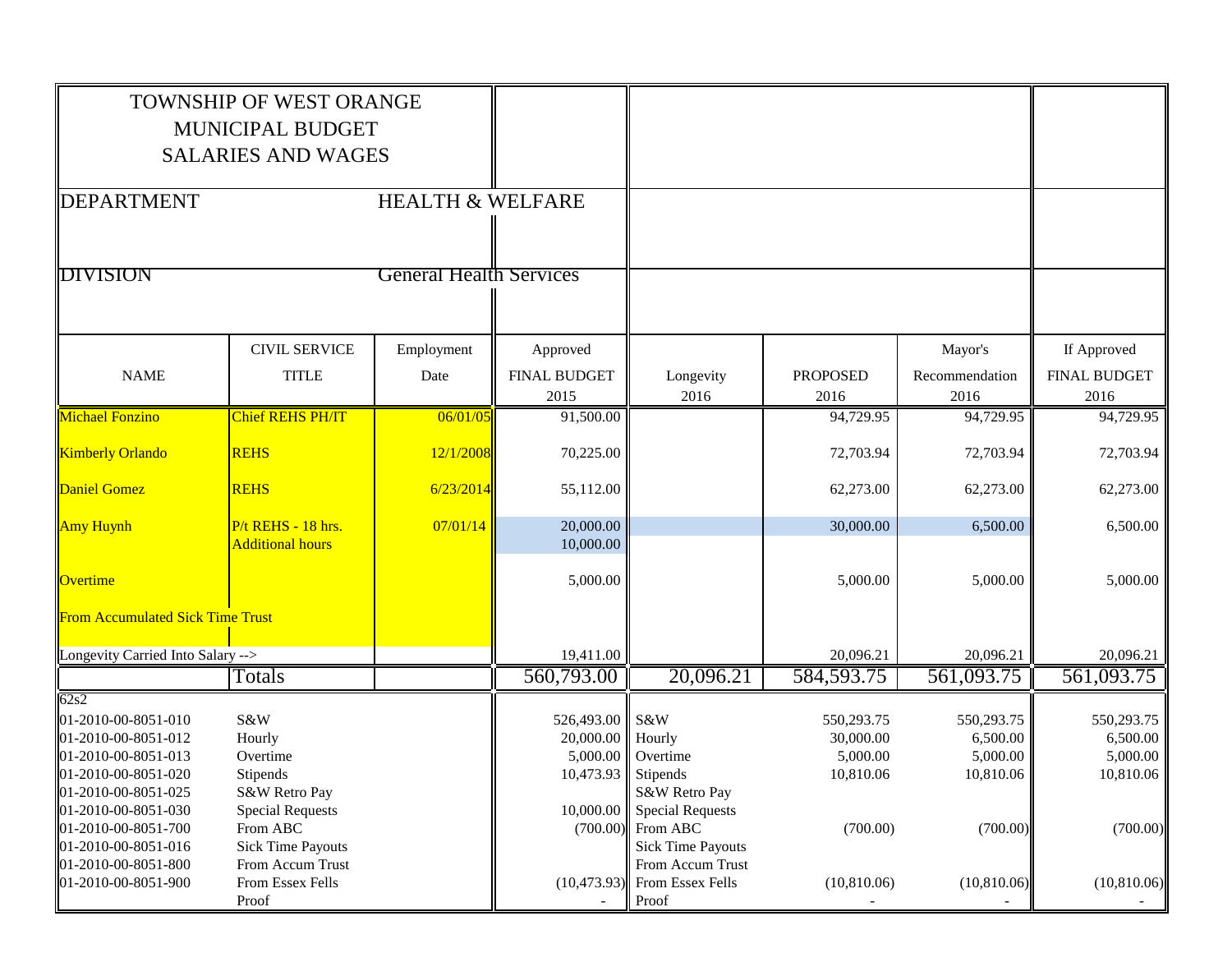# TOWNSHIP OF WEST ORANGE
## MUNICIPAL BUDGET
## SALARIES AND WAGES

**DEPARTMENT** HEALTH & WELFARE

**DIVISION** General Health Services

| NAME | CIVIL SERVICE TITLE | Employment Date | Approved FINAL BUDGET 2015 | Longevity 2016 | PROPOSED 2016 | Mayor's Recommendation 2016 | If Approved FINAL BUDGET 2016 |
|---|---|---|---|---|---|---|---|
| Michael Fonzino | Chief REHS PH/IT | 06/01/05 | 91,500.00 | | 94,729.95 | 94,729.95 | 94,729.95 |
| Kimberly Orlando | REHS | 12/1/2008 | 70,225.00 | | 72,703.94 | 72,703.94 | 72,703.94 |
| Daniel Gomez | REHS | 6/23/2014 | 55,112.00 | | 62,273.00 | 62,273.00 | 62,273.00 |
| Amy Huynh | P/t REHS - 18 hrs. | 07/01/14 | 20,000.00 | | 30,000.00 | 6,500.00 | 6,500.00 |
| | Additional hours | | 10,000.00 | | | | |
| Overtime | | | 5,000.00 | | 5,000.00 | 5,000.00 | 5,000.00 |
| From Accumulated Sick Time Trust | | | | | | | |
| Longevity Carried Into Salary --> | | | 19,411.00 | | 20,096.21 | 20,096.21 | 20,096.21 |
| | Totals | | 560,793.00 | 20,096.21 | 584,593.75 | 561,093.75 | 561,093.75 |

62s2

| Account | Description | | 2015 | Description | PROPOSED 2016 | Mayor's Recommendation 2016 | If Approved FINAL BUDGET 2016 |
|---|---|---|---|---|---|---|---|
| 01-2010-00-8051-010 | S&W | | 526,493.00 | S&W | 550,293.75 | 550,293.75 | 550,293.75 |
| 01-2010-00-8051-012 | Hourly | | 20,000.00 | Hourly | 30,000.00 | 6,500.00 | 6,500.00 |
| 01-2010-00-8051-013 | Overtime | | 5,000.00 | Overtime | 5,000.00 | 5,000.00 | 5,000.00 |
| 01-2010-00-8051-020 | Stipends | | 10,473.93 | Stipends | 10,810.06 | 10,810.06 | 10,810.06 |
| 01-2010-00-8051-025 | S&W Retro Pay | | | S&W Retro Pay | | | |
| 01-2010-00-8051-030 | Special Requests | | 10,000.00 | Special Requests | | | |
| 01-2010-00-8051-700 | From ABC | | (700.00) | From ABC | (700.00) | (700.00) | (700.00) |
| 01-2010-00-8051-016 | Sick Time Payouts | | | Sick Time Payouts | | | |
| 01-2010-00-8051-800 | From Accum Trust | | | From Accum Trust | | | |
| 01-2010-00-8051-900 | From Essex Fells | | (10,473.93) | From Essex Fells | (10,810.06) | (10,810.06) | (10,810.06) |
| | Proof | | - | Proof | - | - | - |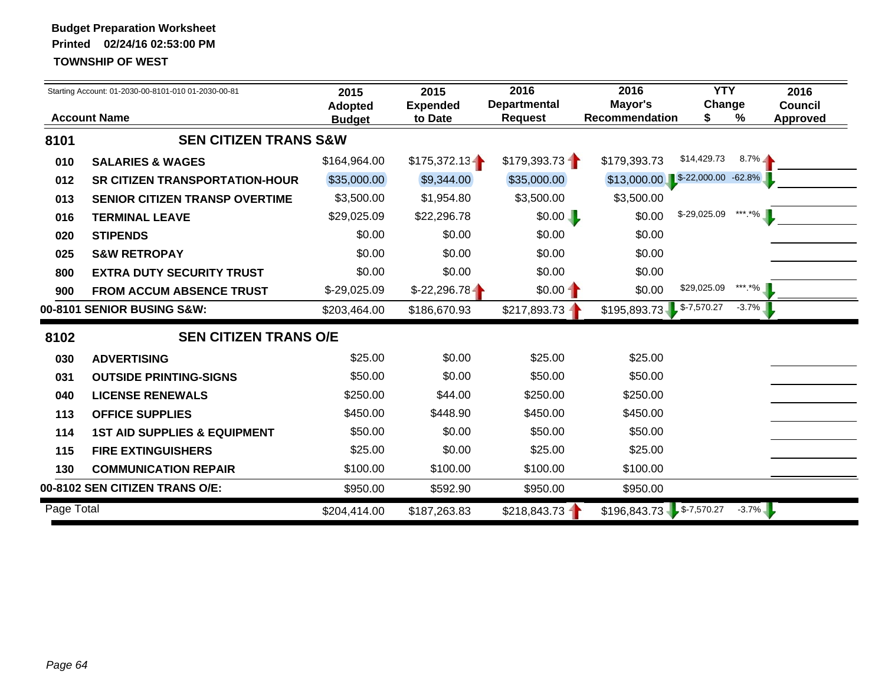**Budget Preparation Worksheet**
**Printed 02/24/16 02:53:00 PM**
**TOWNSHIP OF WEST**

Starting Account: 01-2030-00-8101-010 01-2030-00-81

| | Account Name | 2015 Adopted Budget | 2015 Expended to Date | 2016 Departmental Request | 2016 Mayor's Recommendation | YTY Change $ | YTY Change % | 2016 Council Approved |
|---|---|---|---|---|---|---|---|---|
| **8101** | **SEN CITIZEN TRANS S&W** | | | | | | | |
| 010 | SALARIES & WAGES | $164,964.00 | $175,372.13 | $179,393.73 | $179,393.73 | $14,429.73 | 8.7% | |
| 012 | SR CITIZEN TRANSPORTATION-HOUR | $35,000.00 | $9,344.00 | $35,000.00 | $13,000.00 | $-22,000.00 | -62.8% | |
| 013 | SENIOR CITIZEN TRANSP OVERTIME | $3,500.00 | $1,954.80 | $3,500.00 | $3,500.00 | | | |
| 016 | TERMINAL LEAVE | $29,025.09 | $22,296.78 | $0.00 | $0.00 | $-29,025.09 | ***.*% | |
| 020 | STIPENDS | $0.00 | $0.00 | $0.00 | $0.00 | | | |
| 025 | S&W RETROPAY | $0.00 | $0.00 | $0.00 | $0.00 | | | |
| 800 | EXTRA DUTY SECURITY TRUST | $0.00 | $0.00 | $0.00 | $0.00 | | | |
| 900 | FROM ACCUM ABSENCE TRUST | $-29,025.09 | $-22,296.78 | $0.00 | $0.00 | $29,025.09 | ***.*% | |
| **00-8101 SENIOR BUSING S&W:** | | $203,464.00 | $186,670.93 | $217,893.73 | $195,893.73 | $-7,570.27 | -3.7% | |
| **8102** | **SEN CITIZEN TRANS O/E** | | | | | | | |
| 030 | ADVERTISING | $25.00 | $0.00 | $25.00 | $25.00 | | | |
| 031 | OUTSIDE PRINTING-SIGNS | $50.00 | $0.00 | $50.00 | $50.00 | | | |
| 040 | LICENSE RENEWALS | $250.00 | $44.00 | $250.00 | $250.00 | | | |
| 113 | OFFICE SUPPLIES | $450.00 | $448.90 | $450.00 | $450.00 | | | |
| 114 | 1ST AID SUPPLIES & EQUIPMENT | $50.00 | $0.00 | $50.00 | $50.00 | | | |
| 115 | FIRE EXTINGUISHERS | $25.00 | $0.00 | $25.00 | $25.00 | | | |
| 130 | COMMUNICATION REPAIR | $100.00 | $100.00 | $100.00 | $100.00 | | | |
| **00-8102 SEN CITIZEN TRANS O/E:** | | $950.00 | $592.90 | $950.00 | $950.00 | | | |
| Page Total | | $204,414.00 | $187,263.83 | $218,843.73 | $196,843.73 | $-7,570.27 | -3.7% | |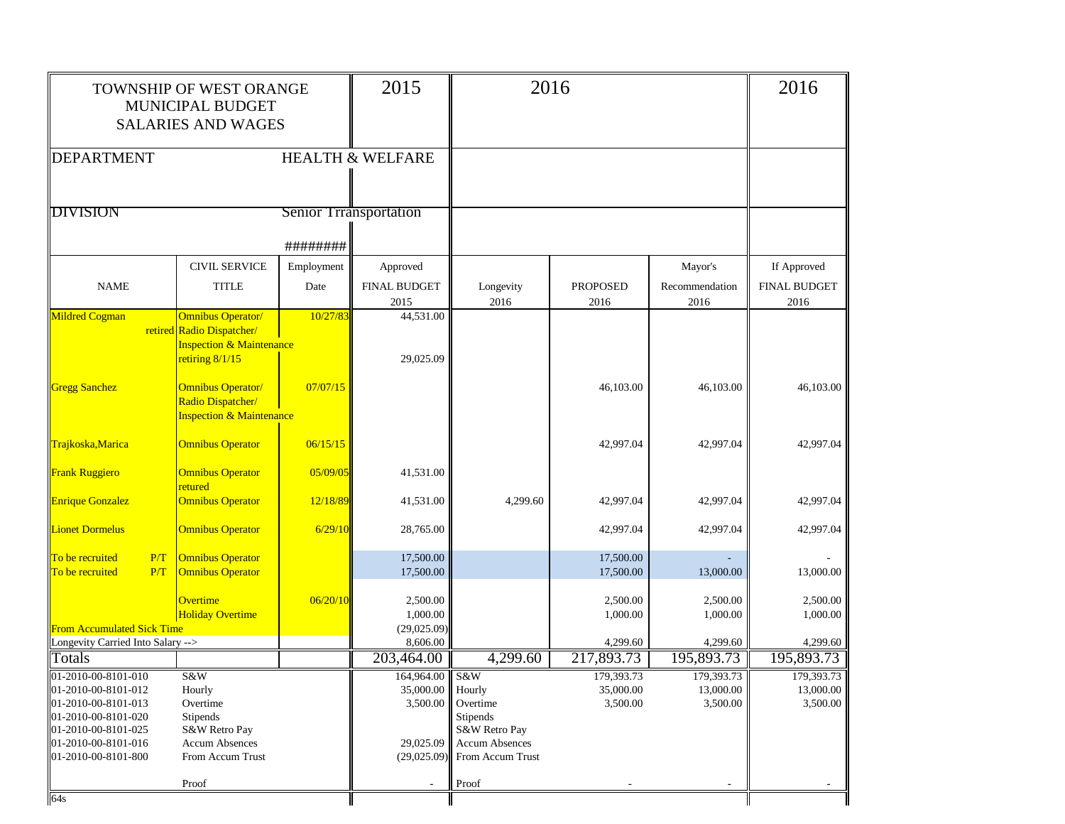| TOWNSHIP OF WEST ORANGE MUNICIPAL BUDGET SALARIES AND WAGES | | | 2015 | 2016 | | | 2016 |
|---|---|---|---|---|---|---|---|
| DEPARTMENT | | HEALTH & WELFARE | | | | | |
| DIVISION | | Senior Trransportation | | | | | |
| | | ######## | | | | | |
| NAME | CIVIL SERVICE TITLE | Employment Date | Approved FINAL BUDGET 2015 | Longevity 2016 | PROPOSED 2016 | Mayor's Recommendation 2016 | If Approved FINAL BUDGET 2016 |
| Mildred Cogman retired | Omnibus Operator/ Radio Dispatcher/ Inspection & Maintenance retiring 8/1/15 | 10/27/83 | 44,531.00<br>29,025.09 | | | | |
| Gregg Sanchez | Omnibus Operator/ Radio Dispatcher/ Inspection & Maintenance | 07/07/15 | | | 46,103.00 | 46,103.00 | 46,103.00 |
| Trajkoska,Marica | Omnibus Operator | 06/15/15 | | | 42,997.04 | 42,997.04 | 42,997.04 |
| Frank Ruggiero | Omnibus Operator retured | 05/09/05 | 41,531.00 | | | | |
| Enrique Gonzalez | Omnibus Operator | 12/18/89 | 41,531.00 | 4,299.60 | 42,997.04 | 42,997.04 | 42,997.04 |
| Lionet Dormelus | Omnibus Operator | 6/29/10 | 28,765.00 | | 42,997.04 | 42,997.04 | 42,997.04 |
| To be recruited P/T | Omnibus Operator | | 17,500.00 | | 17,500.00 | - | - |
| To be recruited P/T | Omnibus Operator | | 17,500.00 | | 17,500.00 | 13,000.00 | 13,000.00 |
| | Overtime | 06/20/10 | 2,500.00 | | 2,500.00 | 2,500.00 | 2,500.00 |
| | Holiday Overtime | | 1,000.00 | | 1,000.00 | 1,000.00 | 1,000.00 |
| From Accumulated Sick Time | | | (29,025.09) | | | | |
| Longevity Carried Into Salary --> | | | 8,606.00 | | 4,299.60 | 4,299.60 | 4,299.60 |
| Totals | | | 203,464.00 | 4,299.60 | 217,893.73 | 195,893.73 | 195,893.73 |
| 01-2010-00-8101-010 | S&W | | 164,964.00 | S&W | 179,393.73 | 179,393.73 | 179,393.73 |
| 01-2010-00-8101-012 | Hourly | | 35,000.00 | Hourly | 35,000.00 | 13,000.00 | 13,000.00 |
| 01-2010-00-8101-013 | Overtime | | 3,500.00 | Overtime | 3,500.00 | 3,500.00 | 3,500.00 |
| 01-2010-00-8101-020 | Stipends | | | Stipends | | | |
| 01-2010-00-8101-025 | S&W Retro Pay | | | S&W Retro Pay | | | |
| 01-2010-00-8101-016 | Accum Absences | | 29,025.09 | Accum Absences | | | |
| 01-2010-00-8101-800 | From Accum Trust | | (29,025.09) | From Accum Trust | | | |
| | Proof | | - | Proof | - | - | - |
| 64s | | | | | | | |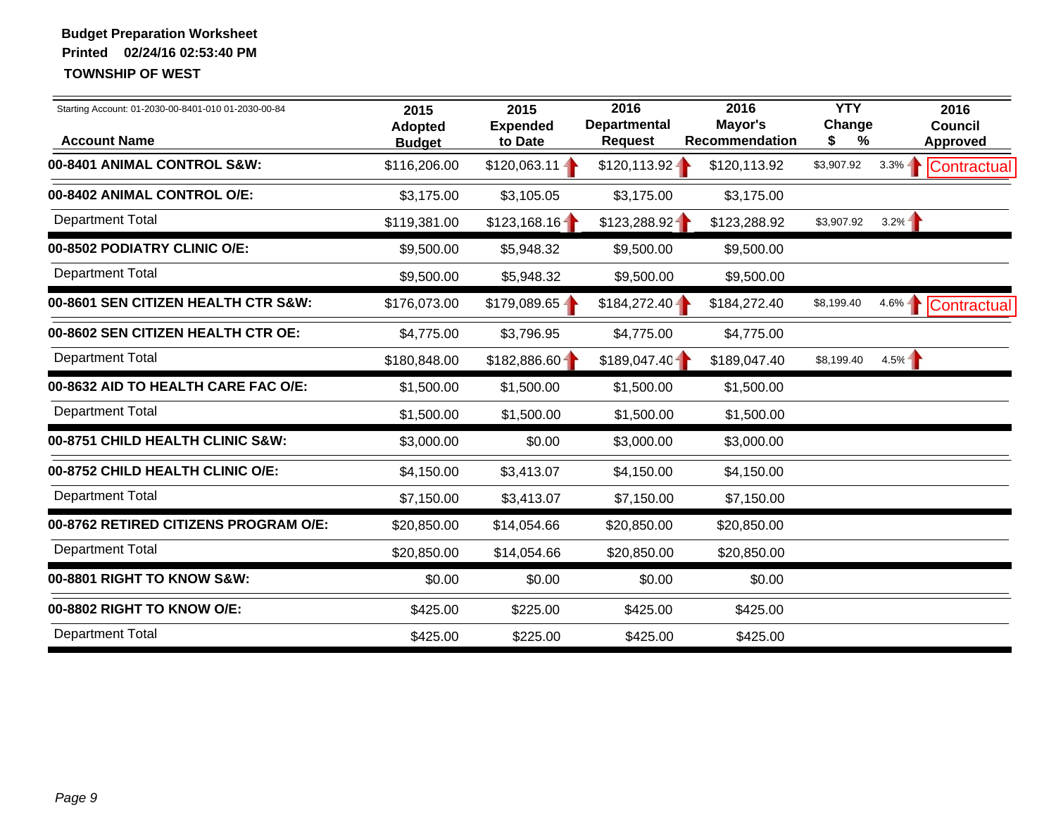**Budget Preparation Worksheet**

**Printed 02/24/16 02:53:40 PM**

**TOWNSHIP OF WEST**

Starting Account: 01-2030-00-8401-010 01-2030-00-84

| Account Name | 2015 Adopted Budget | 2015 Expended to Date | 2016 Departmental Request | 2016 Mayor's Recommendation | YTY Change $ | YTY Change % | 2016 Council Approved |
|---|---|---|---|---|---|---|---|
| **00-8401 ANIMAL CONTROL S&W:** | $116,206.00 | $120,063.11 | $120,113.92 | $120,113.92 | $3,907.92 | 3.3% | Contractual |
| **00-8402 ANIMAL CONTROL O/E:** | $3,175.00 | $3,105.05 | $3,175.00 | $3,175.00 | | | |
| Department Total | $119,381.00 | $123,168.16 | $123,288.92 | $123,288.92 | $3,907.92 | 3.2% | |
| **00-8502 PODIATRY CLINIC O/E:** | $9,500.00 | $5,948.32 | $9,500.00 | $9,500.00 | | | |
| Department Total | $9,500.00 | $5,948.32 | $9,500.00 | $9,500.00 | | | |
| **00-8601 SEN CITIZEN HEALTH CTR S&W:** | $176,073.00 | $179,089.65 | $184,272.40 | $184,272.40 | $8,199.40 | 4.6% | Contractual |
| **00-8602 SEN CITIZEN HEALTH CTR OE:** | $4,775.00 | $3,796.95 | $4,775.00 | $4,775.00 | | | |
| Department Total | $180,848.00 | $182,886.60 | $189,047.40 | $189,047.40 | $8,199.40 | 4.5% | |
| **00-8632 AID TO HEALTH CARE FAC O/E:** | $1,500.00 | $1,500.00 | $1,500.00 | $1,500.00 | | | |
| Department Total | $1,500.00 | $1,500.00 | $1,500.00 | $1,500.00 | | | |
| **00-8751 CHILD HEALTH CLINIC S&W:** | $3,000.00 | $0.00 | $3,000.00 | $3,000.00 | | | |
| **00-8752 CHILD HEALTH CLINIC O/E:** | $4,150.00 | $3,413.07 | $4,150.00 | $4,150.00 | | | |
| Department Total | $7,150.00 | $3,413.07 | $7,150.00 | $7,150.00 | | | |
| **00-8762 RETIRED CITIZENS PROGRAM O/E:** | $20,850.00 | $14,054.66 | $20,850.00 | $20,850.00 | | | |
| Department Total | $20,850.00 | $14,054.66 | $20,850.00 | $20,850.00 | | | |
| **00-8801 RIGHT TO KNOW S&W:** | $0.00 | $0.00 | $0.00 | $0.00 | | | |
| **00-8802 RIGHT TO KNOW O/E:** | $425.00 | $225.00 | $425.00 | $425.00 | | | |
| Department Total | $425.00 | $225.00 | $425.00 | $425.00 | | | |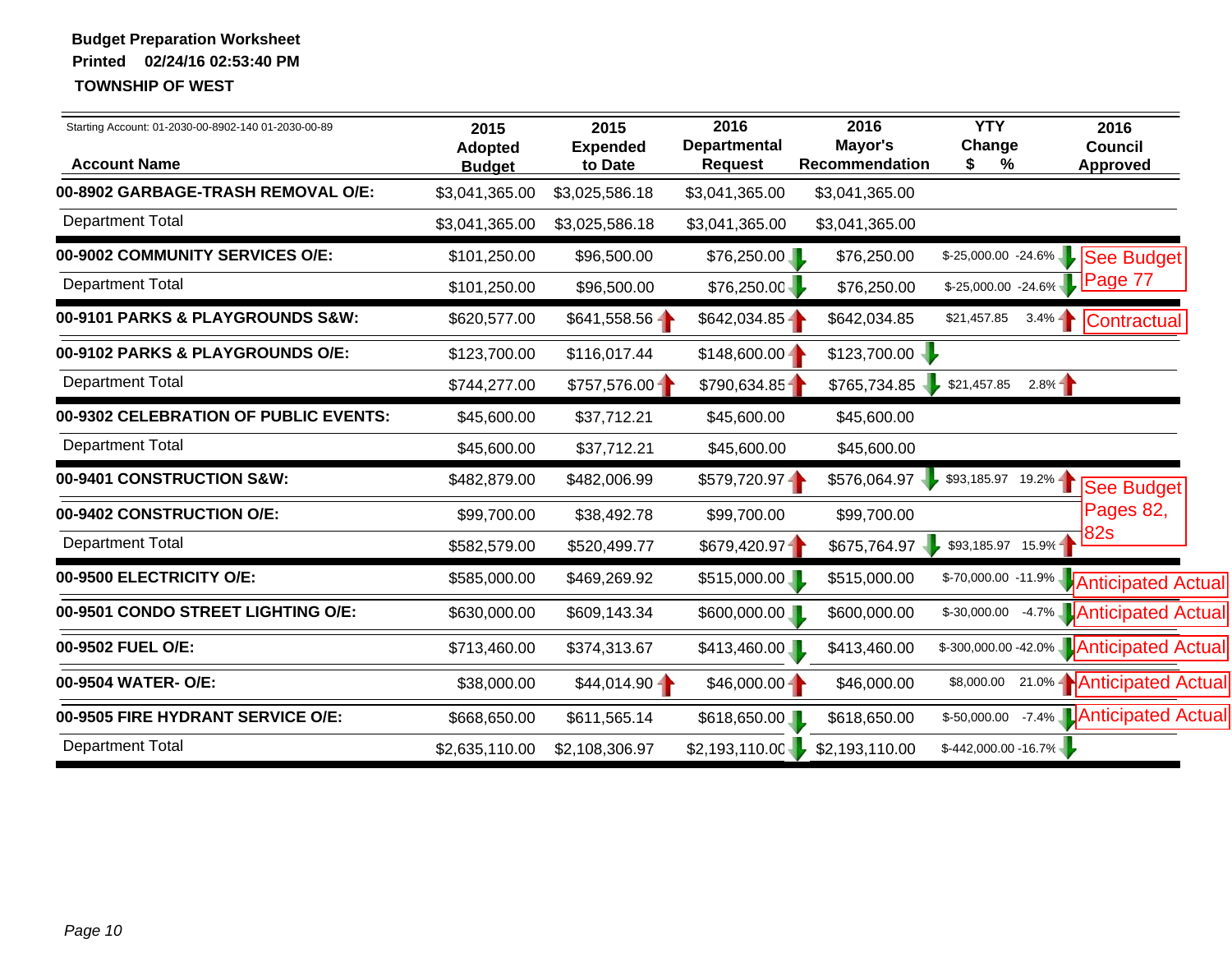**Budget Preparation Worksheet**

**Printed 02/24/16 02:53:40 PM**

**TOWNSHIP OF WEST**

Starting Account: 01-2030-00-8902-140 01-2030-00-89

| Account Name | 2015 Adopted Budget | 2015 Expended to Date | 2016 Departmental Request | 2016 Mayor's Recommendation | YTY Change $ | YTY Change % | 2016 Council Approved | |
|---|---|---|---|---|---|---|---|---|
| **00-8902 GARBAGE-TRASH REMOVAL O/E:** | $3,041,365.00 | $3,025,586.18 | $3,041,365.00 | $3,041,365.00 | | | | |
| Department Total | $3,041,365.00 | $3,025,586.18 | $3,041,365.00 | $3,041,365.00 | | | | |
| **00-9002 COMMUNITY SERVICES O/E:** | $101,250.00 | $96,500.00 | $76,250.00 | $76,250.00 | $-25,000.00 | -24.6% | | See Budget Page 77 |
| Department Total | $101,250.00 | $96,500.00 | $76,250.00 | $76,250.00 | $-25,000.00 | -24.6% | | |
| **00-9101 PARKS & PLAYGROUNDS S&W:** | $620,577.00 | $641,558.56 | $642,034.85 | $642,034.85 | $21,457.85 | 3.4% | | Contractual |
| **00-9102 PARKS & PLAYGROUNDS O/E:** | $123,700.00 | $116,017.44 | $148,600.00 | $123,700.00 | | | | |
| Department Total | $744,277.00 | $757,576.00 | $790,634.85 | $765,734.85 | $21,457.85 | 2.8% | | |
| **00-9302 CELEBRATION OF PUBLIC EVENTS:** | $45,600.00 | $37,712.21 | $45,600.00 | $45,600.00 | | | | |
| Department Total | $45,600.00 | $37,712.21 | $45,600.00 | $45,600.00 | | | | |
| **00-9401 CONSTRUCTION S&W:** | $482,879.00 | $482,006.99 | $579,720.97 | $576,064.97 | $93,185.97 | 19.2% | | See Budget Pages 82, 82s |
| **00-9402 CONSTRUCTION O/E:** | $99,700.00 | $38,492.78 | $99,700.00 | $99,700.00 | | | | |
| Department Total | $582,579.00 | $520,499.77 | $679,420.97 | $675,764.97 | $93,185.97 | 15.9% | | |
| **00-9500 ELECTRICITY O/E:** | $585,000.00 | $469,269.92 | $515,000.00 | $515,000.00 | $-70,000.00 | -11.9% | | Anticipated Actual |
| **00-9501 CONDO STREET LIGHTING O/E:** | $630,000.00 | $609,143.34 | $600,000.00 | $600,000.00 | $-30,000.00 | -4.7% | | Anticipated Actual |
| **00-9502 FUEL O/E:** | $713,460.00 | $374,313.67 | $413,460.00 | $413,460.00 | $-300,000.00 | -42.0% | | Anticipated Actual |
| **00-9504 WATER- O/E:** | $38,000.00 | $44,014.90 | $46,000.00 | $46,000.00 | $8,000.00 | 21.0% | | Anticipated Actual |
| **00-9505 FIRE HYDRANT SERVICE O/E:** | $668,650.00 | $611,565.14 | $618,650.00 | $618,650.00 | $-50,000.00 | -7.4% | | Anticipated Actual |
| Department Total | $2,635,110.00 | $2,108,306.97 | $2,193,110.00 | $2,193,110.00 | $-442,000.00 | -16.7% | | |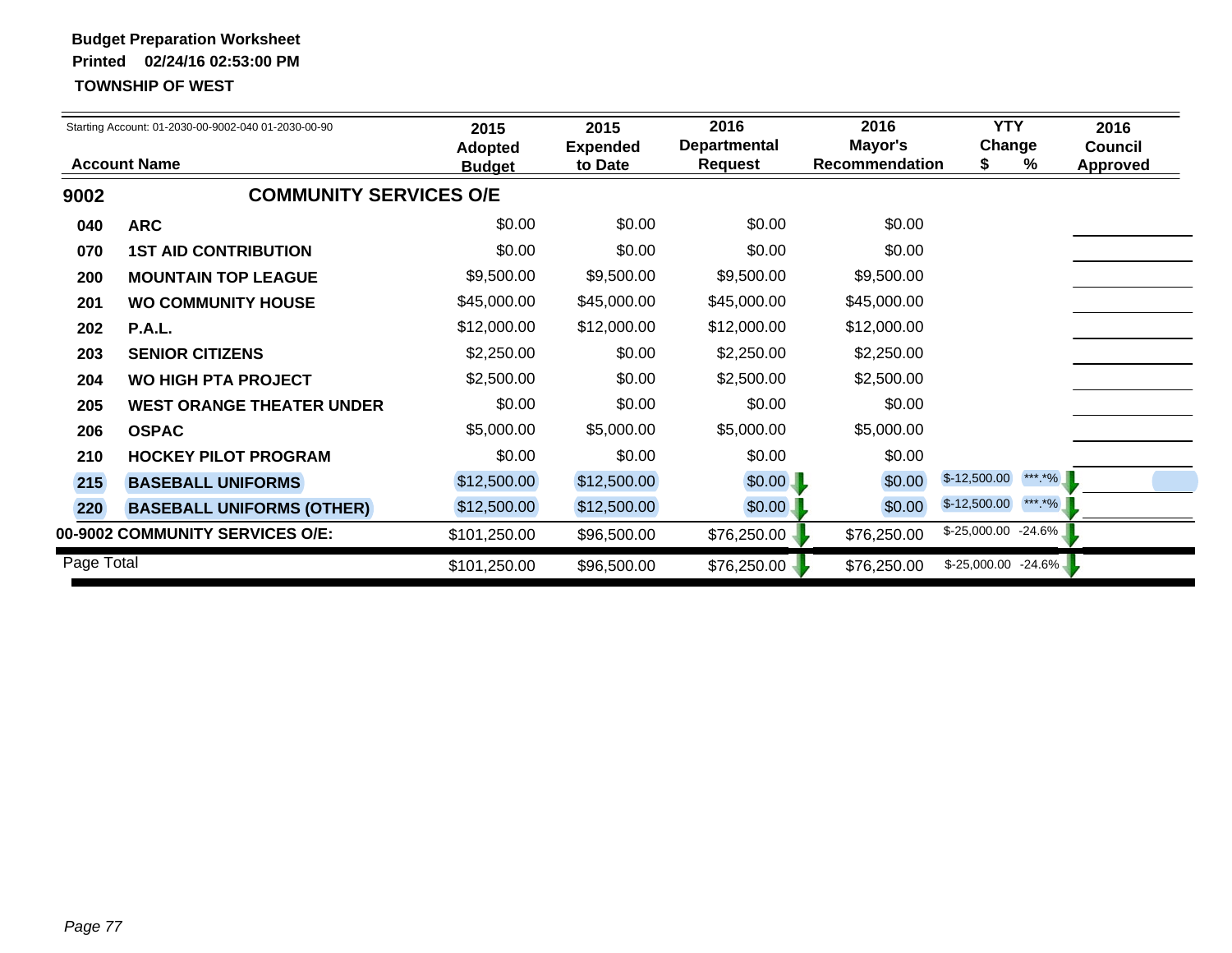**Budget Preparation Worksheet**

**Printed 02/24/16 02:53:00 PM**

**TOWNSHIP OF WEST**

Starting Account: 01-2030-00-9002-040 01-2030-00-90

| | Account Name | 2015 Adopted Budget | 2015 Expended to Date | 2016 Departmental Request | 2016 Mayor's Recommendation | YTY Change $ | YTY Change % | 2016 Council Approved |
|---|---|---|---|---|---|---|---|---|
| **9002** | **COMMUNITY SERVICES O/E** | | | | | | | |
| **040** | **ARC** | $0.00 | $0.00 | $0.00 | $0.00 | | | |
| **070** | **1ST AID CONTRIBUTION** | $0.00 | $0.00 | $0.00 | $0.00 | | | |
| **200** | **MOUNTAIN TOP LEAGUE** | $9,500.00 | $9,500.00 | $9,500.00 | $9,500.00 | | | |
| **201** | **WO COMMUNITY HOUSE** | $45,000.00 | $45,000.00 | $45,000.00 | $45,000.00 | | | |
| **202** | **P.A.L.** | $12,000.00 | $12,000.00 | $12,000.00 | $12,000.00 | | | |
| **203** | **SENIOR CITIZENS** | $2,250.00 | $0.00 | $2,250.00 | $2,250.00 | | | |
| **204** | **WO HIGH PTA PROJECT** | $2,500.00 | $0.00 | $2,500.00 | $2,500.00 | | | |
| **205** | **WEST ORANGE THEATER UNDER** | $0.00 | $0.00 | $0.00 | $0.00 | | | |
| **206** | **OSPAC** | $5,000.00 | $5,000.00 | $5,000.00 | $5,000.00 | | | |
| **210** | **HOCKEY PILOT PROGRAM** | $0.00 | $0.00 | $0.00 | $0.00 | | | |
| **215** | **BASEBALL UNIFORMS** | $12,500.00 | $12,500.00 | $0.00 | $0.00 | $-12,500.00 | ***.*% | |
| **220** | **BASEBALL UNIFORMS (OTHER)** | $12,500.00 | $12,500.00 | $0.00 | $0.00 | $-12,500.00 | ***.*% | |
| **00-9002 COMMUNITY SERVICES O/E:** | | $101,250.00 | $96,500.00 | $76,250.00 | $76,250.00 | $-25,000.00 | -24.6% | |
| Page Total | | $101,250.00 | $96,500.00 | $76,250.00 | $76,250.00 | $-25,000.00 | -24.6% | |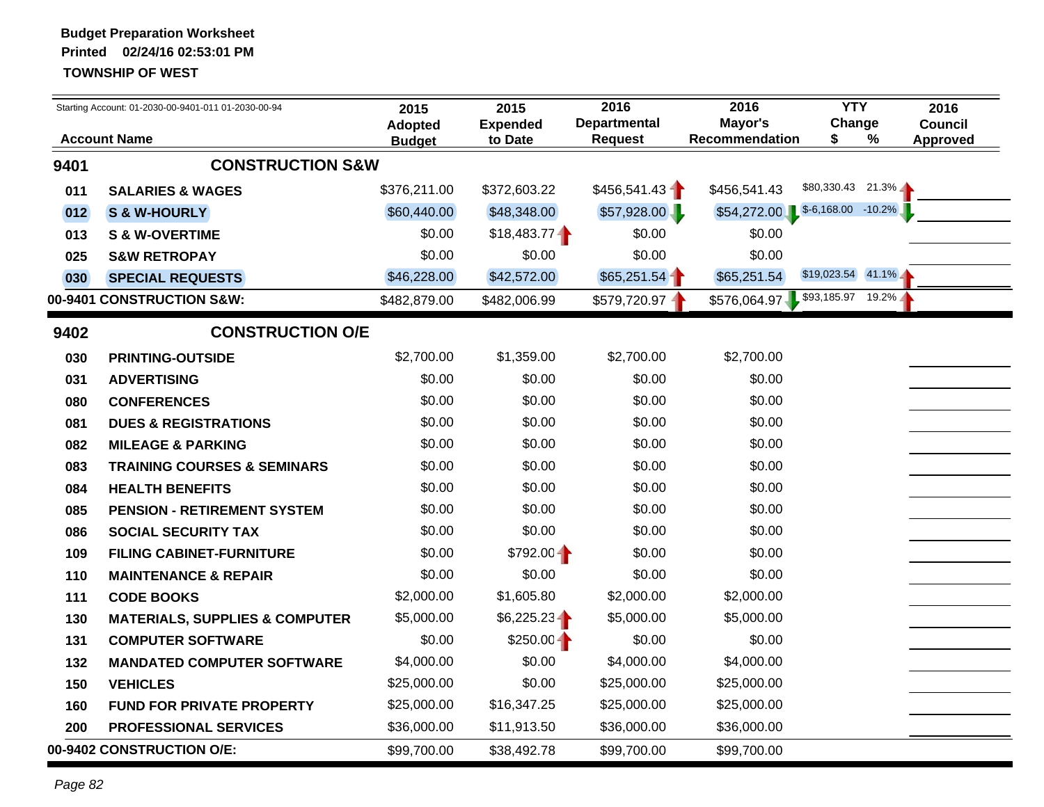**Budget Preparation Worksheet**
**Printed 02/24/16 02:53:01 PM**
**TOWNSHIP OF WEST**

Starting Account: 01-2030-00-9401-011 01-2030-00-94

| | Account Name | 2015 Adopted Budget | 2015 Expended to Date | 2016 Departmental Request | 2016 Mayor's Recommendation | YTY Change $ | YTY Change % | 2016 Council Approved |
|---|---|---|---|---|---|---|---|---|
| **9401** | **CONSTRUCTION S&W** | | | | | | | |
| 011 | SALARIES & WAGES | $376,211.00 | $372,603.22 | $456,541.43 | $456,541.43 | $80,330.43 | 21.3% | |
| 012 | S & W-HOURLY | $60,440.00 | $48,348.00 | $57,928.00 | $54,272.00 | $-6,168.00 | -10.2% | |
| 013 | S & W-OVERTIME | $0.00 | $18,483.77 | $0.00 | $0.00 | | | |
| 025 | S&W RETROPAY | $0.00 | $0.00 | $0.00 | $0.00 | | | |
| 030 | SPECIAL REQUESTS | $46,228.00 | $42,572.00 | $65,251.54 | $65,251.54 | $19,023.54 | 41.1% | |
| **00-9401 CONSTRUCTION S&W:** | | $482,879.00 | $482,006.99 | $579,720.97 | $576,064.97 | $93,185.97 | 19.2% | |
| **9402** | **CONSTRUCTION O/E** | | | | | | | |
| 030 | PRINTING-OUTSIDE | $2,700.00 | $1,359.00 | $2,700.00 | $2,700.00 | | | |
| 031 | ADVERTISING | $0.00 | $0.00 | $0.00 | $0.00 | | | |
| 080 | CONFERENCES | $0.00 | $0.00 | $0.00 | $0.00 | | | |
| 081 | DUES & REGISTRATIONS | $0.00 | $0.00 | $0.00 | $0.00 | | | |
| 082 | MILEAGE & PARKING | $0.00 | $0.00 | $0.00 | $0.00 | | | |
| 083 | TRAINING COURSES & SEMINARS | $0.00 | $0.00 | $0.00 | $0.00 | | | |
| 084 | HEALTH BENEFITS | $0.00 | $0.00 | $0.00 | $0.00 | | | |
| 085 | PENSION - RETIREMENT SYSTEM | $0.00 | $0.00 | $0.00 | $0.00 | | | |
| 086 | SOCIAL SECURITY TAX | $0.00 | $0.00 | $0.00 | $0.00 | | | |
| 109 | FILING CABINET-FURNITURE | $0.00 | $792.00 | $0.00 | $0.00 | | | |
| 110 | MAINTENANCE & REPAIR | $0.00 | $0.00 | $0.00 | $0.00 | | | |
| 111 | CODE BOOKS | $2,000.00 | $1,605.80 | $2,000.00 | $2,000.00 | | | |
| 130 | MATERIALS, SUPPLIES & COMPUTER | $5,000.00 | $6,225.23 | $5,000.00 | $5,000.00 | | | |
| 131 | COMPUTER SOFTWARE | $0.00 | $250.00 | $0.00 | $0.00 | | | |
| 132 | MANDATED COMPUTER SOFTWARE | $4,000.00 | $0.00 | $4,000.00 | $4,000.00 | | | |
| 150 | VEHICLES | $25,000.00 | $0.00 | $25,000.00 | $25,000.00 | | | |
| 160 | FUND FOR PRIVATE PROPERTY | $25,000.00 | $16,347.25 | $25,000.00 | $25,000.00 | | | |
| 200 | PROFESSIONAL SERVICES | $36,000.00 | $11,913.50 | $36,000.00 | $36,000.00 | | | |
| **00-9402 CONSTRUCTION O/E:** | | $99,700.00 | $38,492.78 | $99,700.00 | $99,700.00 | | | |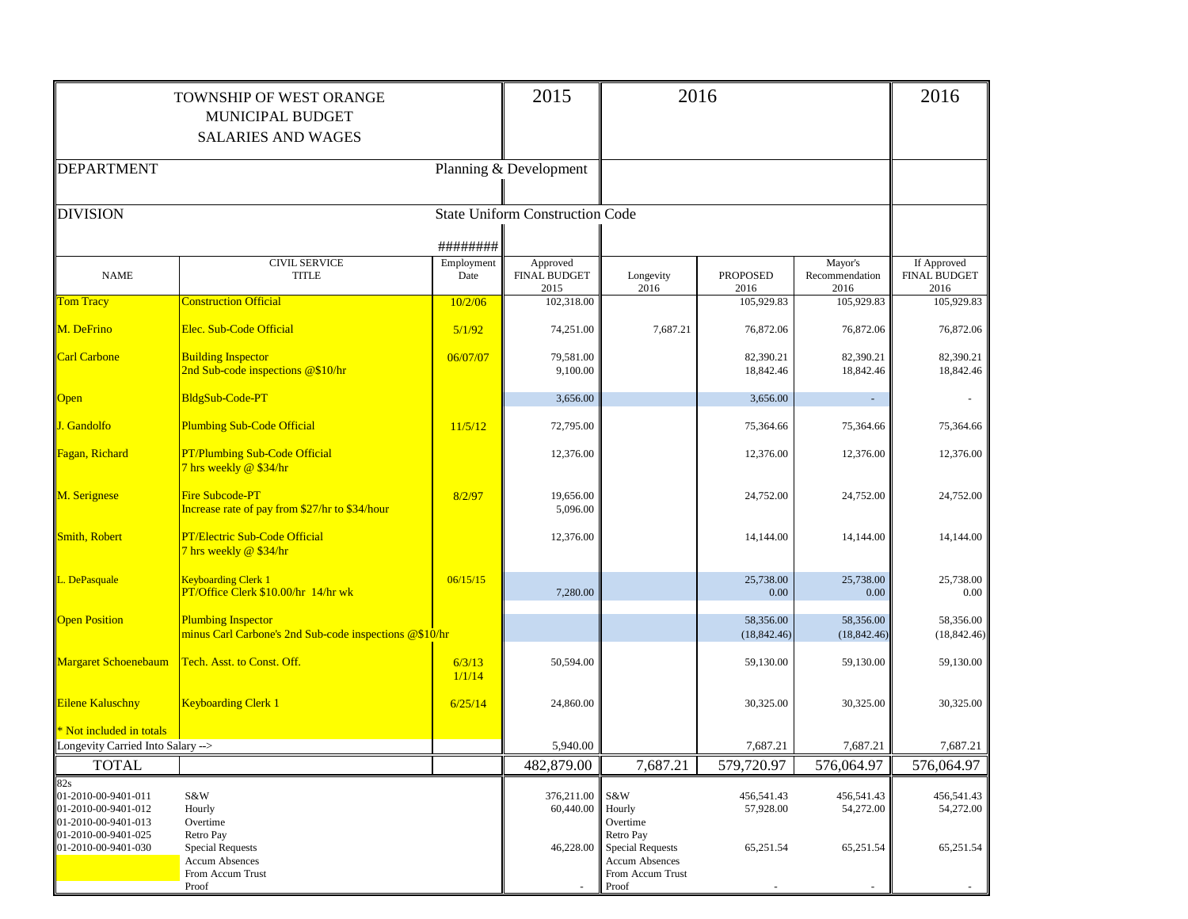TOWNSHIP OF WEST ORANGE
MUNICIPAL BUDGET
SALARIES AND WAGES

| | | | 2015 | 2016 | | | 2016 |
|---|---|---|---|---|---|---|---|
| DEPARTMENT | | Planning & Development | | | | | |
| DIVISION | | State Uniform Construction Code | | | | | |
| | | ######## | | | | | |
| NAME | CIVIL SERVICE TITLE | Employment Date | Approved FINAL BUDGET 2015 | Longevity 2016 | PROPOSED 2016 | Mayor's Recommendation 2016 | If Approved FINAL BUDGET 2016 |
| Tom Tracy | Construction Official | 10/2/06 | 102,318.00 | | 105,929.83 | 105,929.83 | 105,929.83 |
| M. DeFrino | Elec. Sub-Code Official | 5/1/92 | 74,251.00 | 7,687.21 | 76,872.06 | 76,872.06 | 76,872.06 |
| Carl Carbone | Building Inspector<br>2nd Sub-code inspections @$10/hr | 06/07/07 | 79,581.00<br>9,100.00 | | 82,390.21<br>18,842.46 | 82,390.21<br>18,842.46 | 82,390.21<br>18,842.46 |
| Open | BldgSub-Code-PT | | 3,656.00 | | 3,656.00 | - | - |
| J. Gandolfo | Plumbing Sub-Code Official | 11/5/12 | 72,795.00 | | 75,364.66 | 75,364.66 | 75,364.66 |
| Fagan, Richard | PT/Plumbing Sub-Code Official<br>7 hrs weekly @ $34/hr | | 12,376.00 | | 12,376.00 | 12,376.00 | 12,376.00 |
| M. Serignese | Fire Subcode-PT<br>Increase rate of pay from $27/hr to $34/hour | 8/2/97 | 19,656.00<br>5,096.00 | | 24,752.00 | 24,752.00 | 24,752.00 |
| Smith, Robert | PT/Electric Sub-Code Official<br>7 hrs weekly @ $34/hr | | 12,376.00 | | 14,144.00 | 14,144.00 | 14,144.00 |
| L. DePasquale | Keyboarding Clerk 1<br>PT/Office Clerk $10.00/hr 14/hr wk | 06/15/15 | 7,280.00 | | 25,738.00<br>0.00 | 25,738.00<br>0.00 | 25,738.00<br>0.00 |
| Open Position | Plumbing Inspector<br>minus Carl Carbone's 2nd Sub-code inspections @$10/hr | | | | 58,356.00<br>(18,842.46) | 58,356.00<br>(18,842.46) | 58,356.00<br>(18,842.46) |
| Margaret Schoenebaum | Tech. Asst. to Const. Off. | 6/3/13<br>1/1/14 | 50,594.00 | | 59,130.00 | 59,130.00 | 59,130.00 |
| Eilene Kaluschny | Keyboarding Clerk 1 | 6/25/14 | 24,860.00 | | 30,325.00 | 30,325.00 | 30,325.00 |
| * Not included in totals | | | | | | | |
| Longevity Carried Into Salary --> | | | 5,940.00 | | 7,687.21 | 7,687.21 | 7,687.21 |
| TOTAL | | | 482,879.00 | 7,687.21 | 579,720.97 | 576,064.97 | 576,064.97 |

| 82s | | | | | | |
|---|---|---|---|---|---|---|
| 01-2010-00-9401-011 | S&W | 376,211.00 | S&W | 456,541.43 | 456,541.43 | 456,541.43 |
| 01-2010-00-9401-012 | Hourly | 60,440.00 | Hourly | 57,928.00 | 54,272.00 | 54,272.00 |
| 01-2010-00-9401-013 | Overtime | | Overtime | | | |
| 01-2010-00-9401-025 | Retro Pay | | Retro Pay | | | |
| 01-2010-00-9401-030 | Special Requests | 46,228.00 | Special Requests | 65,251.54 | 65,251.54 | 65,251.54 |
| | Accum Absences | | Accum Absences | | | |
| | From Accum Trust | | From Accum Trust | | | |
| | Proof | - | Proof | - | - | - |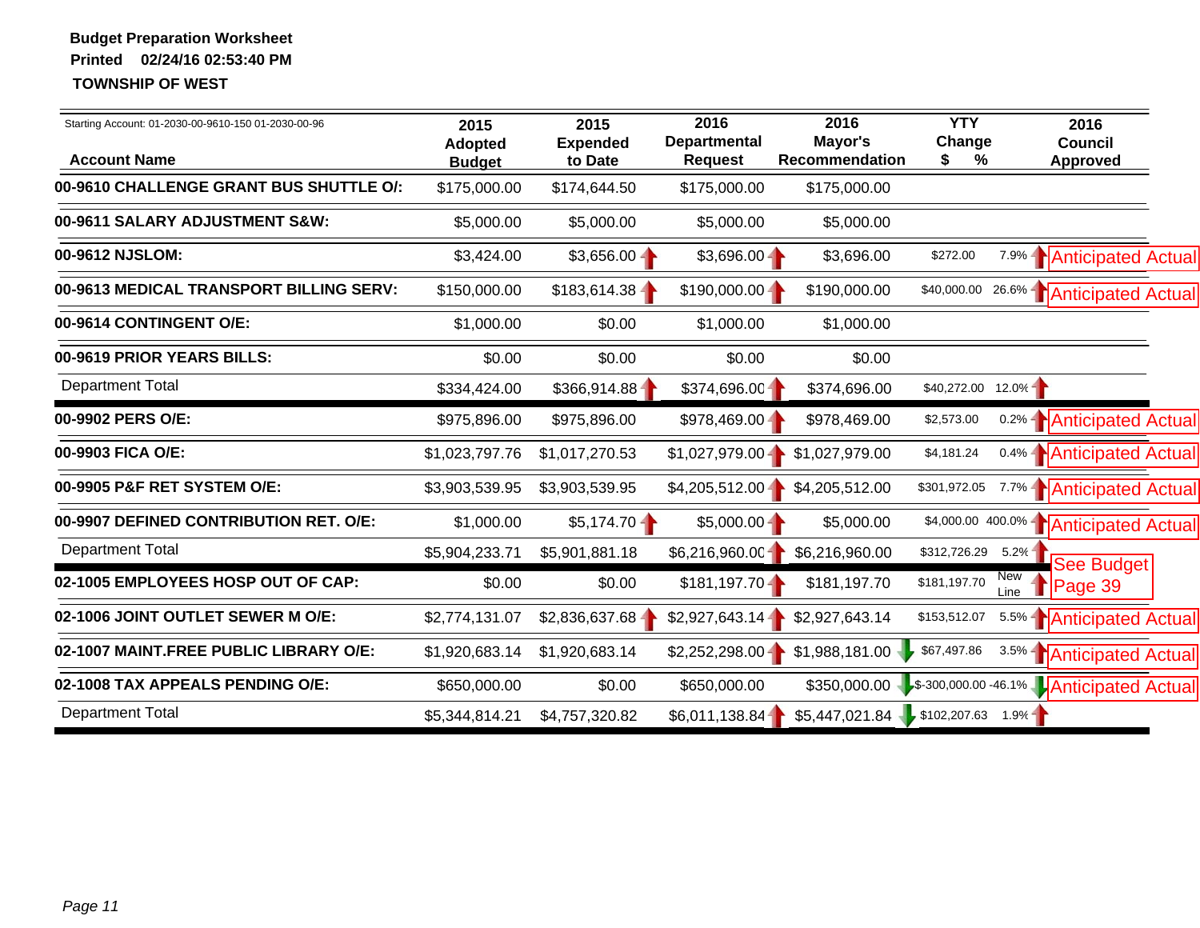**Budget Preparation Worksheet**

**Printed 02/24/16 02:53:40 PM**

**TOWNSHIP OF WEST**

| Starting Account: 01-2030-00-9610-150 01-2030-00-96<br>**Account Name** | **2015 Adopted Budget** | **2015 Expended to Date** | **2016 Departmental Request** | **2016 Mayor's Recommendation** | **YTY Change $** | **%** | **2016 Council Approved** |
|---|---|---|---|---|---|---|---|
| **00-9610 CHALLENGE GRANT BUS SHUTTLE O/:** | $175,000.00 | $174,644.50 | $175,000.00 | $175,000.00 | | | |
| **00-9611 SALARY ADJUSTMENT S&W:** | $5,000.00 | $5,000.00 | $5,000.00 | $5,000.00 | | | |
| **00-9612 NJSLOM:** | $3,424.00 | $3,656.00 | $3,696.00 | $3,696.00 | $272.00 | 7.9% | Anticipated Actual |
| **00-9613 MEDICAL TRANSPORT BILLING SERV:** | $150,000.00 | $183,614.38 | $190,000.00 | $190,000.00 | $40,000.00 | 26.6% | Anticipated Actual |
| **00-9614 CONTINGENT O/E:** | $1,000.00 | $0.00 | $1,000.00 | $1,000.00 | | | |
| **00-9619 PRIOR YEARS BILLS:** | $0.00 | $0.00 | $0.00 | $0.00 | | | |
| Department Total | $334,424.00 | $366,914.88 | $374,696.00 | $374,696.00 | $40,272.00 | 12.0% | |
| **00-9902 PERS O/E:** | $975,896.00 | $975,896.00 | $978,469.00 | $978,469.00 | $2,573.00 | 0.2% | Anticipated Actual |
| **00-9903 FICA O/E:** | $1,023,797.76 | $1,017,270.53 | $1,027,979.00 | $1,027,979.00 | $4,181.24 | 0.4% | Anticipated Actual |
| **00-9905 P&F RET SYSTEM O/E:** | $3,903,539.95 | $3,903,539.95 | $4,205,512.00 | $4,205,512.00 | $301,972.05 | 7.7% | Anticipated Actual |
| **00-9907 DEFINED CONTRIBUTION RET. O/E:** | $1,000.00 | $5,174.70 | $5,000.00 | $5,000.00 | $4,000.00 | 400.0% | Anticipated Actual |
| Department Total | $5,904,233.71 | $5,901,881.18 | $6,216,960.00 | $6,216,960.00 | $312,726.29 | 5.2% | |
| **02-1005 EMPLOYEES HOSP OUT OF CAP:** | $0.00 | $0.00 | $181,197.70 | $181,197.70 | $181,197.70 | New Line | See Budget Page 39 |
| **02-1006 JOINT OUTLET SEWER M O/E:** | $2,774,131.07 | $2,836,637.68 | $2,927,643.14 | $2,927,643.14 | $153,512.07 | 5.5% | Anticipated Actual |
| **02-1007 MAINT.FREE PUBLIC LIBRARY O/E:** | $1,920,683.14 | $1,920,683.14 | $2,252,298.00 | $1,988,181.00 | $67,497.86 | 3.5% | Anticipated Actual |
| **02-1008 TAX APPEALS PENDING O/E:** | $650,000.00 | $0.00 | $650,000.00 | $350,000.00 | $-300,000.00 | -46.1% | Anticipated Actual |
| Department Total | $5,344,814.21 | $4,757,320.82 | $6,011,138.84 | $5,447,021.84 | $102,207.63 | 1.9% | |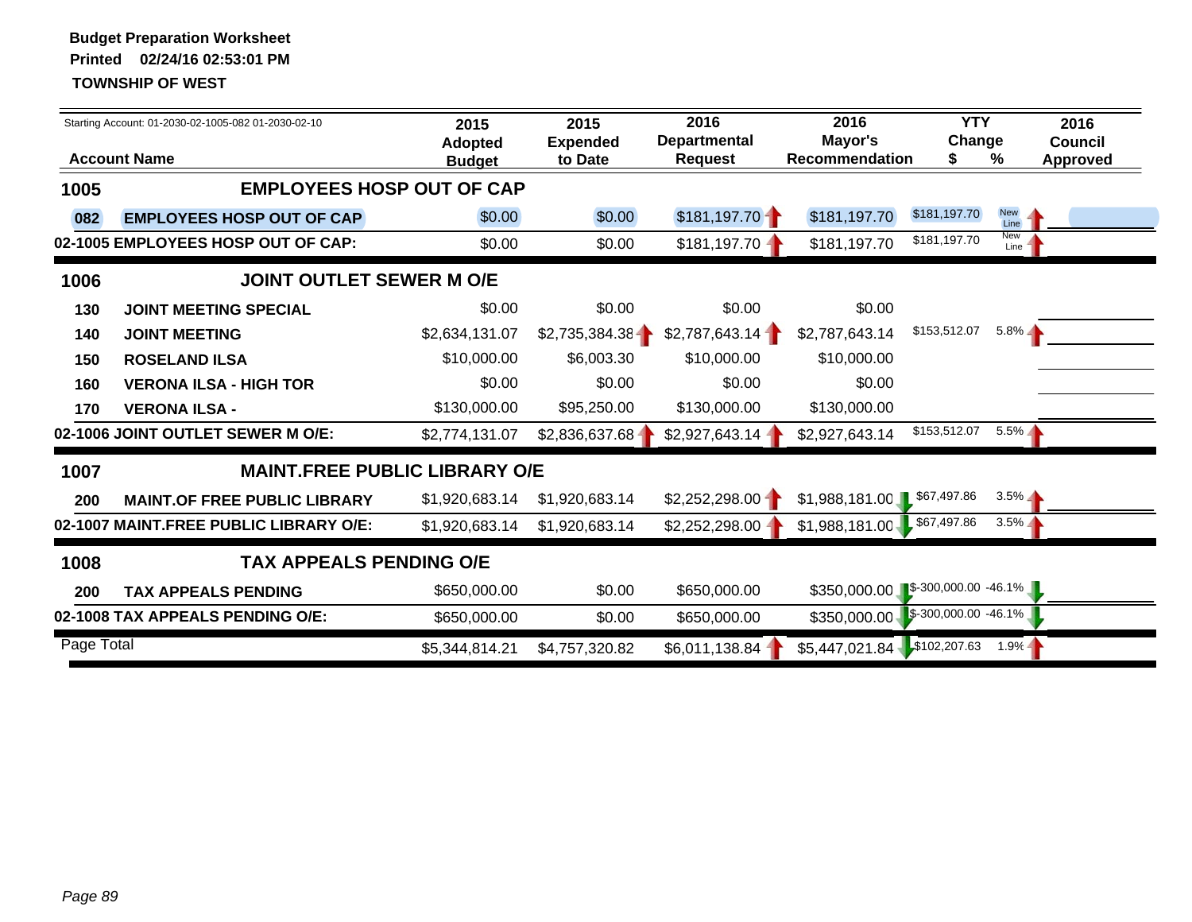**Budget Preparation Worksheet**
**Printed 02/24/16 02:53:01 PM**
**TOWNSHIP OF WEST**

Starting Account: 01-2030-02-1005-082 01-2030-02-10

| | Account Name | 2015 Adopted Budget | 2015 Expended to Date | 2016 Departmental Request | 2016 Mayor's Recommendation | YTY Change $ | YTY Change % | 2016 Council Approved |
|---|---|---|---|---|---|---|---|---|
| **1005** | **EMPLOYEES HOSP OUT OF CAP** | | | | | | | |
| **082** | **EMPLOYEES HOSP OUT OF CAP** | $0.00 | $0.00 | $181,197.70 | $181,197.70 | $181,197.70 | New Line | |
| **02-1005 EMPLOYEES HOSP OUT OF CAP:** | | $0.00 | $0.00 | $181,197.70 | $181,197.70 | $181,197.70 | New Line | |
| **1006** | **JOINT OUTLET SEWER M O/E** | | | | | | | |
| **130** | **JOINT MEETING SPECIAL** | $0.00 | $0.00 | $0.00 | $0.00 | | | |
| **140** | **JOINT MEETING** | $2,634,131.07 | $2,735,384.38 | $2,787,643.14 | $2,787,643.14 | $153,512.07 | 5.8% | |
| **150** | **ROSELAND ILSA** | $10,000.00 | $6,003.30 | $10,000.00 | $10,000.00 | | | |
| **160** | **VERONA ILSA - HIGH TOR** | $0.00 | $0.00 | $0.00 | $0.00 | | | |
| **170** | **VERONA ILSA -** | $130,000.00 | $95,250.00 | $130,000.00 | $130,000.00 | | | |
| **02-1006 JOINT OUTLET SEWER M O/E:** | | $2,774,131.07 | $2,836,637.68 | $2,927,643.14 | $2,927,643.14 | $153,512.07 | 5.5% | |
| **1007** | **MAINT.FREE PUBLIC LIBRARY O/E** | | | | | | | |
| **200** | **MAINT.OF FREE PUBLIC LIBRARY** | $1,920,683.14 | $1,920,683.14 | $2,252,298.00 | $1,988,181.00 | $67,497.86 | 3.5% | |
| **02-1007 MAINT.FREE PUBLIC LIBRARY O/E:** | | $1,920,683.14 | $1,920,683.14 | $2,252,298.00 | $1,988,181.00 | $67,497.86 | 3.5% | |
| **1008** | **TAX APPEALS PENDING O/E** | | | | | | | |
| **200** | **TAX APPEALS PENDING** | $650,000.00 | $0.00 | $650,000.00 | $350,000.00 | $-300,000.00 | -46.1% | |
| **02-1008 TAX APPEALS PENDING O/E:** | | $650,000.00 | $0.00 | $650,000.00 | $350,000.00 | $-300,000.00 | -46.1% | |
| Page Total | | $5,344,814.21 | $4,757,320.82 | $6,011,138.84 | $5,447,021.84 | $102,207.63 | 1.9% | |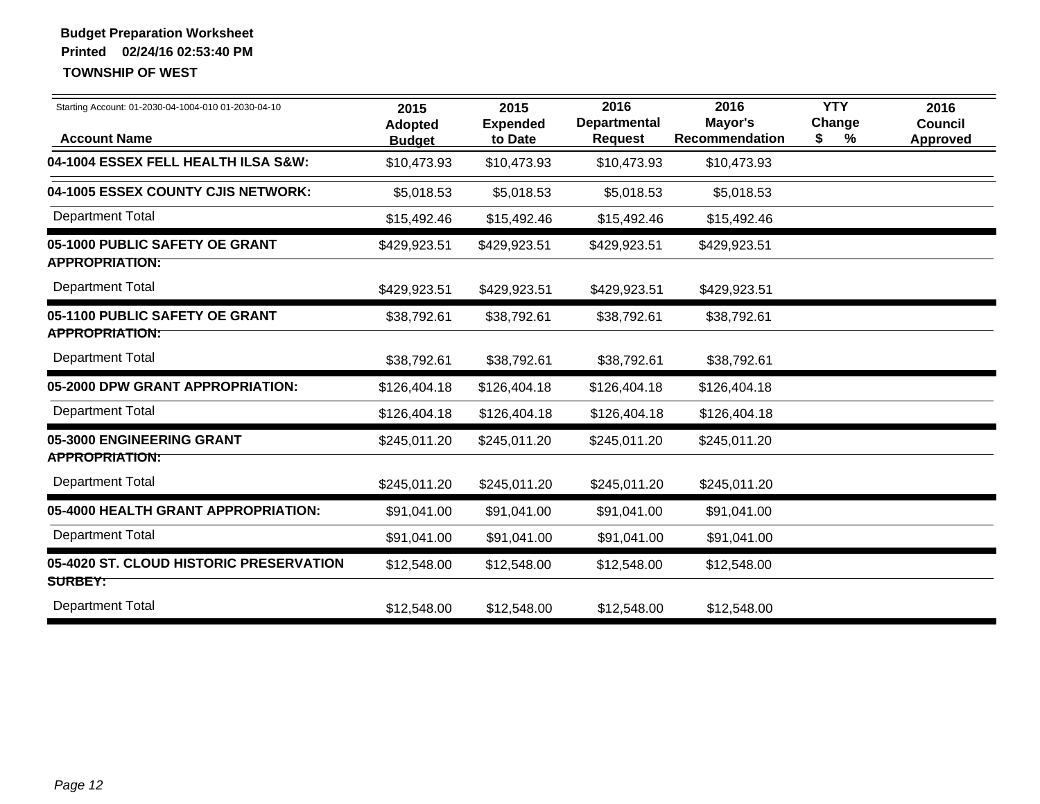**Budget Preparation Worksheet**

**Printed 02/24/16 02:53:40 PM**

**TOWNSHIP OF WEST**

Starting Account: 01-2030-04-1004-010 01-2030-04-10

| Account Name | 2015 Adopted Budget | 2015 Expended to Date | 2016 Departmental Request | 2016 Mayor's Recommendation | YTY Change $ | YTY Change % | 2016 Council Approved |
|---|---|---|---|---|---|---|---|
| **04-1004 ESSEX FELL HEALTH ILSA S&W:** | $10,473.93 | $10,473.93 | $10,473.93 | $10,473.93 | | | |
| **04-1005 ESSEX COUNTY CJIS NETWORK:** | $5,018.53 | $5,018.53 | $5,018.53 | $5,018.53 | | | |
| Department Total | $15,492.46 | $15,492.46 | $15,492.46 | $15,492.46 | | | |
| **05-1000 PUBLIC SAFETY OE GRANT APPROPRIATION:** | $429,923.51 | $429,923.51 | $429,923.51 | $429,923.51 | | | |
| Department Total | $429,923.51 | $429,923.51 | $429,923.51 | $429,923.51 | | | |
| **05-1100 PUBLIC SAFETY OE GRANT APPROPRIATION:** | $38,792.61 | $38,792.61 | $38,792.61 | $38,792.61 | | | |
| Department Total | $38,792.61 | $38,792.61 | $38,792.61 | $38,792.61 | | | |
| **05-2000 DPW GRANT APPROPRIATION:** | $126,404.18 | $126,404.18 | $126,404.18 | $126,404.18 | | | |
| Department Total | $126,404.18 | $126,404.18 | $126,404.18 | $126,404.18 | | | |
| **05-3000 ENGINEERING GRANT APPROPRIATION:** | $245,011.20 | $245,011.20 | $245,011.20 | $245,011.20 | | | |
| Department Total | $245,011.20 | $245,011.20 | $245,011.20 | $245,011.20 | | | |
| **05-4000 HEALTH GRANT APPROPRIATION:** | $91,041.00 | $91,041.00 | $91,041.00 | $91,041.00 | | | |
| Department Total | $91,041.00 | $91,041.00 | $91,041.00 | $91,041.00 | | | |
| **05-4020 ST. CLOUD HISTORIC PRESERVATION SURBEY:** | $12,548.00 | $12,548.00 | $12,548.00 | $12,548.00 | | | |
| Department Total | $12,548.00 | $12,548.00 | $12,548.00 | $12,548.00 | | | |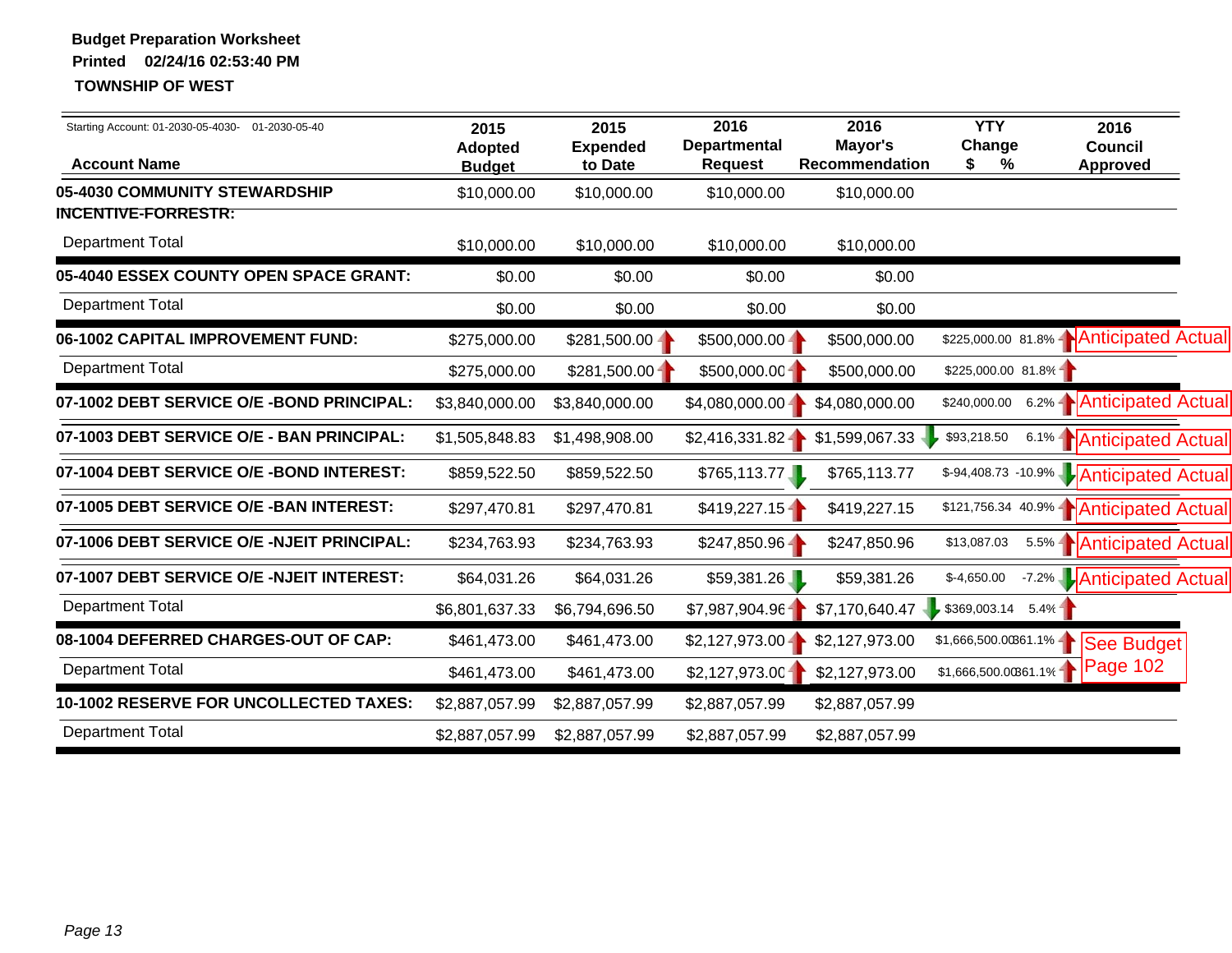**Budget Preparation Worksheet**

**Printed 02/24/16 02:53:40 PM**

**TOWNSHIP OF WEST**

Starting Account: 01-2030-05-4030- 01-2030-05-40

| Account Name | 2015 Adopted Budget | 2015 Expended to Date | 2016 Departmental Request | 2016 Mayor's Recommendation | YTY Change $ | YTY Change % | 2016 Council Approved |
|---|---|---|---|---|---|---|---|
| **05-4030 COMMUNITY STEWARDSHIP INCENTIVE-FORRESTR:** | $10,000.00 | $10,000.00 | $10,000.00 | $10,000.00 | | | |
| Department Total | $10,000.00 | $10,000.00 | $10,000.00 | $10,000.00 | | | |
| **05-4040 ESSEX COUNTY OPEN SPACE GRANT:** | $0.00 | $0.00 | $0.00 | $0.00 | | | |
| Department Total | $0.00 | $0.00 | $0.00 | $0.00 | | | |
| **06-1002 CAPITAL IMPROVEMENT FUND:** | $275,000.00 | $281,500.00 | $500,000.00 | $500,000.00 | $225,000.00 | 81.8% | Anticipated Actual |
| Department Total | $275,000.00 | $281,500.00 | $500,000.00 | $500,000.00 | $225,000.00 | 81.8% | |
| **07-1002 DEBT SERVICE O/E -BOND PRINCIPAL:** | $3,840,000.00 | $3,840,000.00 | $4,080,000.00 | $4,080,000.00 | $240,000.00 | 6.2% | Anticipated Actual |
| **07-1003 DEBT SERVICE O/E - BAN PRINCIPAL:** | $1,505,848.83 | $1,498,908.00 | $2,416,331.82 | $1,599,067.33 | $93,218.50 | 6.1% | Anticipated Actual |
| **07-1004 DEBT SERVICE O/E -BOND INTEREST:** | $859,522.50 | $859,522.50 | $765,113.77 | $765,113.77 | $-94,408.73 | -10.9% | Anticipated Actual |
| **07-1005 DEBT SERVICE O/E -BAN INTEREST:** | $297,470.81 | $297,470.81 | $419,227.15 | $419,227.15 | $121,756.34 | 40.9% | Anticipated Actual |
| **07-1006 DEBT SERVICE O/E -NJEIT PRINCIPAL:** | $234,763.93 | $234,763.93 | $247,850.96 | $247,850.96 | $13,087.03 | 5.5% | Anticipated Actual |
| **07-1007 DEBT SERVICE O/E -NJEIT INTEREST:** | $64,031.26 | $64,031.26 | $59,381.26 | $59,381.26 | $-4,650.00 | -7.2% | Anticipated Actual |
| Department Total | $6,801,637.33 | $6,794,696.50 | $7,987,904.96 | $7,170,640.47 | $369,003.14 | 5.4% | |
| **08-1004 DEFERRED CHARGES-OUT OF CAP:** | $461,473.00 | $461,473.00 | $2,127,973.00 | $2,127,973.00 | $1,666,500.00 | 361.1% | See Budget Page 102 |
| Department Total | $461,473.00 | $461,473.00 | $2,127,973.00 | $2,127,973.00 | $1,666,500.00 | 361.1% | |
| **10-1002 RESERVE FOR UNCOLLECTED TAXES:** | $2,887,057.99 | $2,887,057.99 | $2,887,057.99 | $2,887,057.99 | | | |
| Department Total | $2,887,057.99 | $2,887,057.99 | $2,887,057.99 | $2,887,057.99 | | | |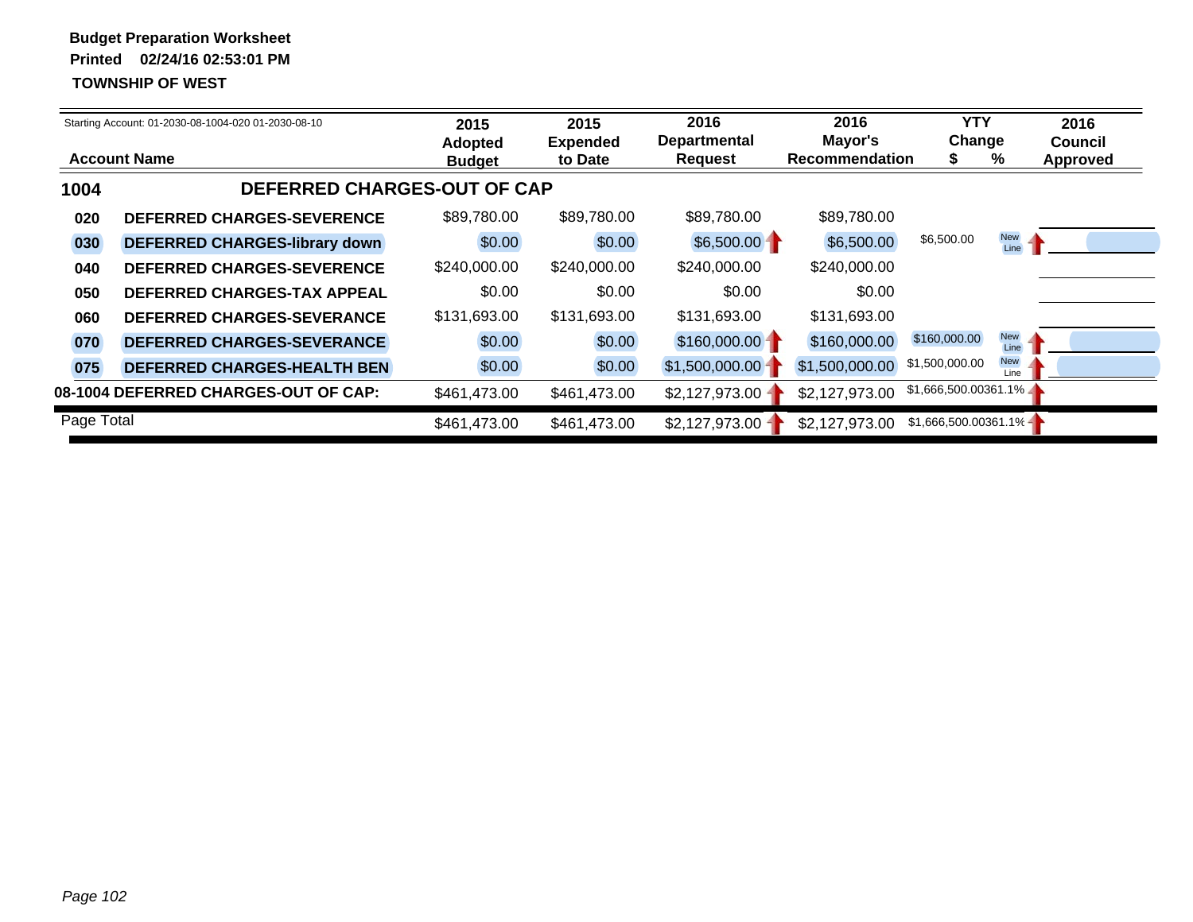**Budget Preparation Worksheet**

**Printed 02/24/16 02:53:01 PM**

**TOWNSHIP OF WEST**

Starting Account: 01-2030-08-1004-020 01-2030-08-10

| | Account Name | 2015 Adopted Budget | 2015 Expended to Date | 2016 Departmental Request | 2016 Mayor's Recommendation | YTY Change $ | YTY Change % | 2016 Council Approved |
|---|---|---|---|---|---|---|---|---|
| **1004** | **DEFERRED CHARGES-OUT OF CAP** | | | | | | | |
| 020 | DEFERRED CHARGES-SEVERENCE | $89,780.00 | $89,780.00 | $89,780.00 | $89,780.00 | | | |
| 030 | DEFERRED CHARGES-library down | $0.00 | $0.00 | $6,500.00 | $6,500.00 | $6,500.00 | New Line | |
| 040 | DEFERRED CHARGES-SEVERENCE | $240,000.00 | $240,000.00 | $240,000.00 | $240,000.00 | | | |
| 050 | DEFERRED CHARGES-TAX APPEAL | $0.00 | $0.00 | $0.00 | $0.00 | | | |
| 060 | DEFERRED CHARGES-SEVERANCE | $131,693.00 | $131,693.00 | $131,693.00 | $131,693.00 | | | |
| 070 | DEFERRED CHARGES-SEVERANCE | $0.00 | $0.00 | $160,000.00 | $160,000.00 | $160,000.00 | New Line | |
| 075 | DEFERRED CHARGES-HEALTH BEN | $0.00 | $0.00 | $1,500,000.00 | $1,500,000.00 | $1,500,000.00 | New Line | |
| **08-1004 DEFERRED CHARGES-OUT OF CAP:** | | $461,473.00 | $461,473.00 | $2,127,973.00 | $2,127,973.00 | $1,666,500.00 | 361.1% | |
| Page Total | | $461,473.00 | $461,473.00 | $2,127,973.00 | $2,127,973.00 | $1,666,500.00 | 361.1% | |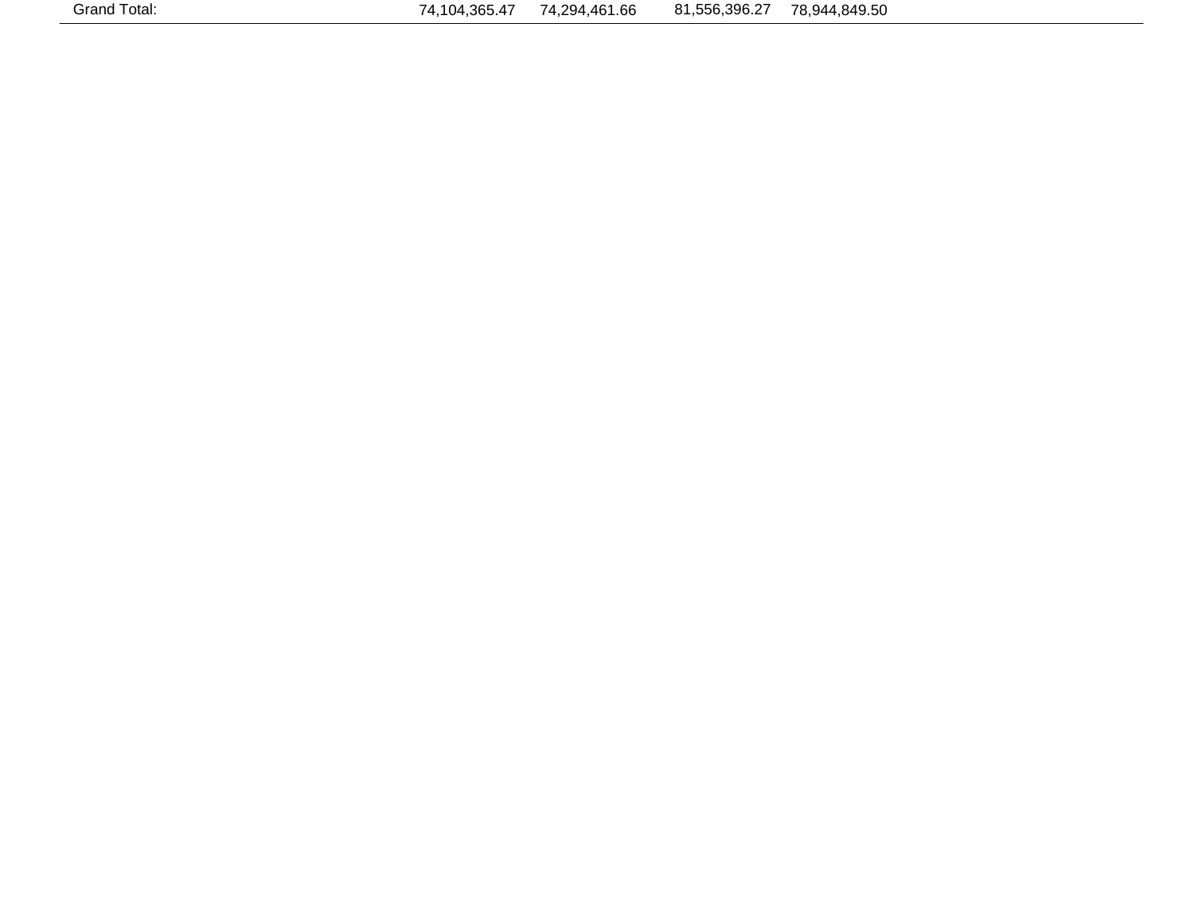| | | | | |
|---|---|---|---|---|
| Grand Total: | 74,104,365.47 | 74,294,461.66 | 81,556,396.27 | 78,944,849.50 |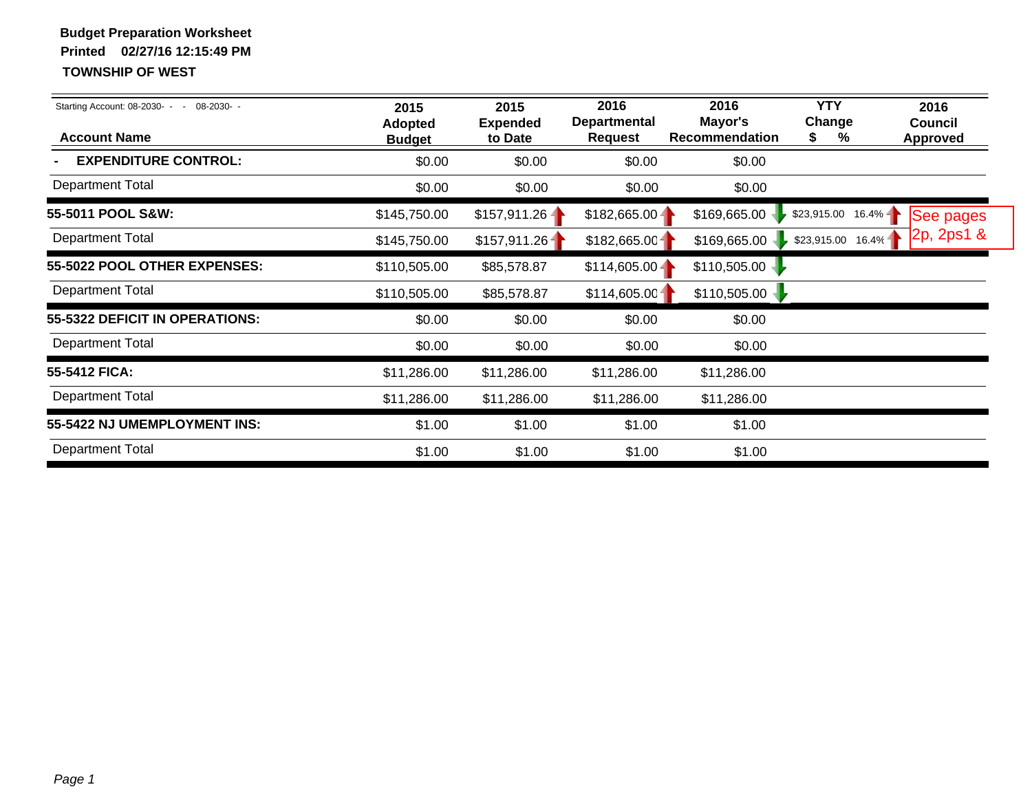**Budget Preparation Worksheet**

**Printed 02/27/16 12:15:49 PM**

**TOWNSHIP OF WEST**

| Starting Account: 08-2030- - - 08-2030- - <br> **Account Name** | **2015 Adopted Budget** | **2015 Expended to Date** | **2016 Departmental Request** | **2016 Mayor's Recommendation** | **YTY Change $** | **%** | **2016 Council Approved** |
|---|---|---|---|---|---|---|---|
| **- EXPENDITURE CONTROL:** | $0.00 | $0.00 | $0.00 | $0.00 | | | |
| Department Total | $0.00 | $0.00 | $0.00 | $0.00 | | | |
| **55-5011 POOL S&W:** | $145,750.00 | $157,911.26 | $182,665.00 | $169,665.00 | $23,915.00 | 16.4% | See pages 2p, 2ps1 & |
| Department Total | $145,750.00 | $157,911.26 | $182,665.00 | $169,665.00 | $23,915.00 | 16.4% | |
| **55-5022 POOL OTHER EXPENSES:** | $110,505.00 | $85,578.87 | $114,605.00 | $110,505.00 | | | |
| Department Total | $110,505.00 | $85,578.87 | $114,605.00 | $110,505.00 | | | |
| **55-5322 DEFICIT IN OPERATIONS:** | $0.00 | $0.00 | $0.00 | $0.00 | | | |
| Department Total | $0.00 | $0.00 | $0.00 | $0.00 | | | |
| **55-5412 FICA:** | $11,286.00 | $11,286.00 | $11,286.00 | $11,286.00 | | | |
| Department Total | $11,286.00 | $11,286.00 | $11,286.00 | $11,286.00 | | | |
| **55-5422 NJ UMEMPLOYMENT INS:** | $1.00 | $1.00 | $1.00 | $1.00 | | | |
| Department Total | $1.00 | $1.00 | $1.00 | $1.00 | | | |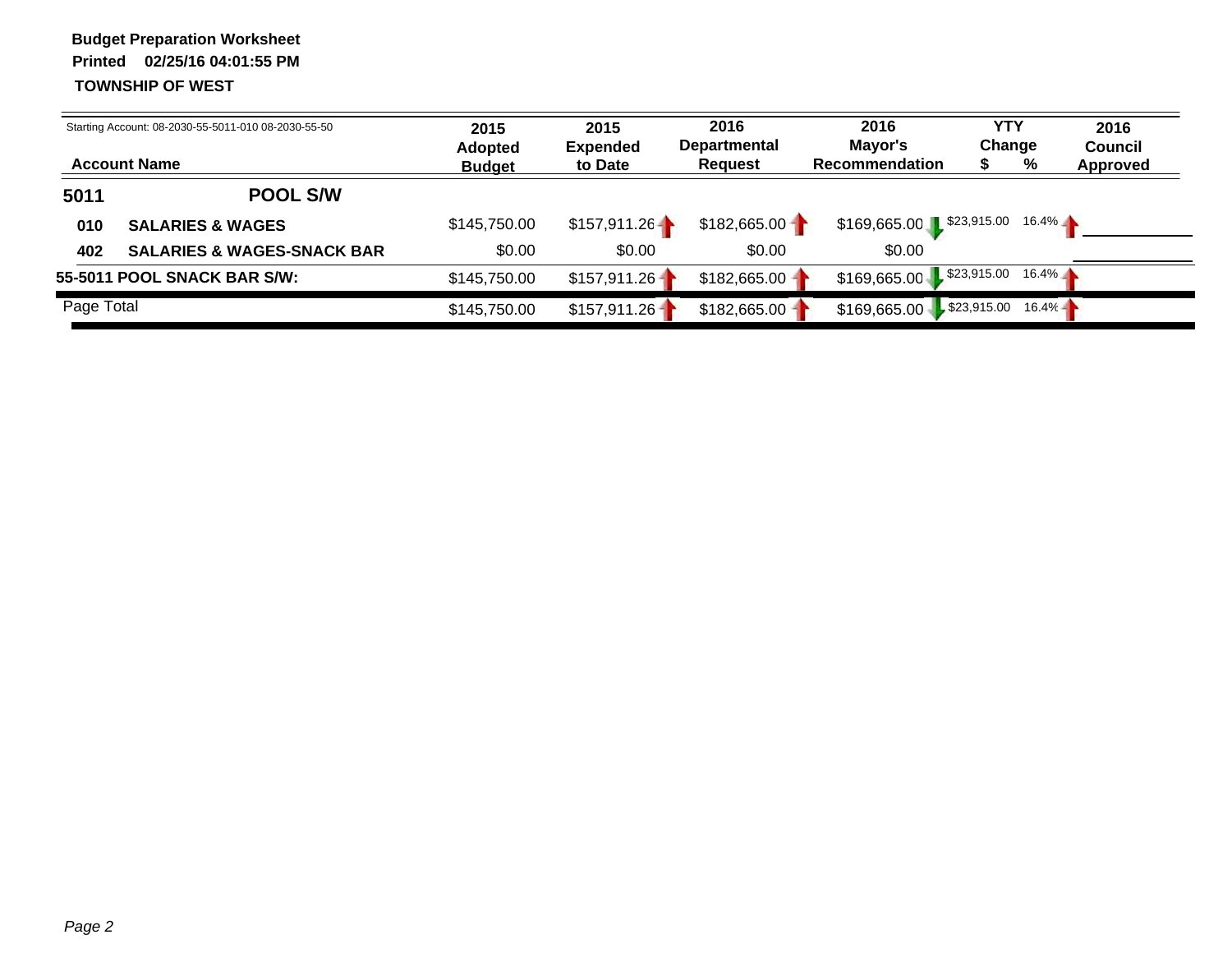**Budget Preparation Worksheet**

**Printed 02/25/16 04:01:55 PM**

**TOWNSHIP OF WEST**

Starting Account: 08-2030-55-5011-010 08-2030-55-50

| Account Name | | 2015 Adopted Budget | 2015 Expended to Date | 2016 Departmental Request | 2016 Mayor's Recommendation | YTY Change $ | YTY Change % | 2016 Council Approved |
|---|---|---|---|---|---|---|---|---|
| **5011** | **POOL S/W** | | | | | | | |
| **010** | **SALARIES & WAGES** | $145,750.00 | $157,911.26 | $182,665.00 | $169,665.00 | $23,915.00 | 16.4% | |
| **402** | **SALARIES & WAGES-SNACK BAR** | $0.00 | $0.00 | $0.00 | $0.00 | | | |
| **55-5011 POOL SNACK BAR S/W:** | | $145,750.00 | $157,911.26 | $182,665.00 | $169,665.00 | $23,915.00 | 16.4% | |
| Page Total | | $145,750.00 | $157,911.26 | $182,665.00 | $169,665.00 | $23,915.00 | 16.4% | |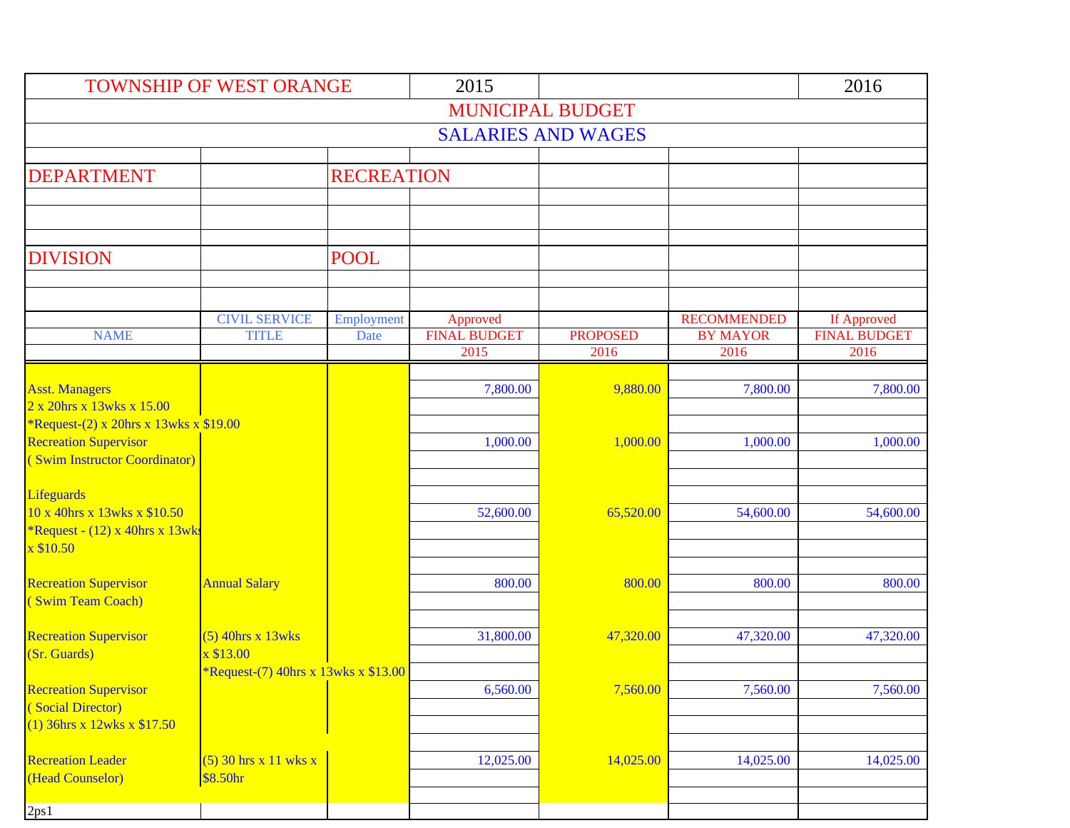| TOWNSHIP OF WEST ORANGE | | | 2015 | | | 2016 |
|---|---|---|---|---|---|---|
| | | | MUNICIPAL BUDGET | | | |
| | | | SALARIES AND WAGES | | | |
| DEPARTMENT | | RECREATION | | | | |
| DIVISION | | POOL | | | | |
| | CIVIL SERVICE | Employment | Approved | | RECOMMENDED | If Approved |
| NAME | TITLE | Date | FINAL BUDGET | PROPOSED | BY MAYOR | FINAL BUDGET |
| | | | 2015 | 2016 | 2016 | 2016 |
| Asst. Managers | | | 7,800.00 | 9,880.00 | 7,800.00 | 7,800.00 |
| 2 x 20hrs x 13wks x 15.00 | | | | | | |
| *Request-(2) x 20hrs x 13wks x $19.00 | | | | | | |
| Recreation Supervisor | | | 1,000.00 | 1,000.00 | 1,000.00 | 1,000.00 |
| ( Swim Instructor Coordinator) | | | | | | |
| Lifeguards | | | | | | |
| 10 x 40hrs x 13wks x $10.50 | | | 52,600.00 | 65,520.00 | 54,600.00 | 54,600.00 |
| *Request - (12) x 40hrs x 13wks | | | | | | |
| x $10.50 | | | | | | |
| Recreation Supervisor | Annual Salary | | 800.00 | 800.00 | 800.00 | 800.00 |
| ( Swim Team Coach) | | | | | | |
| Recreation Supervisor | (5) 40hrs x 13wks | | 31,800.00 | 47,320.00 | 47,320.00 | 47,320.00 |
| (Sr. Guards) | x $13.00 | | | | | |
| | *Request-(7) 40hrs x 13wks x $13.00 | | | | | |
| Recreation Supervisor | | | 6,560.00 | 7,560.00 | 7,560.00 | 7,560.00 |
| ( Social Director) | | | | | | |
| (1) 36hrs x 12wks x $17.50 | | | | | | |
| Recreation Leader | (5) 30 hrs x 11 wks x | | 12,025.00 | 14,025.00 | 14,025.00 | 14,025.00 |
| (Head Counselor) | $8.50hr | | | | | |
| 2ps1 | | | | | | |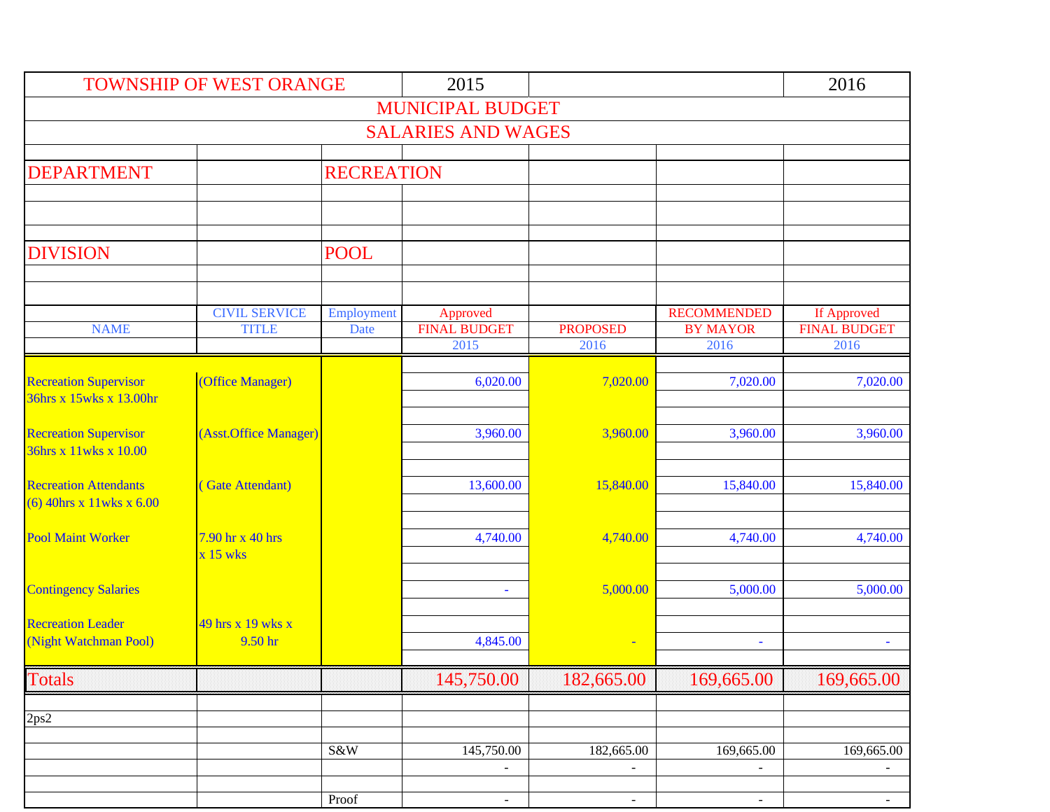| TOWNSHIP OF WEST ORANGE | | | 2015 | | | 2016 |
|---|---|---|---|---|---|---|
| | | | MUNICIPAL BUDGET | | | |
| | | | SALARIES AND WAGES | | | |
| DEPARTMENT | | RECREATION | | | | |
| DIVISION | | POOL | | | | |
| | CIVIL SERVICE | Employment | Approved | | RECOMMENDED | If Approved |
| NAME | TITLE | Date | FINAL BUDGET | PROPOSED | BY MAYOR | FINAL BUDGET |
| | | | 2015 | 2016 | 2016 | 2016 |
| Recreation Supervisor 36hrs x 15wks x 13.00hr | (Office Manager) | | 6,020.00 | 7,020.00 | 7,020.00 | 7,020.00 |
| Recreation Supervisor 36hrs x 11wks x 10.00 | (Asst.Office Manager) | | 3,960.00 | 3,960.00 | 3,960.00 | 3,960.00 |
| Recreation Attendants (6) 40hrs x 11wks x 6.00 | ( Gate Attendant) | | 13,600.00 | 15,840.00 | 15,840.00 | 15,840.00 |
| Pool Maint Worker | 7.90 hr x 40 hrs x 15 wks | | 4,740.00 | 4,740.00 | 4,740.00 | 4,740.00 |
| Contingency Salaries | | | - | 5,000.00 | 5,000.00 | 5,000.00 |
| Recreation Leader (Night Watchman Pool) | 49 hrs x 19 wks x 9.50 hr | | 4,845.00 | - | - | - |
| Totals | | | 145,750.00 | 182,665.00 | 169,665.00 | 169,665.00 |
| 2ps2 | | | | | | |
| | | S&W | 145,750.00 | 182,665.00 | 169,665.00 | 169,665.00 |
| | | | - | - | - | - |
| | | Proof | - | - | - | - |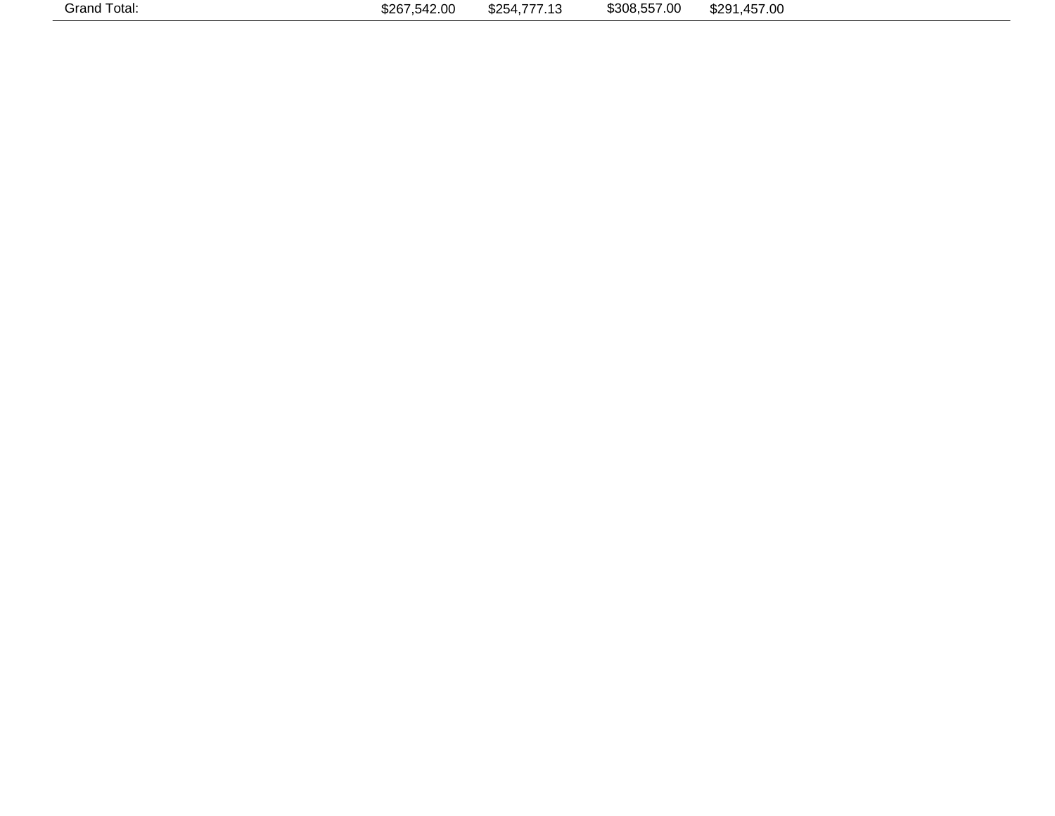| | | | | |
|---|---|---|---|---|
| Grand Total: | $267,542.00 | $254,777.13 | $308,557.00 | $291,457.00 |